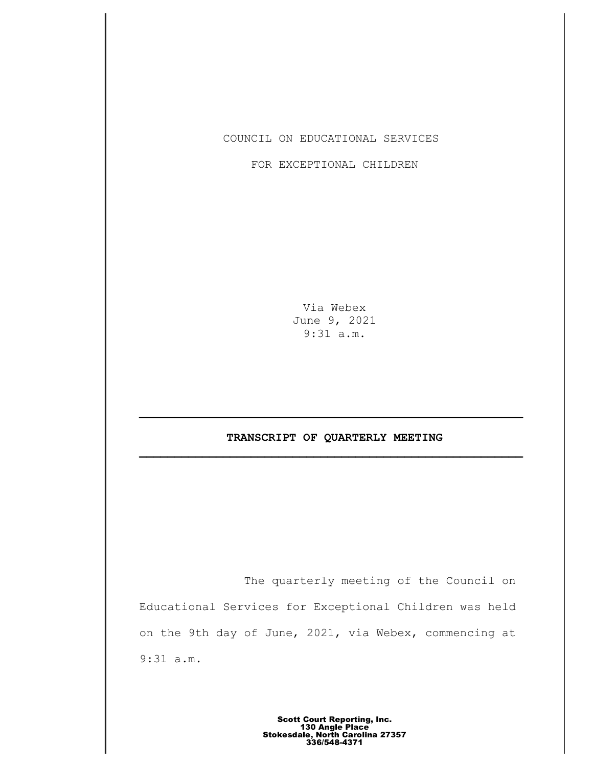COUNCIL ON EDUCATIONAL SERVICES

FOR EXCEPTIONAL CHILDREN

Via Webex
June 9, 2021
9:31 a.m.

---

**TRANSCRIPT OF QUARTERLY MEETING**

---

The quarterly meeting of the Council on Educational Services for Exceptional Children was held on the 9th day of June, 2021, via Webex, commencing at 9:31 a.m.

**Scott Court Reporting, Inc.**
**130 Angle Place**
**Stokesdale, North Carolina 27357**
**336/548-4371**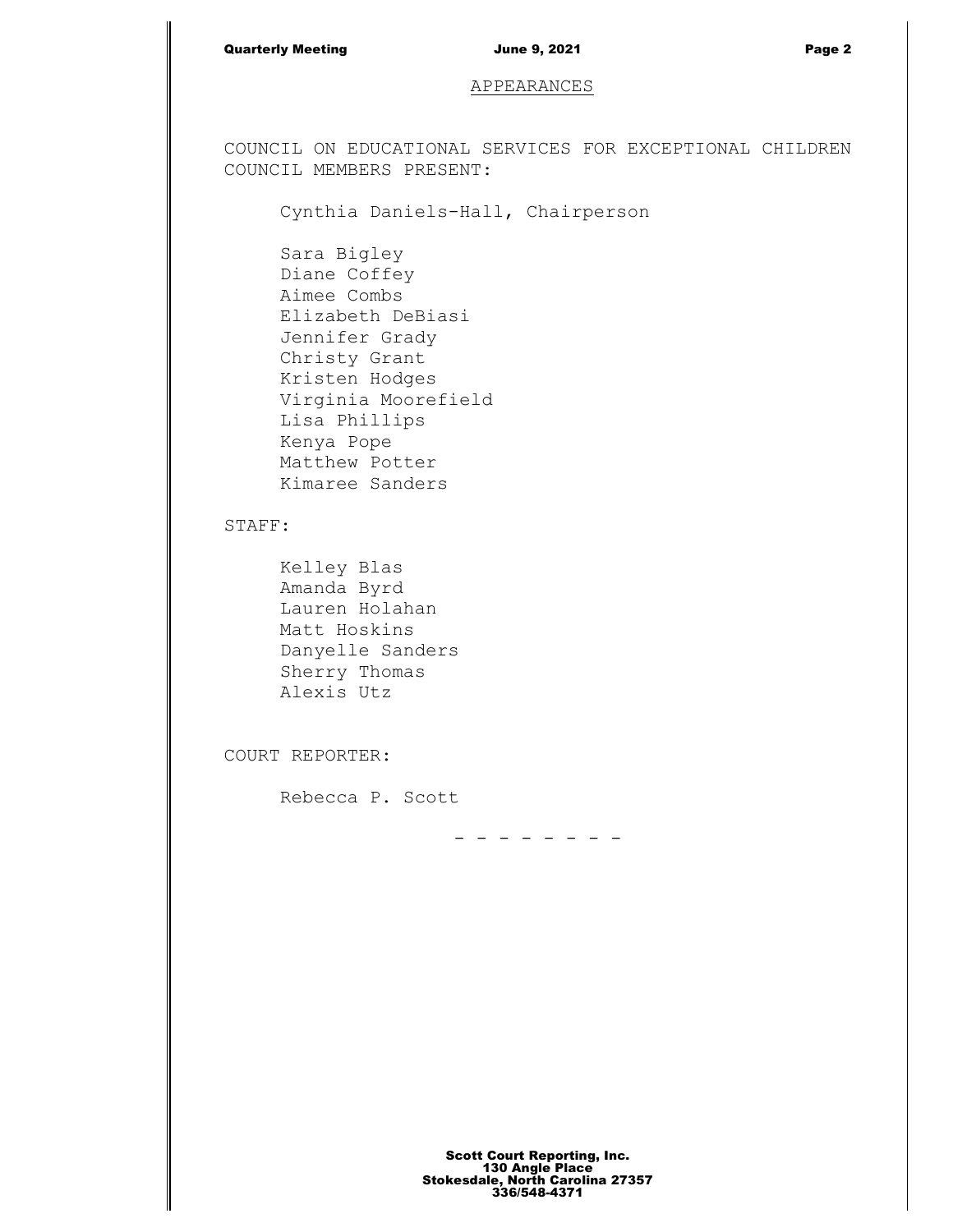## APPEARANCES

COUNCIL ON EDUCATIONAL SERVICES FOR EXCEPTIONAL CHILDREN
COUNCIL MEMBERS PRESENT:

Cynthia Daniels-Hall, Chairperson

Sara Bigley
Diane Coffey
Aimee Combs
Elizabeth DeBiasi
Jennifer Grady
Christy Grant
Kristen Hodges
Virginia Moorefield
Lisa Phillips
Kenya Pope
Matthew Potter
Kimaree Sanders

STAFF:

Kelley Blas
Amanda Byrd
Lauren Holahan
Matt Hoskins
Danyelle Sanders
Sherry Thomas
Alexis Utz

COURT REPORTER:

Rebecca P. Scott

- - - - - - - -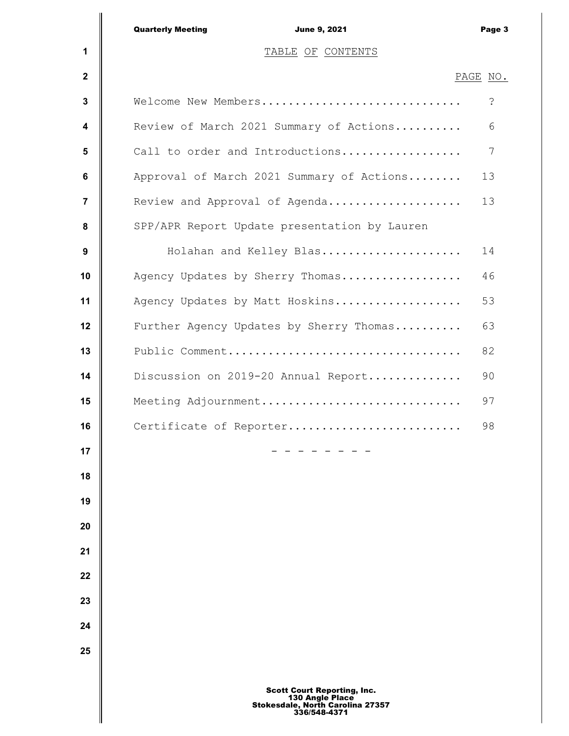# TABLE OF CONTENTS

| | PAGE NO. |
|---|---|
| Welcome New Members............................ | ? |
| Review of March 2021 Summary of Actions.......... | 6 |
| Call to order and Introductions.................. | 7 |
| Approval of March 2021 Summary of Actions........ | 13 |
| Review and Approval of Agenda.................... | 13 |
| SPP/APR Report Update presentation by Lauren Holahan and Kelley Blas..................... | 14 |
| Agency Updates by Sherry Thomas.................. | 46 |
| Agency Updates by Matt Hoskins................... | 53 |
| Further Agency Updates by Sherry Thomas.......... | 63 |
| Public Comment................................... | 82 |
| Discussion on 2019-20 Annual Report.............. | 90 |
| Meeting Adjournment.............................. | 97 |
| Certificate of Reporter.......................... | 98 |

\- - - - - - - -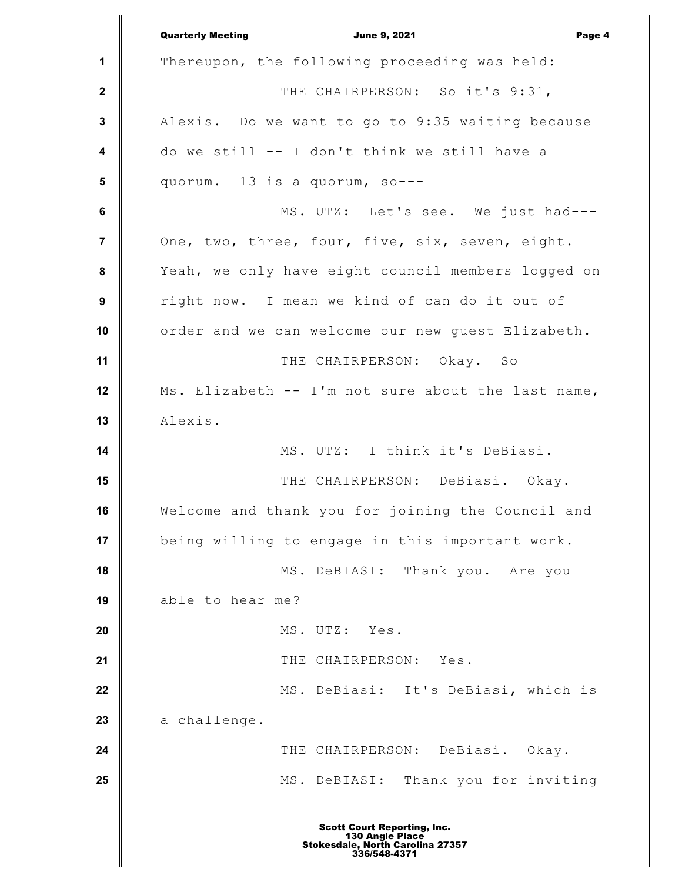Thereupon, the following proceeding was held:

THE CHAIRPERSON: So it's 9:31, Alexis. Do we want to go to 9:35 waiting because do we still -- I don't think we still have a quorum. 13 is a quorum, so---

MS. UTZ: Let's see. We just had--- One, two, three, four, five, six, seven, eight. Yeah, we only have eight council members logged on right now. I mean we kind of can do it out of order and we can welcome our new guest Elizabeth.

THE CHAIRPERSON: Okay. So Ms. Elizabeth -- I'm not sure about the last name, Alexis.

MS. UTZ: I think it's DeBiasi.

THE CHAIRPERSON: DeBiasi. Okay. Welcome and thank you for joining the Council and being willing to engage in this important work.

MS. DeBIASI: Thank you. Are you able to hear me?

MS. UTZ: Yes.

THE CHAIRPERSON: Yes.

MS. DeBiasi: It's DeBiasi, which is a challenge.

THE CHAIRPERSON: DeBiasi. Okay.

MS. DeBIASI: Thank you for inviting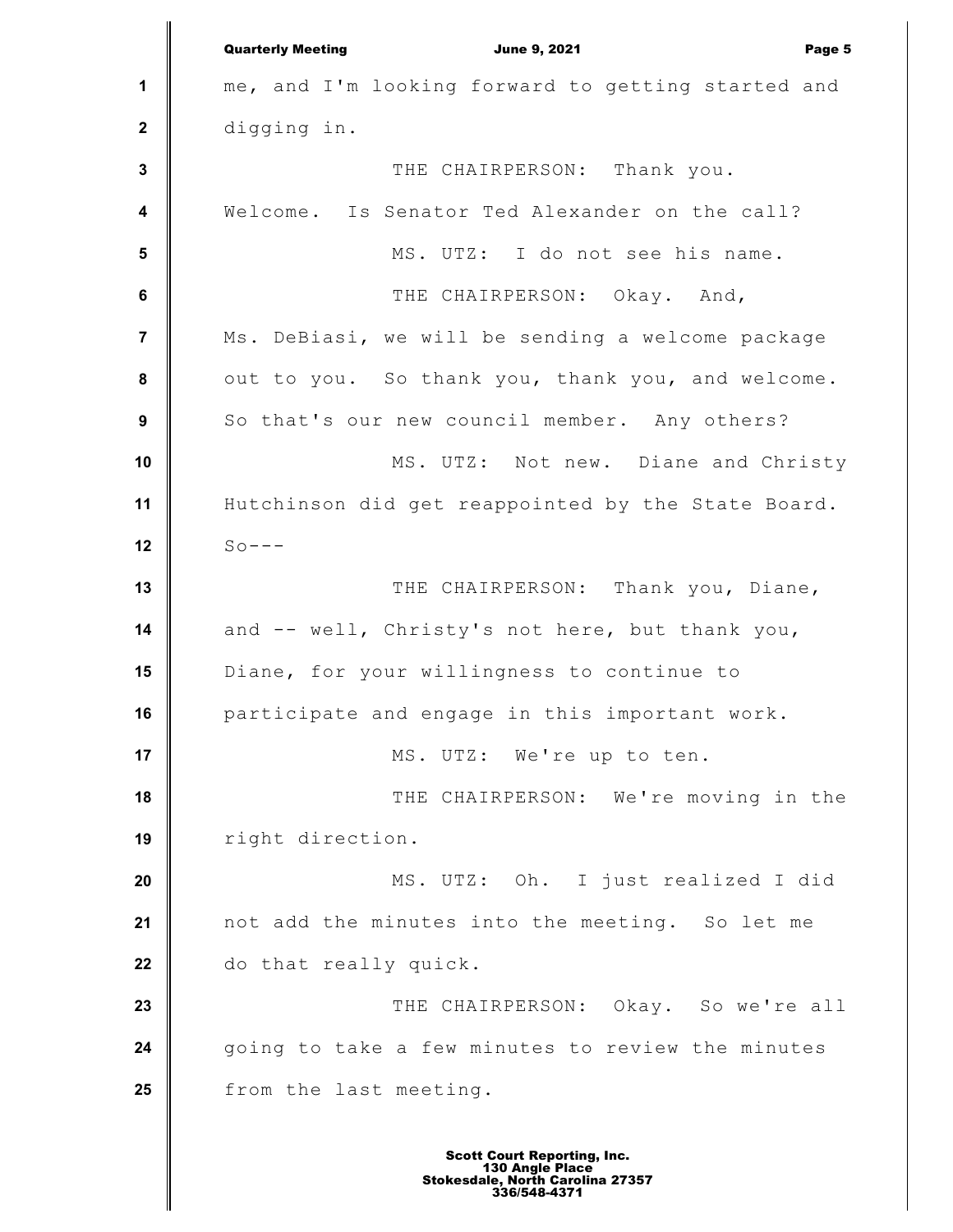me, and I'm looking forward to getting started and digging in.

THE CHAIRPERSON: Thank you. Welcome. Is Senator Ted Alexander on the call?

MS. UTZ: I do not see his name.

THE CHAIRPERSON: Okay. And, Ms. DeBiasi, we will be sending a welcome package out to you. So thank you, thank you, and welcome. So that's our new council member. Any others?

MS. UTZ: Not new. Diane and Christy Hutchinson did get reappointed by the State Board. So---

THE CHAIRPERSON: Thank you, Diane, and -- well, Christy's not here, but thank you, Diane, for your willingness to continue to participate and engage in this important work.

MS. UTZ: We're up to ten.

THE CHAIRPERSON: We're moving in the right direction.

MS. UTZ: Oh. I just realized I did not add the minutes into the meeting. So let me do that really quick.

THE CHAIRPERSON: Okay. So we're all going to take a few minutes to review the minutes from the last meeting.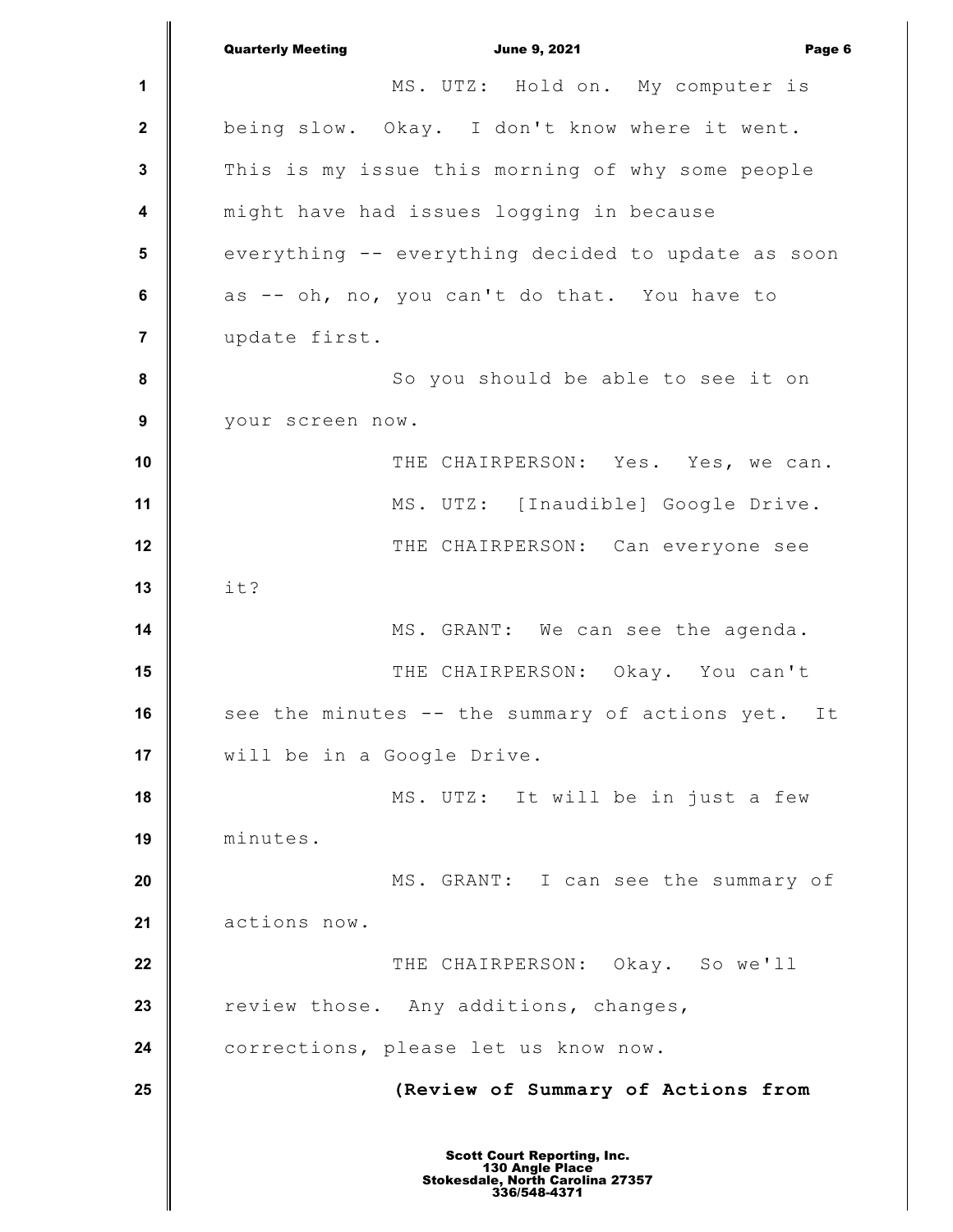MS. UTZ: Hold on. My computer is being slow. Okay. I don't know where it went. This is my issue this morning of why some people might have had issues logging in because everything -- everything decided to update as soon as -- oh, no, you can't do that. You have to update first.

So you should be able to see it on your screen now.

THE CHAIRPERSON: Yes. Yes, we can.

MS. UTZ: [Inaudible] Google Drive.

THE CHAIRPERSON: Can everyone see it?

MS. GRANT: We can see the agenda.

THE CHAIRPERSON: Okay. You can't see the minutes -- the summary of actions yet. It will be in a Google Drive.

MS. UTZ: It will be in just a few minutes.

MS. GRANT: I can see the summary of actions now.

THE CHAIRPERSON: Okay. So we'll review those. Any additions, changes, corrections, please let us know now.

**(Review of Summary of Actions from**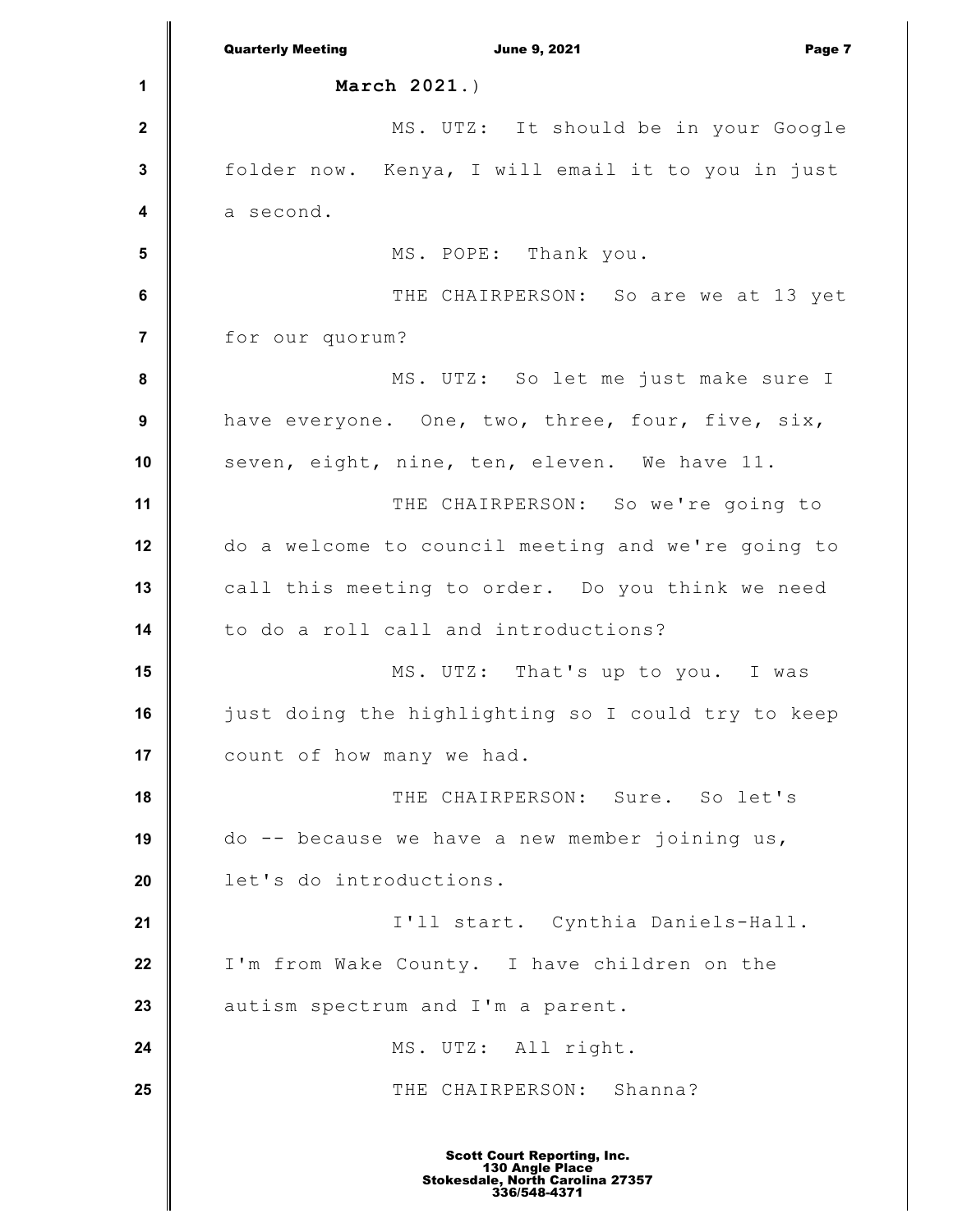**March 2021.**)

MS. UTZ: It should be in your Google folder now. Kenya, I will email it to you in just a second.

MS. POPE: Thank you.

THE CHAIRPERSON: So are we at 13 yet for our quorum?

MS. UTZ: So let me just make sure I have everyone. One, two, three, four, five, six, seven, eight, nine, ten, eleven. We have 11.

THE CHAIRPERSON: So we're going to do a welcome to council meeting and we're going to call this meeting to order. Do you think we need to do a roll call and introductions?

MS. UTZ: That's up to you. I was just doing the highlighting so I could try to keep count of how many we had.

THE CHAIRPERSON: Sure. So let's do -- because we have a new member joining us, let's do introductions.

I'll start. Cynthia Daniels-Hall. I'm from Wake County. I have children on the autism spectrum and I'm a parent.

MS. UTZ: All right.

THE CHAIRPERSON: Shanna?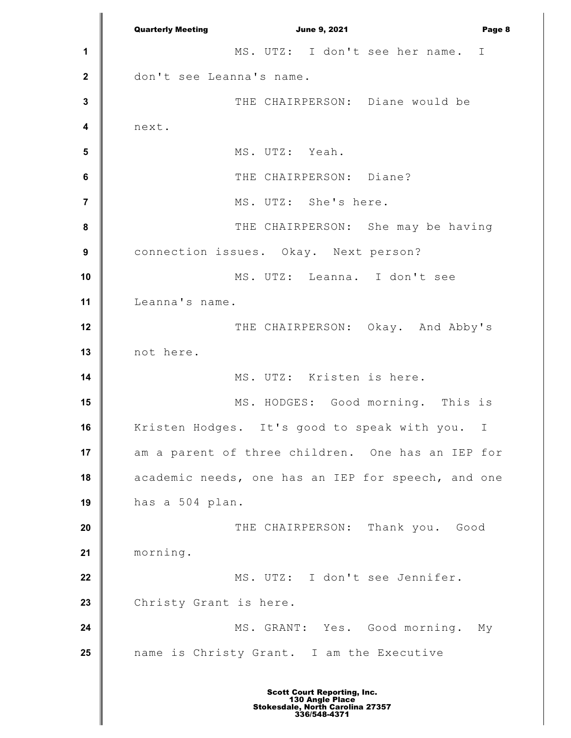MS. UTZ: I don't see her name. I don't see Leanna's name.

THE CHAIRPERSON: Diane would be next.

MS. UTZ: Yeah.

THE CHAIRPERSON: Diane?

MS. UTZ: She's here.

THE CHAIRPERSON: She may be having connection issues. Okay. Next person?

MS. UTZ: Leanna. I don't see Leanna's name.

THE CHAIRPERSON: Okay. And Abby's not here.

MS. UTZ: Kristen is here.

MS. HODGES: Good morning. This is Kristen Hodges. It's good to speak with you. I am a parent of three children. One has an IEP for academic needs, one has an IEP for speech, and one has a 504 plan.

THE CHAIRPERSON: Thank you. Good morning.

MS. UTZ: I don't see Jennifer. Christy Grant is here.

MS. GRANT: Yes. Good morning. My name is Christy Grant. I am the Executive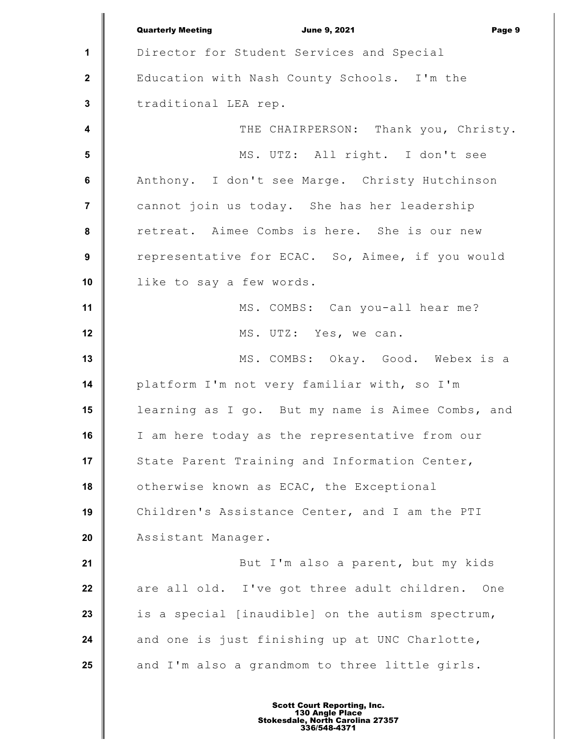Director for Student Services and Special Education with Nash County Schools. I'm the traditional LEA rep.

THE CHAIRPERSON: Thank you, Christy.

MS. UTZ: All right. I don't see Anthony. I don't see Marge. Christy Hutchinson cannot join us today. She has her leadership retreat. Aimee Combs is here. She is our new representative for ECAC. So, Aimee, if you would like to say a few words.

MS. COMBS: Can you-all hear me?

MS. UTZ: Yes, we can.

MS. COMBS: Okay. Good. Webex is a platform I'm not very familiar with, so I'm learning as I go. But my name is Aimee Combs, and I am here today as the representative from our State Parent Training and Information Center, otherwise known as ECAC, the Exceptional Children's Assistance Center, and I am the PTI Assistant Manager.

But I'm also a parent, but my kids are all old. I've got three adult children. One is a special [inaudible] on the autism spectrum, and one is just finishing up at UNC Charlotte, and I'm also a grandmom to three little girls.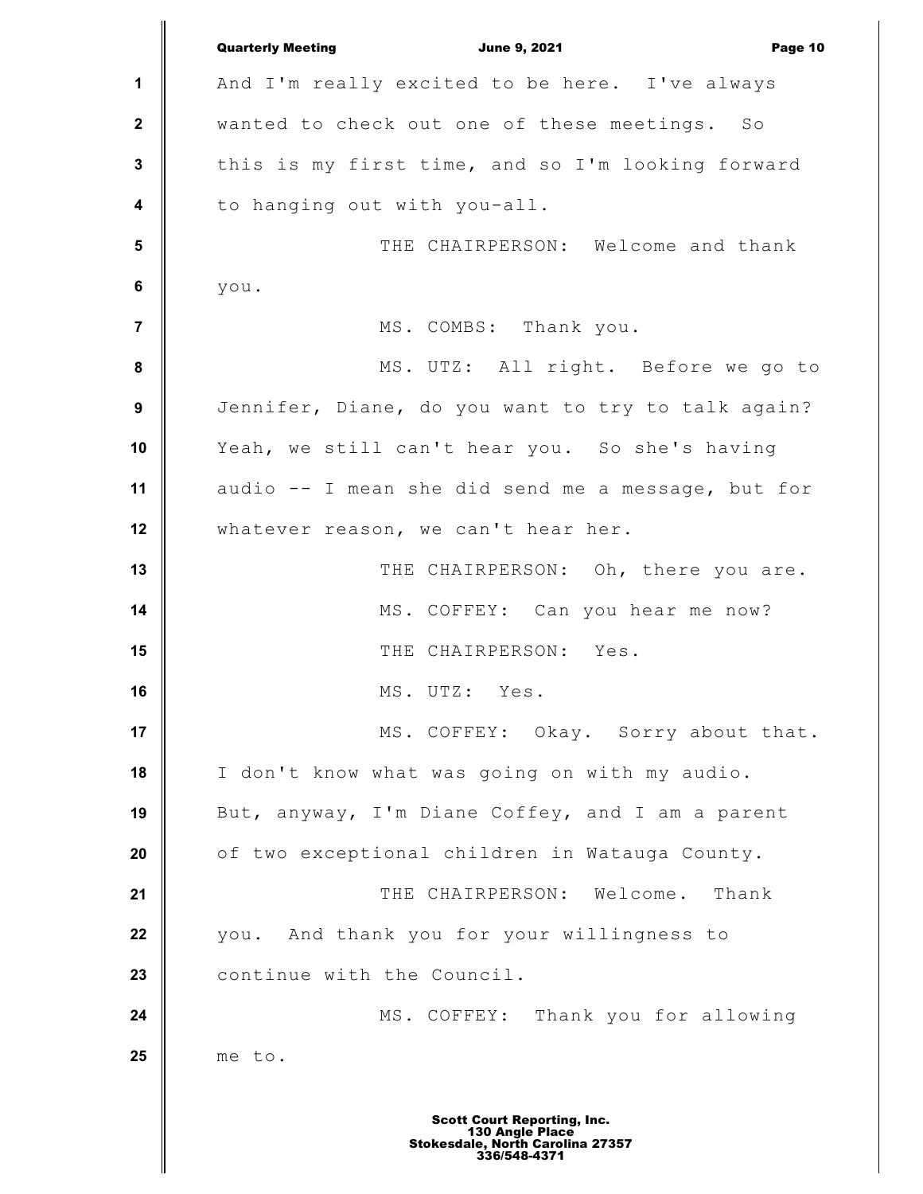And I'm really excited to be here. I've always wanted to check out one of these meetings. So this is my first time, and so I'm looking forward to hanging out with you-all.

THE CHAIRPERSON: Welcome and thank you.

MS. COMBS: Thank you.

MS. UTZ: All right. Before we go to Jennifer, Diane, do you want to try to talk again? Yeah, we still can't hear you. So she's having audio -- I mean she did send me a message, but for whatever reason, we can't hear her.

THE CHAIRPERSON: Oh, there you are.

MS. COFFEY: Can you hear me now?

THE CHAIRPERSON: Yes.

MS. UTZ: Yes.

MS. COFFEY: Okay. Sorry about that. I don't know what was going on with my audio. But, anyway, I'm Diane Coffey, and I am a parent of two exceptional children in Watauga County.

THE CHAIRPERSON: Welcome. Thank you. And thank you for your willingness to continue with the Council.

MS. COFFEY: Thank you for allowing me to.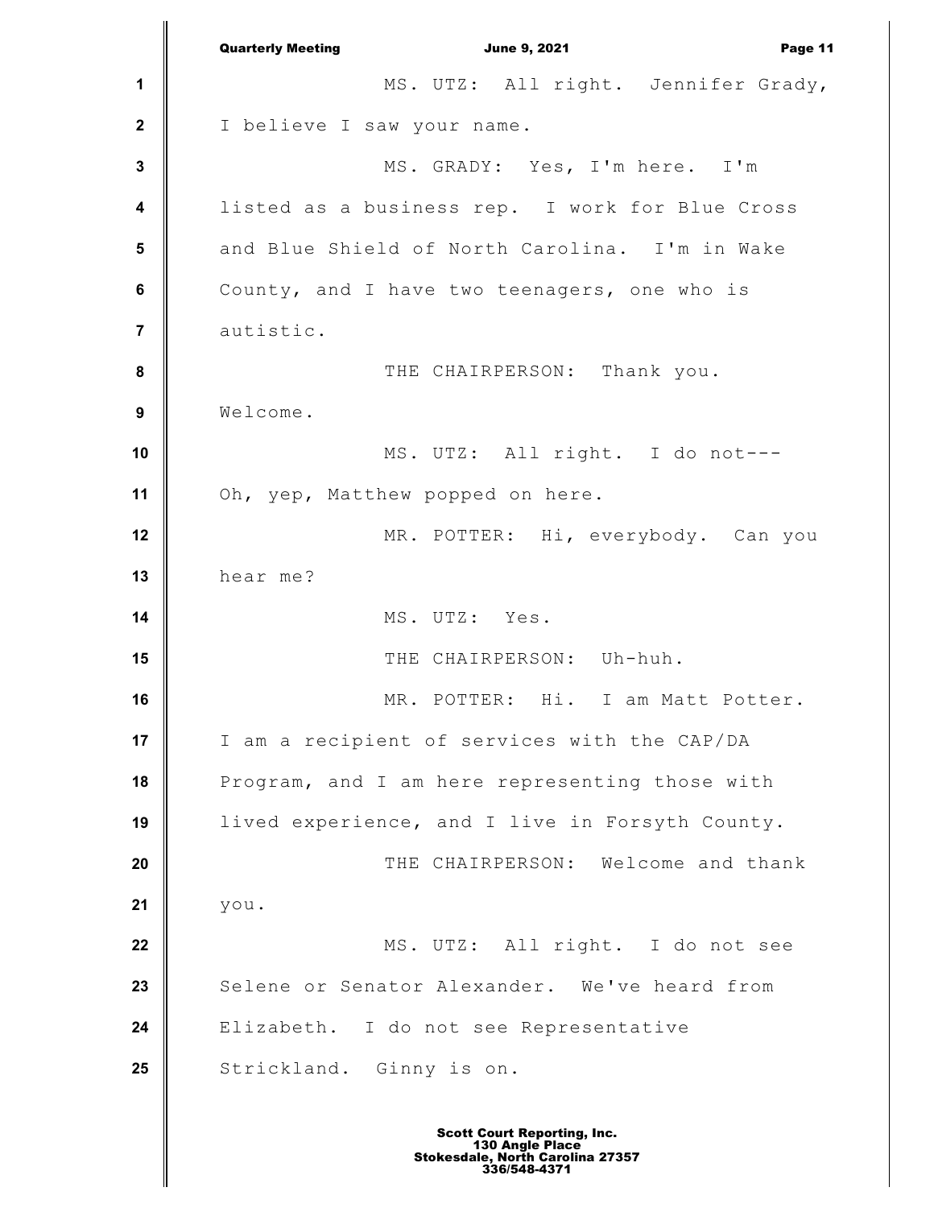MS. UTZ: All right. Jennifer Grady, I believe I saw your name.

MS. GRADY: Yes, I'm here. I'm listed as a business rep. I work for Blue Cross and Blue Shield of North Carolina. I'm in Wake County, and I have two teenagers, one who is autistic.

THE CHAIRPERSON: Thank you. Welcome.

MS. UTZ: All right. I do not--- Oh, yep, Matthew popped on here.

MR. POTTER: Hi, everybody. Can you hear me?

MS. UTZ: Yes.

THE CHAIRPERSON: Uh-huh.

MR. POTTER: Hi. I am Matt Potter. I am a recipient of services with the CAP/DA Program, and I am here representing those with lived experience, and I live in Forsyth County.

THE CHAIRPERSON: Welcome and thank you.

MS. UTZ: All right. I do not see Selene or Senator Alexander. We've heard from Elizabeth. I do not see Representative Strickland. Ginny is on.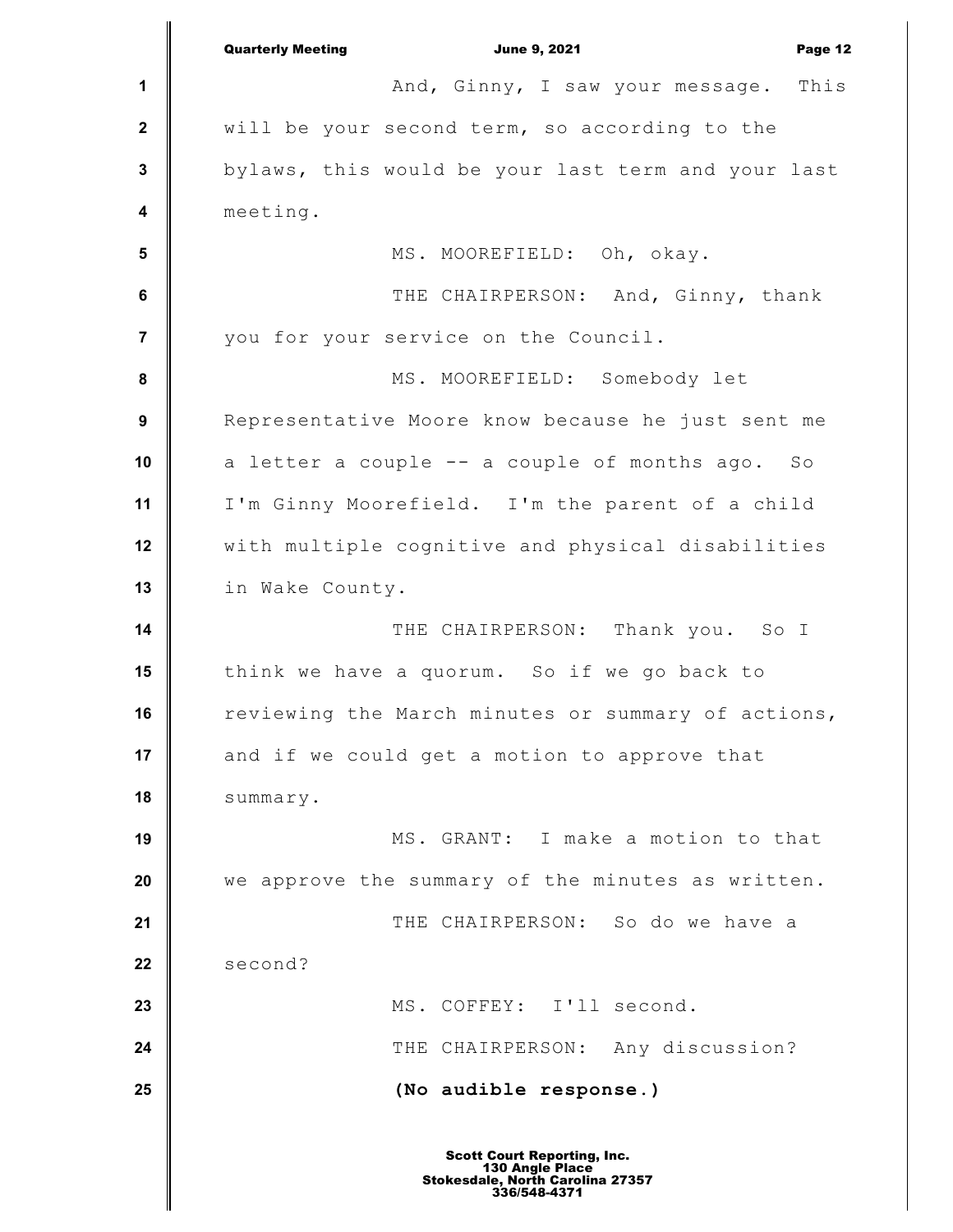And, Ginny, I saw your message. This will be your second term, so according to the bylaws, this would be your last term and your last meeting.

MS. MOOREFIELD: Oh, okay.

THE CHAIRPERSON: And, Ginny, thank you for your service on the Council.

MS. MOOREFIELD: Somebody let Representative Moore know because he just sent me a letter a couple -- a couple of months ago. So I'm Ginny Moorefield. I'm the parent of a child with multiple cognitive and physical disabilities in Wake County.

THE CHAIRPERSON: Thank you. So I think we have a quorum. So if we go back to reviewing the March minutes or summary of actions, and if we could get a motion to approve that summary.

MS. GRANT: I make a motion to that we approve the summary of the minutes as written.

THE CHAIRPERSON: So do we have a second?

MS. COFFEY: I'll second.

THE CHAIRPERSON: Any discussion?

**(No audible response.)**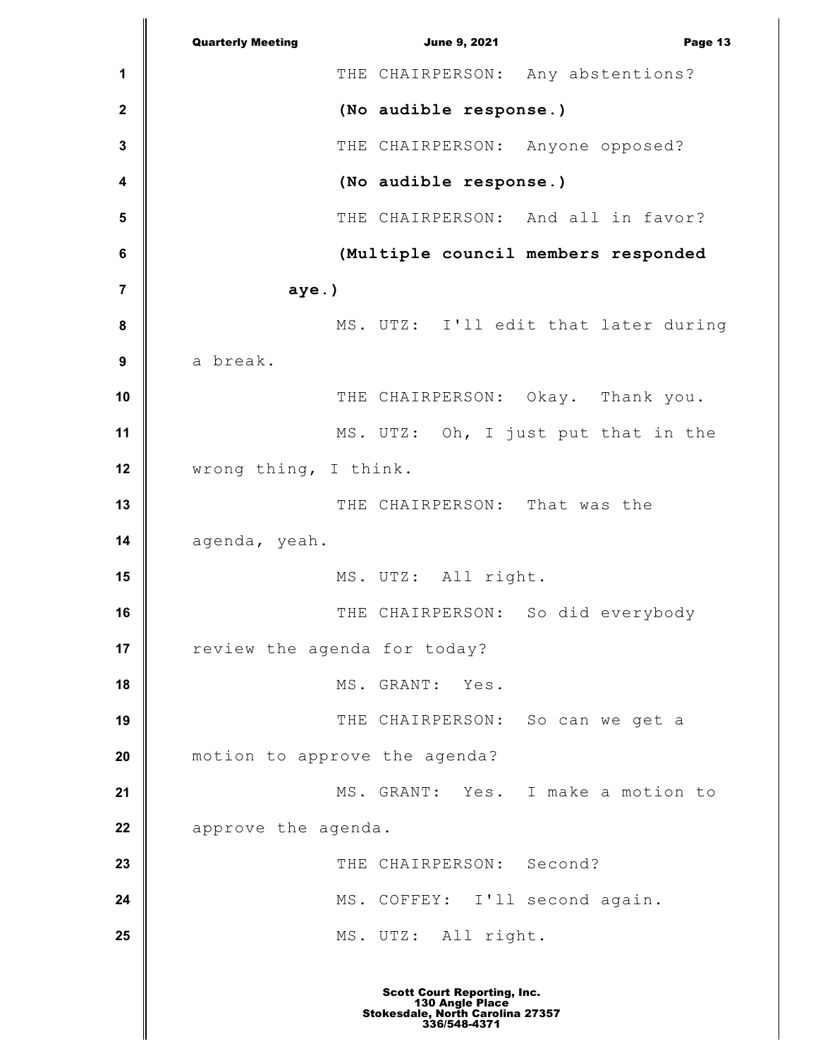THE CHAIRPERSON: Any abstentions?

**(No audible response.)**

THE CHAIRPERSON: Anyone opposed?

**(No audible response.)**

THE CHAIRPERSON: And all in favor?

**(Multiple council members responded aye.)**

MS. UTZ: I'll edit that later during a break.

THE CHAIRPERSON: Okay. Thank you.

MS. UTZ: Oh, I just put that in the wrong thing, I think.

THE CHAIRPERSON: That was the agenda, yeah.

MS. UTZ: All right.

THE CHAIRPERSON: So did everybody review the agenda for today?

MS. GRANT: Yes.

THE CHAIRPERSON: So can we get a motion to approve the agenda?

MS. GRANT: Yes. I make a motion to approve the agenda.

THE CHAIRPERSON: Second?

MS. COFFEY: I'll second again.

MS. UTZ: All right.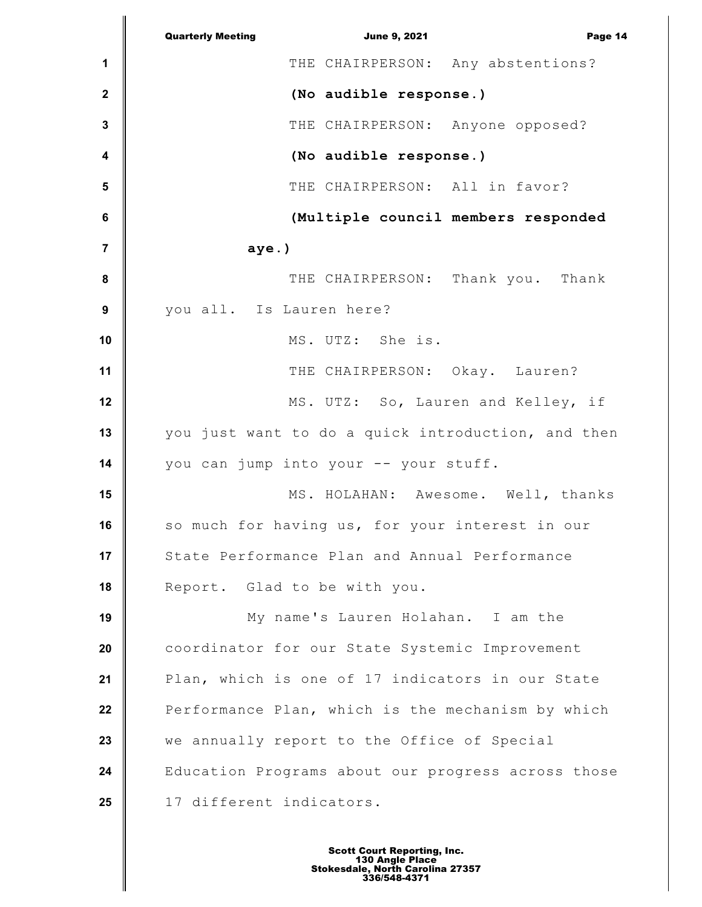THE CHAIRPERSON: Any abstentions?

**(No audible response.)**

THE CHAIRPERSON: Anyone opposed?

**(No audible response.)**

THE CHAIRPERSON: All in favor?

**(Multiple council members responded aye.)**

THE CHAIRPERSON: Thank you. Thank you all. Is Lauren here?

MS. UTZ: She is.

THE CHAIRPERSON: Okay. Lauren?

MS. UTZ: So, Lauren and Kelley, if you just want to do a quick introduction, and then you can jump into your -- your stuff.

MS. HOLAHAN: Awesome. Well, thanks so much for having us, for your interest in our State Performance Plan and Annual Performance Report. Glad to be with you.

My name's Lauren Holahan. I am the coordinator for our State Systemic Improvement Plan, which is one of 17 indicators in our State Performance Plan, which is the mechanism by which we annually report to the Office of Special Education Programs about our progress across those 17 different indicators.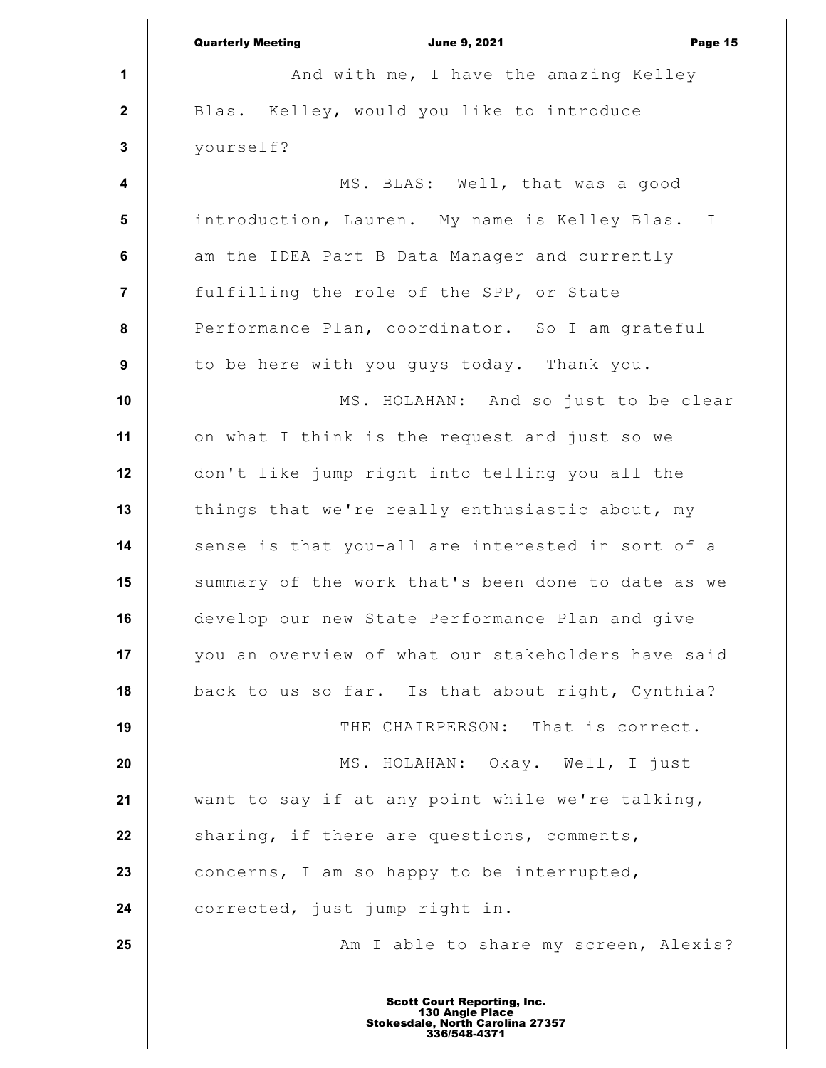And with me, I have the amazing Kelley Blas. Kelley, would you like to introduce yourself?

MS. BLAS: Well, that was a good introduction, Lauren. My name is Kelley Blas. I am the IDEA Part B Data Manager and currently fulfilling the role of the SPP, or State Performance Plan, coordinator. So I am grateful to be here with you guys today. Thank you.

MS. HOLAHAN: And so just to be clear on what I think is the request and just so we don't like jump right into telling you all the things that we're really enthusiastic about, my sense is that you-all are interested in sort of a summary of the work that's been done to date as we develop our new State Performance Plan and give you an overview of what our stakeholders have said back to us so far. Is that about right, Cynthia?

THE CHAIRPERSON: That is correct.

MS. HOLAHAN: Okay. Well, I just want to say if at any point while we're talking, sharing, if there are questions, comments, concerns, I am so happy to be interrupted, corrected, just jump right in.

Am I able to share my screen, Alexis?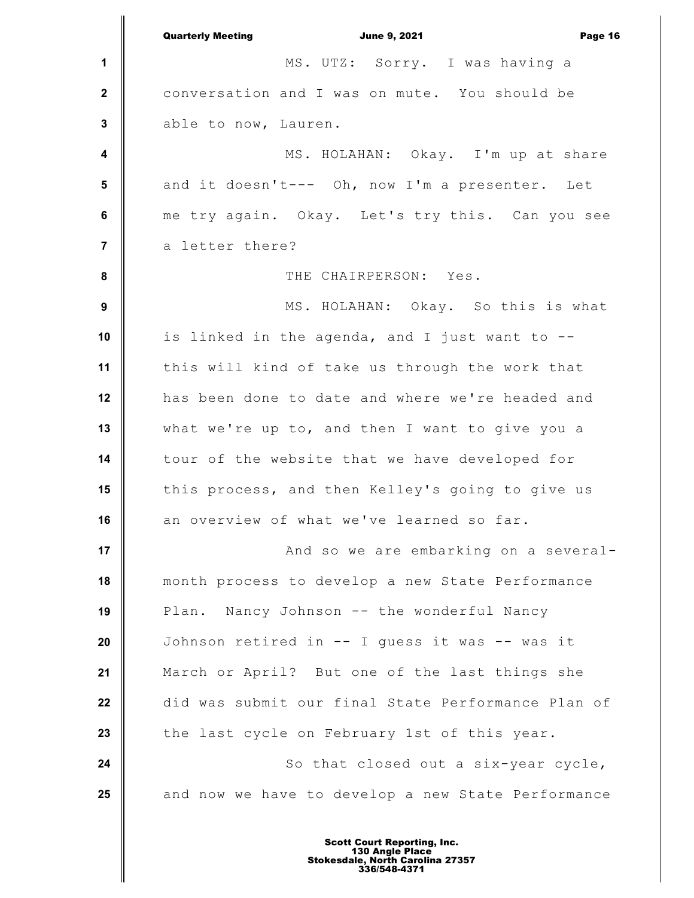MS. UTZ: Sorry. I was having a conversation and I was on mute. You should be able to now, Lauren.

MS. HOLAHAN: Okay. I'm up at share and it doesn't--- Oh, now I'm a presenter. Let me try again. Okay. Let's try this. Can you see a letter there?

THE CHAIRPERSON: Yes.

MS. HOLAHAN: Okay. So this is what is linked in the agenda, and I just want to -- this will kind of take us through the work that has been done to date and where we're headed and what we're up to, and then I want to give you a tour of the website that we have developed for this process, and then Kelley's going to give us an overview of what we've learned so far.

And so we are embarking on a several-month process to develop a new State Performance Plan. Nancy Johnson -- the wonderful Nancy Johnson retired in -- I guess it was -- was it March or April? But one of the last things she did was submit our final State Performance Plan of the last cycle on February 1st of this year.

So that closed out a six-year cycle, and now we have to develop a new State Performance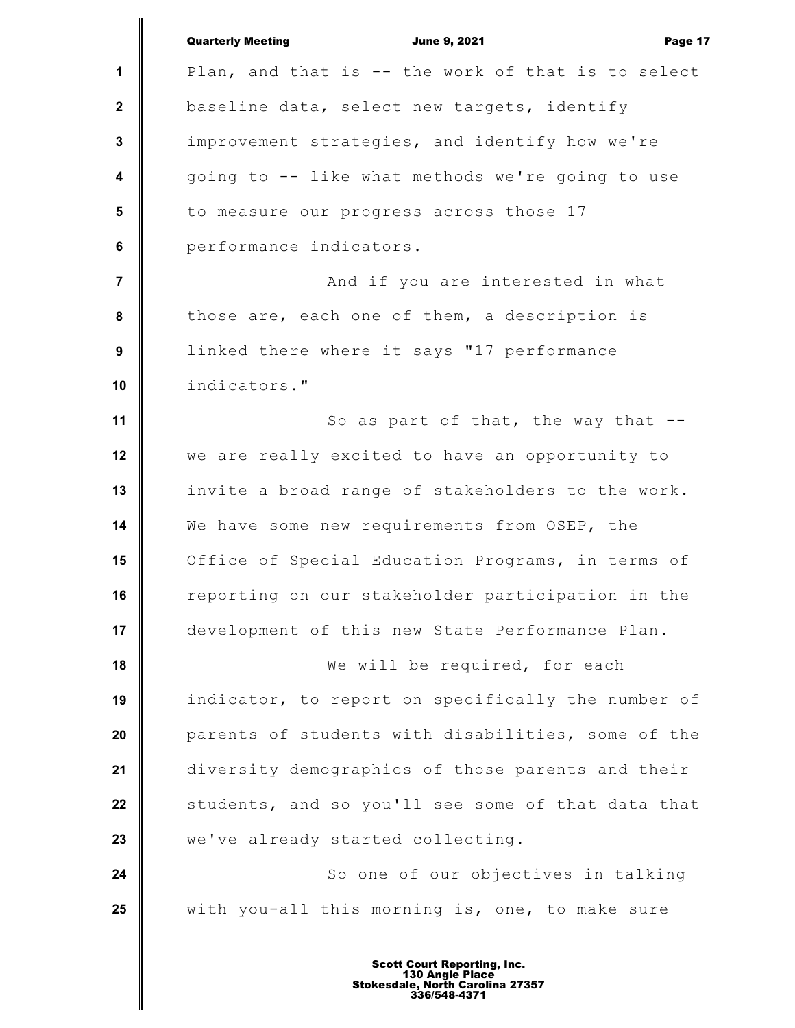Plan, and that is -- the work of that is to select baseline data, select new targets, identify improvement strategies, and identify how we're going to -- like what methods we're going to use to measure our progress across those 17 performance indicators.

And if you are interested in what those are, each one of them, a description is linked there where it says "17 performance indicators."

So as part of that, the way that -- we are really excited to have an opportunity to invite a broad range of stakeholders to the work. We have some new requirements from OSEP, the Office of Special Education Programs, in terms of reporting on our stakeholder participation in the development of this new State Performance Plan.

We will be required, for each indicator, to report on specifically the number of parents of students with disabilities, some of the diversity demographics of those parents and their students, and so you'll see some of that data that we've already started collecting.

So one of our objectives in talking with you-all this morning is, one, to make sure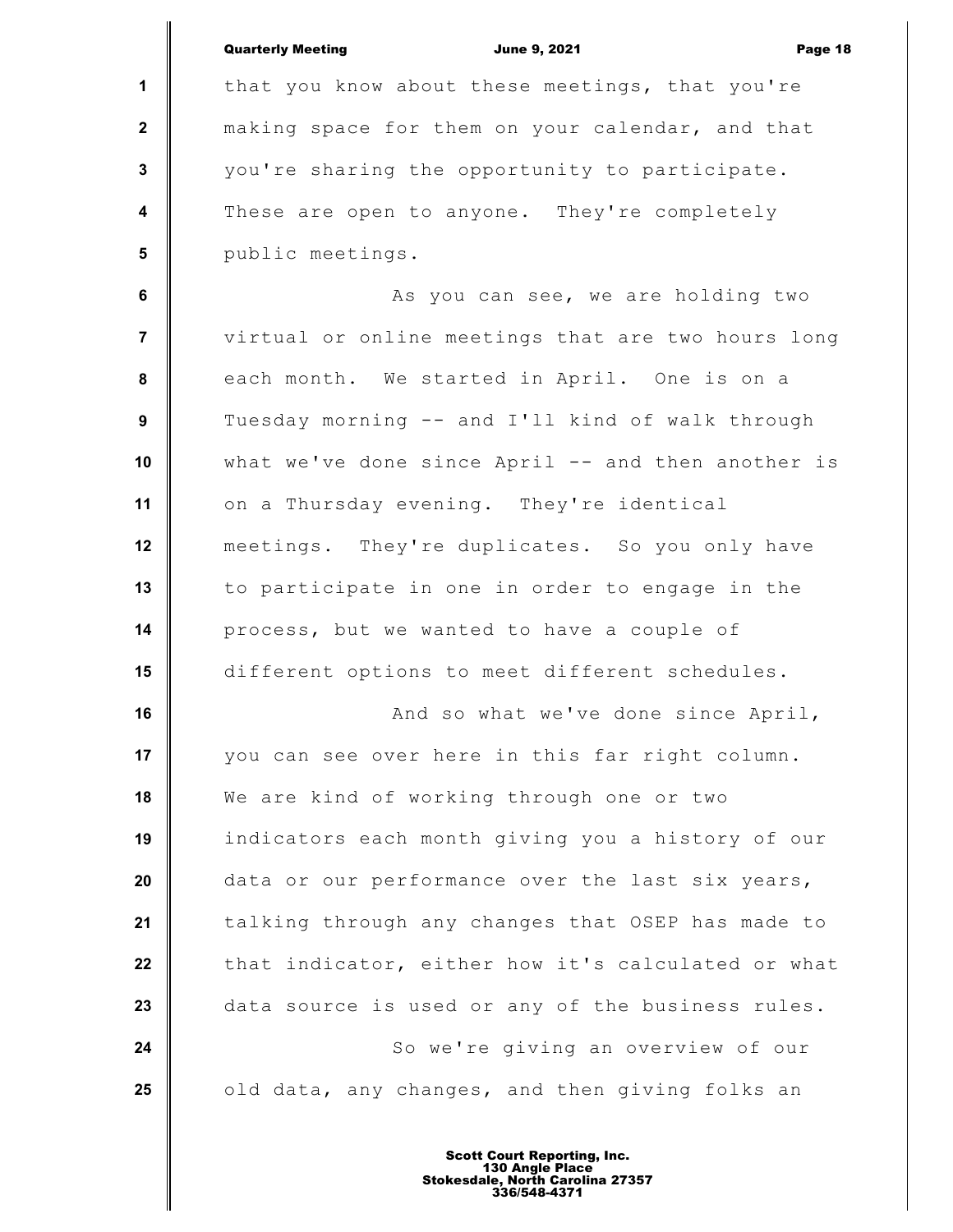that you know about these meetings, that you're making space for them on your calendar, and that you're sharing the opportunity to participate. These are open to anyone. They're completely public meetings.

As you can see, we are holding two virtual or online meetings that are two hours long each month. We started in April. One is on a Tuesday morning -- and I'll kind of walk through what we've done since April -- and then another is on a Thursday evening. They're identical meetings. They're duplicates. So you only have to participate in one in order to engage in the process, but we wanted to have a couple of different options to meet different schedules.

And so what we've done since April, you can see over here in this far right column. We are kind of working through one or two indicators each month giving you a history of our data or our performance over the last six years, talking through any changes that OSEP has made to that indicator, either how it's calculated or what data source is used or any of the business rules.

So we're giving an overview of our old data, any changes, and then giving folks an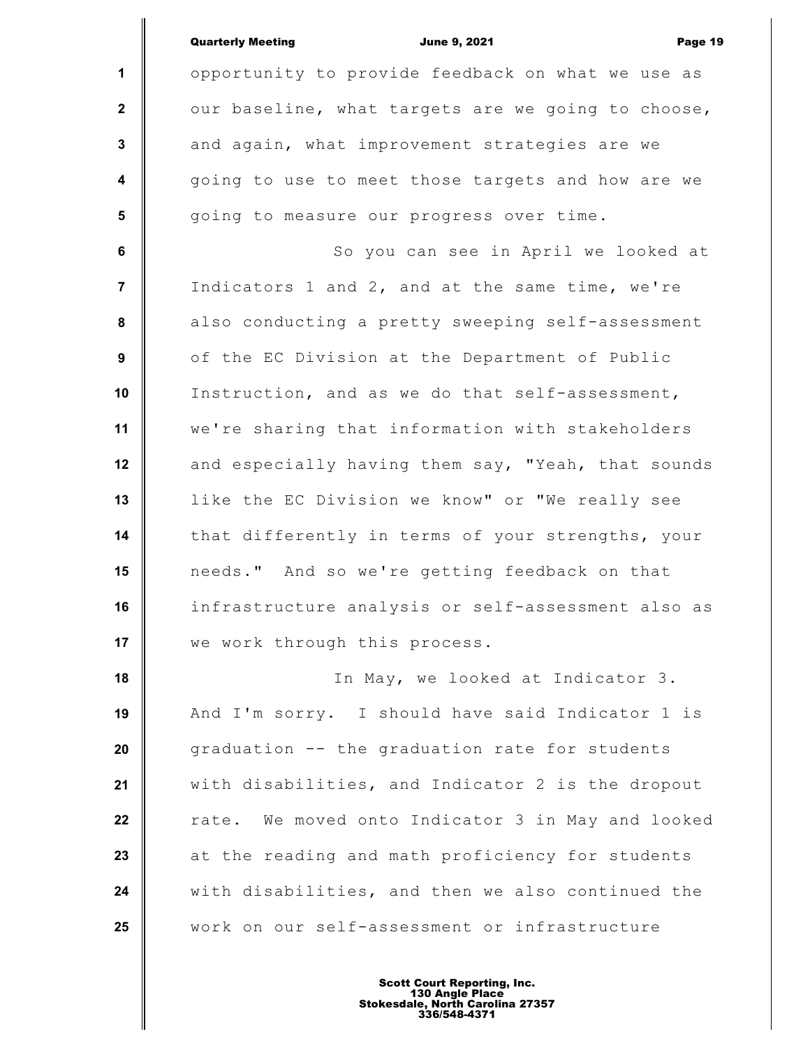opportunity to provide feedback on what we use as our baseline, what targets are we going to choose, and again, what improvement strategies are we going to use to meet those targets and how are we going to measure our progress over time.

So you can see in April we looked at Indicators 1 and 2, and at the same time, we're also conducting a pretty sweeping self-assessment of the EC Division at the Department of Public Instruction, and as we do that self-assessment, we're sharing that information with stakeholders and especially having them say, "Yeah, that sounds like the EC Division we know" or "We really see that differently in terms of your strengths, your needs." And so we're getting feedback on that infrastructure analysis or self-assessment also as we work through this process.

In May, we looked at Indicator 3. And I'm sorry. I should have said Indicator 1 is graduation -- the graduation rate for students with disabilities, and Indicator 2 is the dropout rate. We moved onto Indicator 3 in May and looked at the reading and math proficiency for students with disabilities, and then we also continued the work on our self-assessment or infrastructure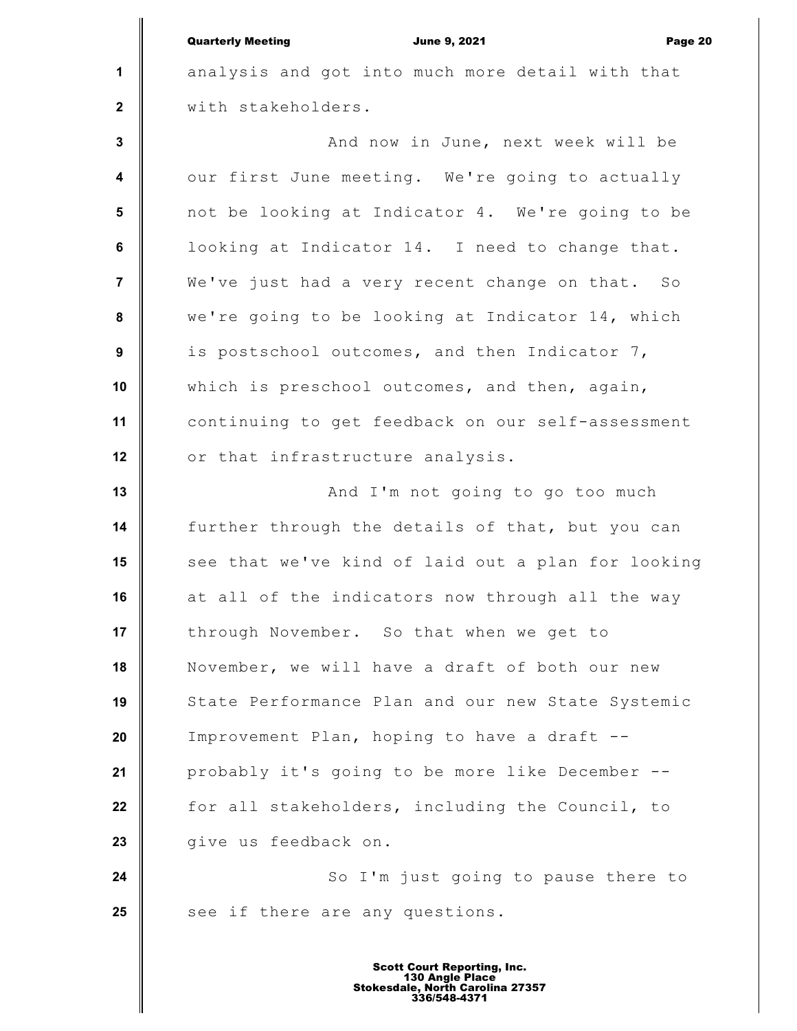analysis and got into much more detail with that with stakeholders.

And now in June, next week will be our first June meeting. We're going to actually not be looking at Indicator 4. We're going to be looking at Indicator 14. I need to change that. We've just had a very recent change on that. So we're going to be looking at Indicator 14, which is postschool outcomes, and then Indicator 7, which is preschool outcomes, and then, again, continuing to get feedback on our self-assessment or that infrastructure analysis.

And I'm not going to go too much further through the details of that, but you can see that we've kind of laid out a plan for looking at all of the indicators now through all the way through November. So that when we get to November, we will have a draft of both our new State Performance Plan and our new State Systemic Improvement Plan, hoping to have a draft -- probably it's going to be more like December -- for all stakeholders, including the Council, to give us feedback on.

So I'm just going to pause there to see if there are any questions.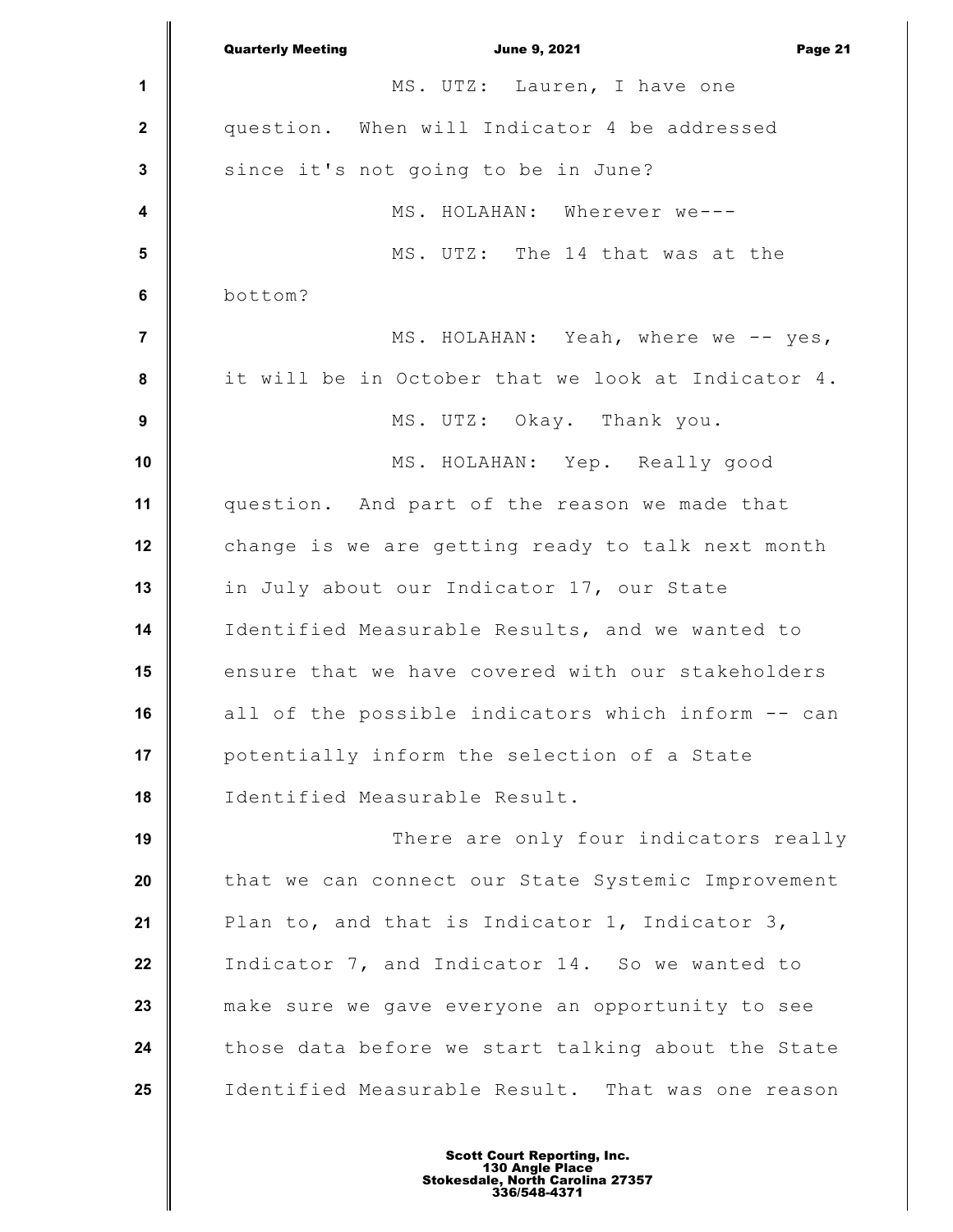MS. UTZ: Lauren, I have one question. When will Indicator 4 be addressed since it's not going to be in June?

MS. HOLAHAN: Wherever we---

MS. UTZ: The 14 that was at the bottom?

MS. HOLAHAN: Yeah, where we -- yes, it will be in October that we look at Indicator 4.

MS. UTZ: Okay. Thank you.

MS. HOLAHAN: Yep. Really good question. And part of the reason we made that change is we are getting ready to talk next month in July about our Indicator 17, our State Identified Measurable Results, and we wanted to ensure that we have covered with our stakeholders all of the possible indicators which inform -- can potentially inform the selection of a State Identified Measurable Result.

There are only four indicators really that we can connect our State Systemic Improvement Plan to, and that is Indicator 1, Indicator 3, Indicator 7, and Indicator 14. So we wanted to make sure we gave everyone an opportunity to see those data before we start talking about the State Identified Measurable Result. That was one reason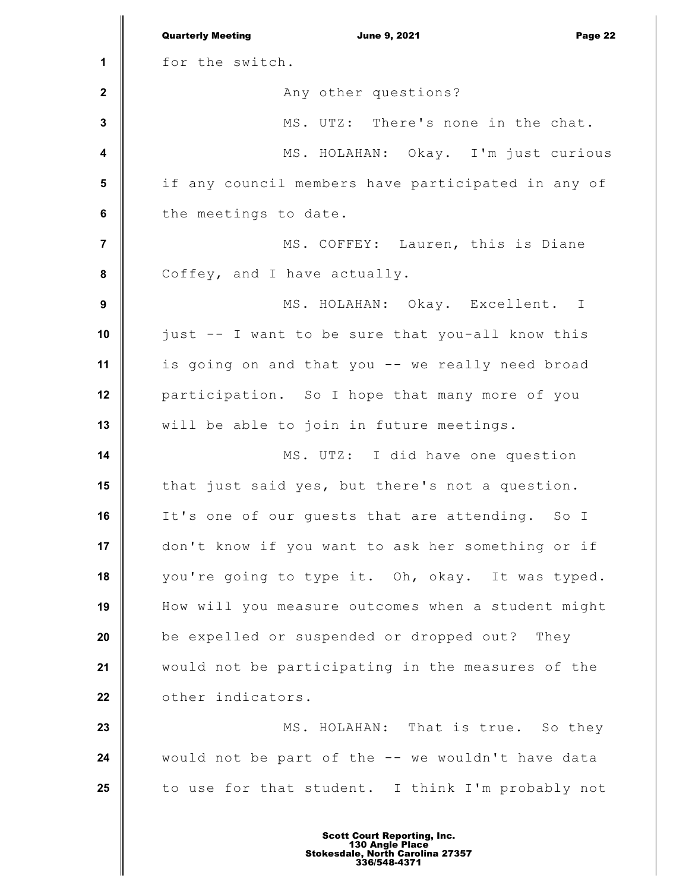for the switch.

Any other questions?

MS. UTZ: There's none in the chat.

MS. HOLAHAN: Okay. I'm just curious if any council members have participated in any of the meetings to date.

MS. COFFEY: Lauren, this is Diane Coffey, and I have actually.

MS. HOLAHAN: Okay. Excellent. I just -- I want to be sure that you-all know this is going on and that you -- we really need broad participation. So I hope that many more of you will be able to join in future meetings.

MS. UTZ: I did have one question that just said yes, but there's not a question. It's one of our guests that are attending. So I don't know if you want to ask her something or if you're going to type it. Oh, okay. It was typed. How will you measure outcomes when a student might be expelled or suspended or dropped out? They would not be participating in the measures of the other indicators.

MS. HOLAHAN: That is true. So they would not be part of the -- we wouldn't have data to use for that student. I think I'm probably not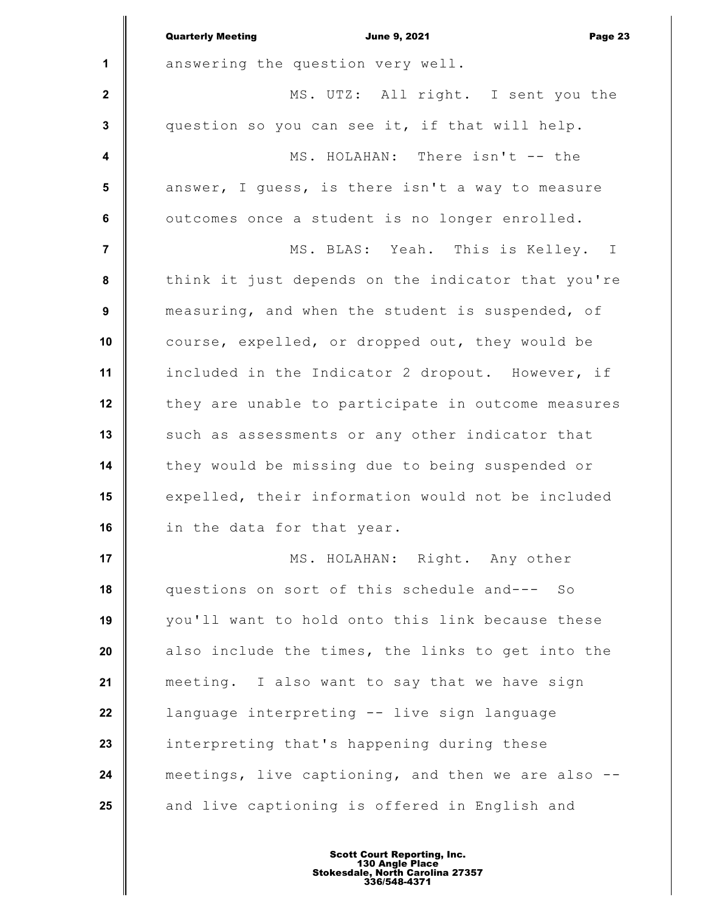answering the question very well.

MS. UTZ: All right. I sent you the question so you can see it, if that will help.

MS. HOLAHAN: There isn't -- the answer, I guess, is there isn't a way to measure outcomes once a student is no longer enrolled.

MS. BLAS: Yeah. This is Kelley. I think it just depends on the indicator that you're measuring, and when the student is suspended, of course, expelled, or dropped out, they would be included in the Indicator 2 dropout. However, if they are unable to participate in outcome measures such as assessments or any other indicator that they would be missing due to being suspended or expelled, their information would not be included in the data for that year.

MS. HOLAHAN: Right. Any other questions on sort of this schedule and--- So you'll want to hold onto this link because these also include the times, the links to get into the meeting. I also want to say that we have sign language interpreting -- live sign language interpreting that's happening during these meetings, live captioning, and then we are also -- and live captioning is offered in English and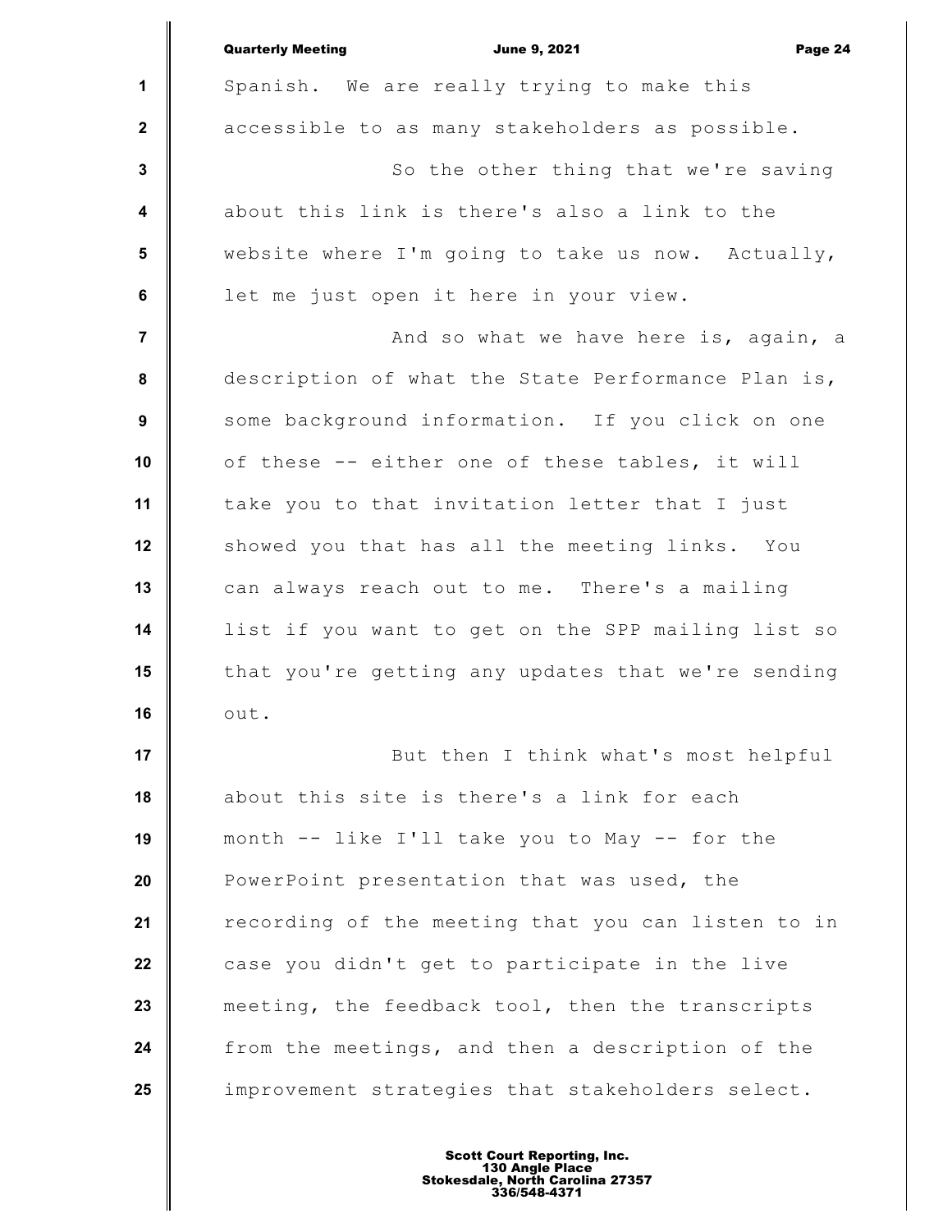Spanish. We are really trying to make this accessible to as many stakeholders as possible.

So the other thing that we're saving about this link is there's also a link to the website where I'm going to take us now. Actually, let me just open it here in your view.

And so what we have here is, again, a description of what the State Performance Plan is, some background information. If you click on one of these -- either one of these tables, it will take you to that invitation letter that I just showed you that has all the meeting links. You can always reach out to me. There's a mailing list if you want to get on the SPP mailing list so that you're getting any updates that we're sending out.

But then I think what's most helpful about this site is there's a link for each month -- like I'll take you to May -- for the PowerPoint presentation that was used, the recording of the meeting that you can listen to in case you didn't get to participate in the live meeting, the feedback tool, then the transcripts from the meetings, and then a description of the improvement strategies that stakeholders select.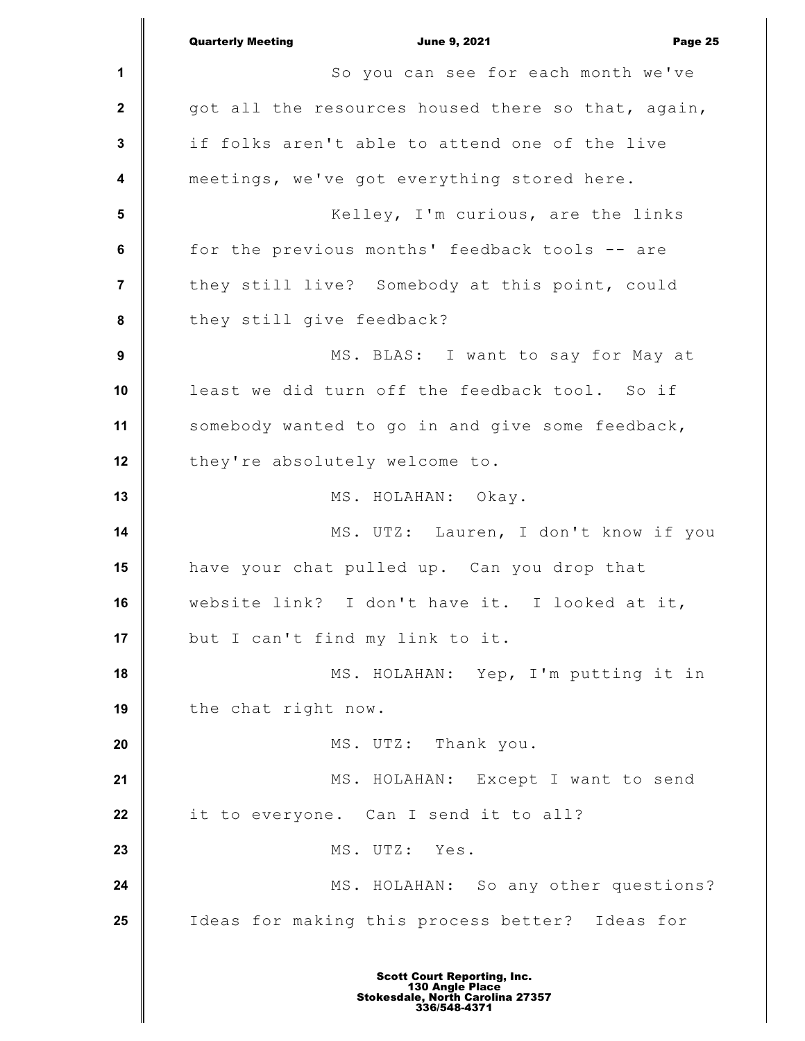So you can see for each month we've got all the resources housed there so that, again, if folks aren't able to attend one of the live meetings, we've got everything stored here.

Kelley, I'm curious, are the links for the previous months' feedback tools -- are they still live? Somebody at this point, could they still give feedback?

MS. BLAS: I want to say for May at least we did turn off the feedback tool. So if somebody wanted to go in and give some feedback, they're absolutely welcome to.

MS. HOLAHAN: Okay.

MS. UTZ: Lauren, I don't know if you have your chat pulled up. Can you drop that website link? I don't have it. I looked at it, but I can't find my link to it.

MS. HOLAHAN: Yep, I'm putting it in the chat right now.

MS. UTZ: Thank you.

MS. HOLAHAN: Except I want to send it to everyone. Can I send it to all?

MS. UTZ: Yes.

MS. HOLAHAN: So any other questions? Ideas for making this process better? Ideas for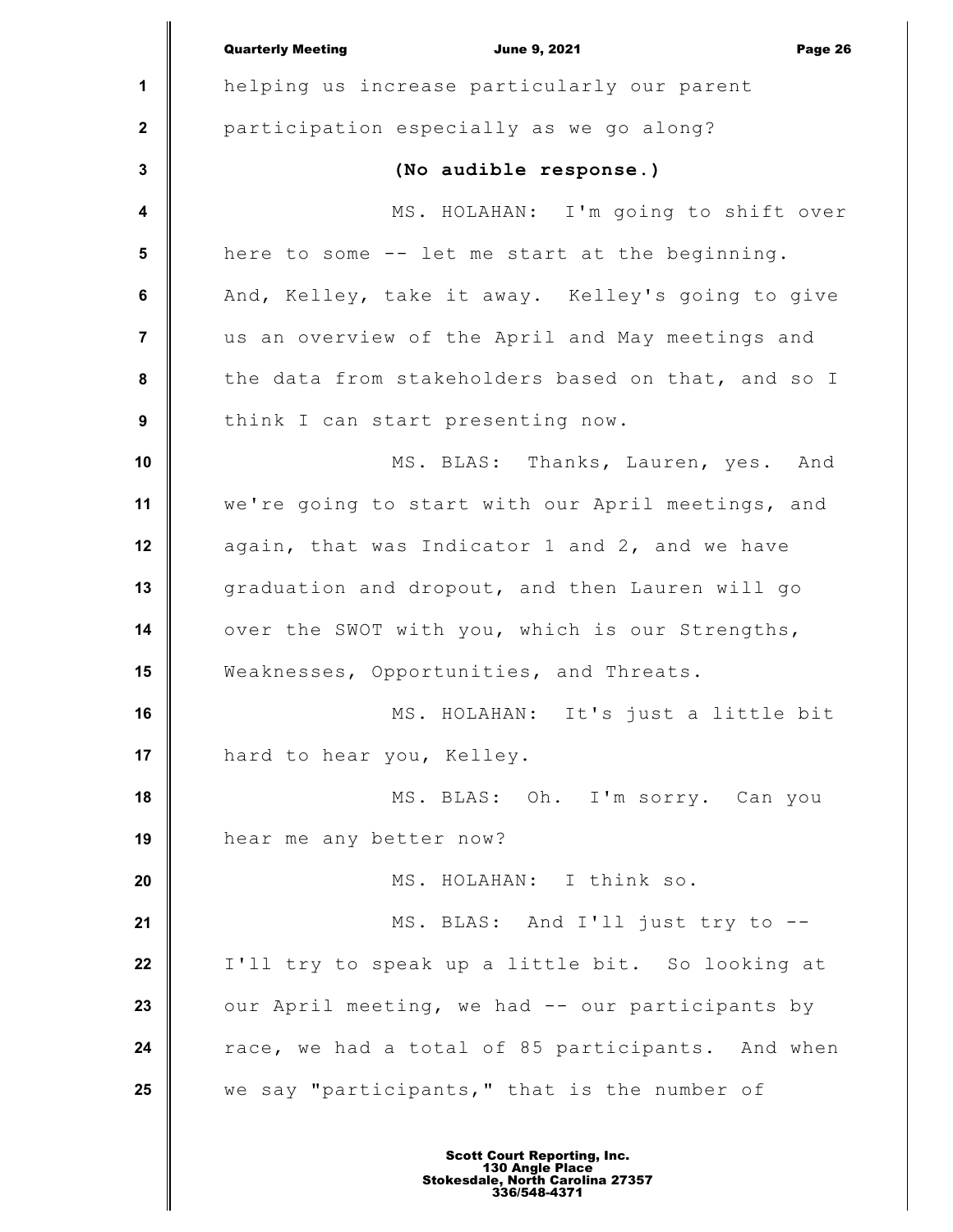helping us increase particularly our parent participation especially as we go along?

**(No audible response.)**

MS. HOLAHAN: I'm going to shift over here to some -- let me start at the beginning. And, Kelley, take it away. Kelley's going to give us an overview of the April and May meetings and the data from stakeholders based on that, and so I think I can start presenting now.

MS. BLAS: Thanks, Lauren, yes. And we're going to start with our April meetings, and again, that was Indicator 1 and 2, and we have graduation and dropout, and then Lauren will go over the SWOT with you, which is our Strengths, Weaknesses, Opportunities, and Threats.

MS. HOLAHAN: It's just a little bit hard to hear you, Kelley.

MS. BLAS: Oh. I'm sorry. Can you hear me any better now?

MS. HOLAHAN: I think so.

MS. BLAS: And I'll just try to -- I'll try to speak up a little bit. So looking at our April meeting, we had -- our participants by race, we had a total of 85 participants. And when we say "participants," that is the number of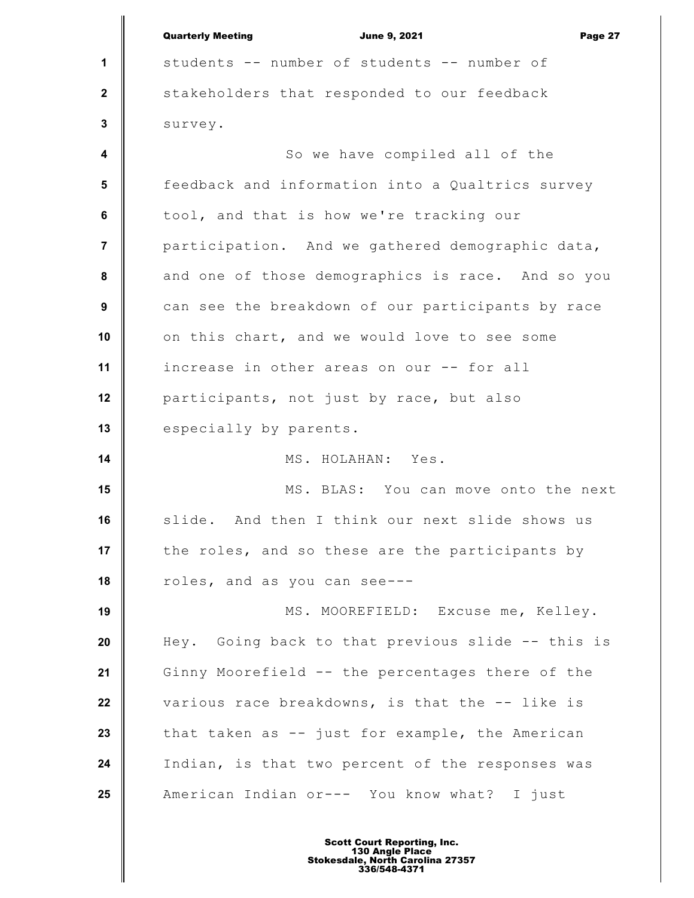students -- number of students -- number of stakeholders that responded to our feedback survey.

So we have compiled all of the feedback and information into a Qualtrics survey tool, and that is how we're tracking our participation. And we gathered demographic data, and one of those demographics is race. And so you can see the breakdown of our participants by race on this chart, and we would love to see some increase in other areas on our -- for all participants, not just by race, but also especially by parents.

MS. HOLAHAN: Yes.

MS. BLAS: You can move onto the next slide. And then I think our next slide shows us the roles, and so these are the participants by roles, and as you can see---

MS. MOOREFIELD: Excuse me, Kelley. Hey. Going back to that previous slide -- this is Ginny Moorefield -- the percentages there of the various race breakdowns, is that the -- like is that taken as -- just for example, the American Indian, is that two percent of the responses was American Indian or--- You know what? I just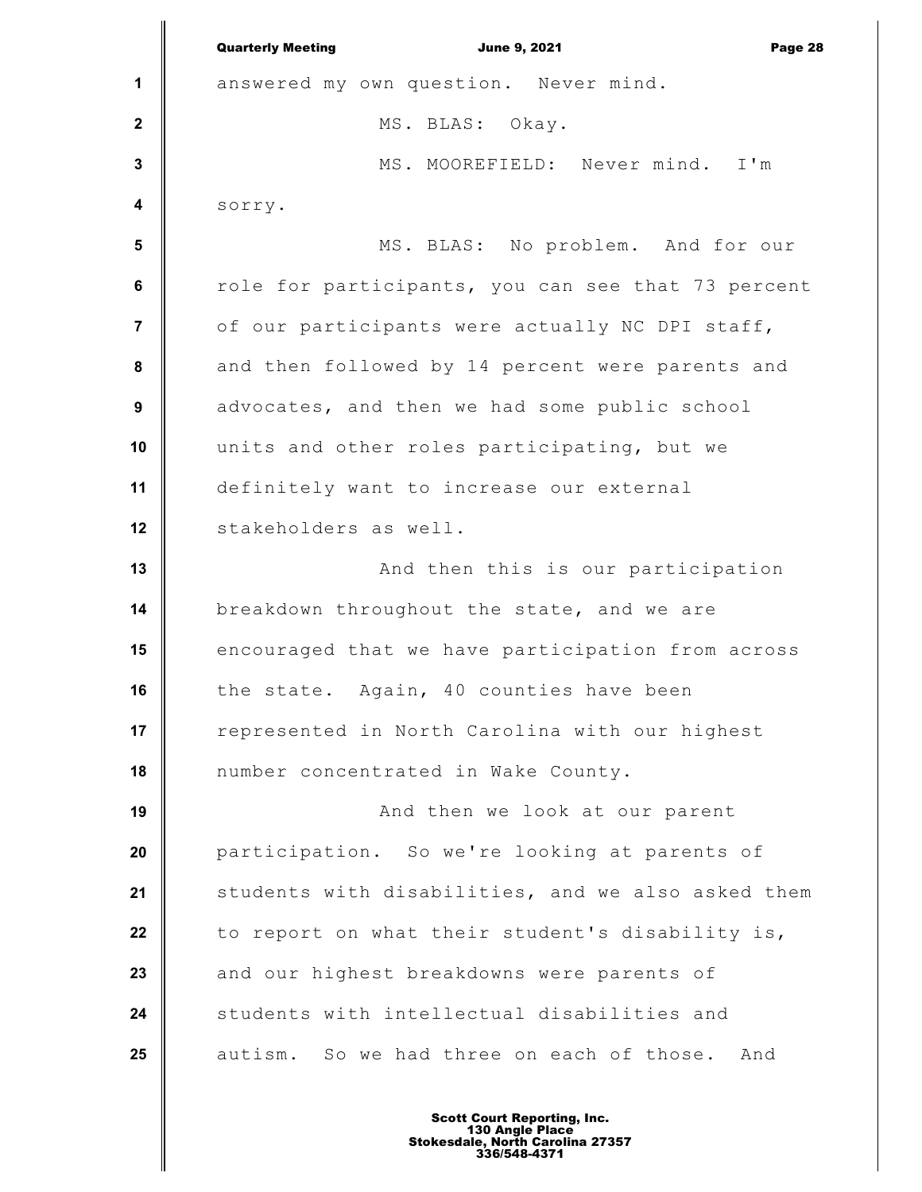answered my own question. Never mind.

MS. BLAS: Okay.

MS. MOOREFIELD: Never mind. I'm sorry.

MS. BLAS: No problem. And for our role for participants, you can see that 73 percent of our participants were actually NC DPI staff, and then followed by 14 percent were parents and advocates, and then we had some public school units and other roles participating, but we definitely want to increase our external stakeholders as well.

And then this is our participation breakdown throughout the state, and we are encouraged that we have participation from across the state. Again, 40 counties have been represented in North Carolina with our highest number concentrated in Wake County.

And then we look at our parent participation. So we're looking at parents of students with disabilities, and we also asked them to report on what their student's disability is, and our highest breakdowns were parents of students with intellectual disabilities and autism. So we had three on each of those. And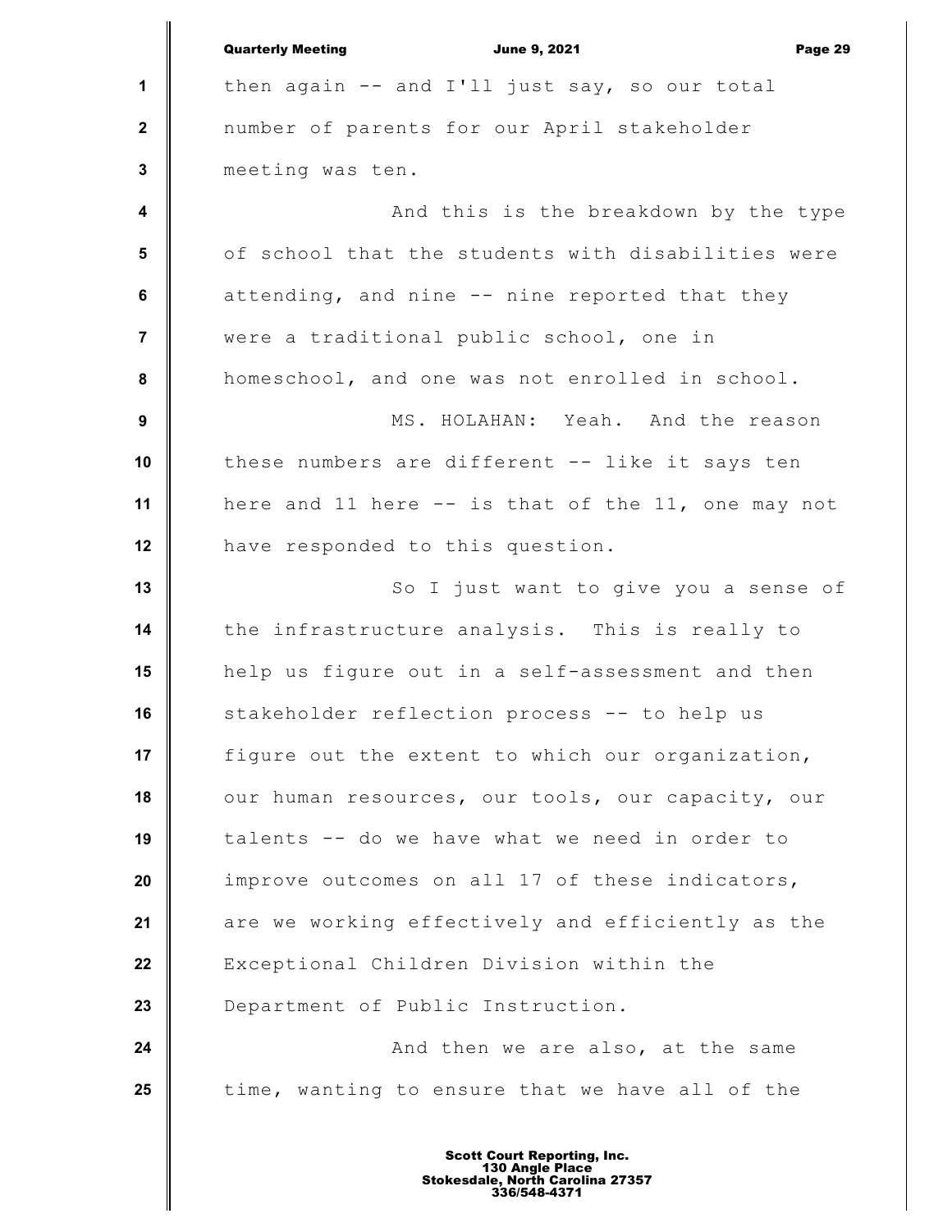then again -- and I'll just say, so our total number of parents for our April stakeholder meeting was ten.

And this is the breakdown by the type of school that the students with disabilities were attending, and nine -- nine reported that they were a traditional public school, one in homeschool, and one was not enrolled in school.

MS. HOLAHAN: Yeah. And the reason these numbers are different -- like it says ten here and 11 here -- is that of the 11, one may not have responded to this question.

So I just want to give you a sense of the infrastructure analysis. This is really to help us figure out in a self-assessment and then stakeholder reflection process -- to help us figure out the extent to which our organization, our human resources, our tools, our capacity, our talents -- do we have what we need in order to improve outcomes on all 17 of these indicators, are we working effectively and efficiently as the Exceptional Children Division within the Department of Public Instruction.

And then we are also, at the same time, wanting to ensure that we have all of the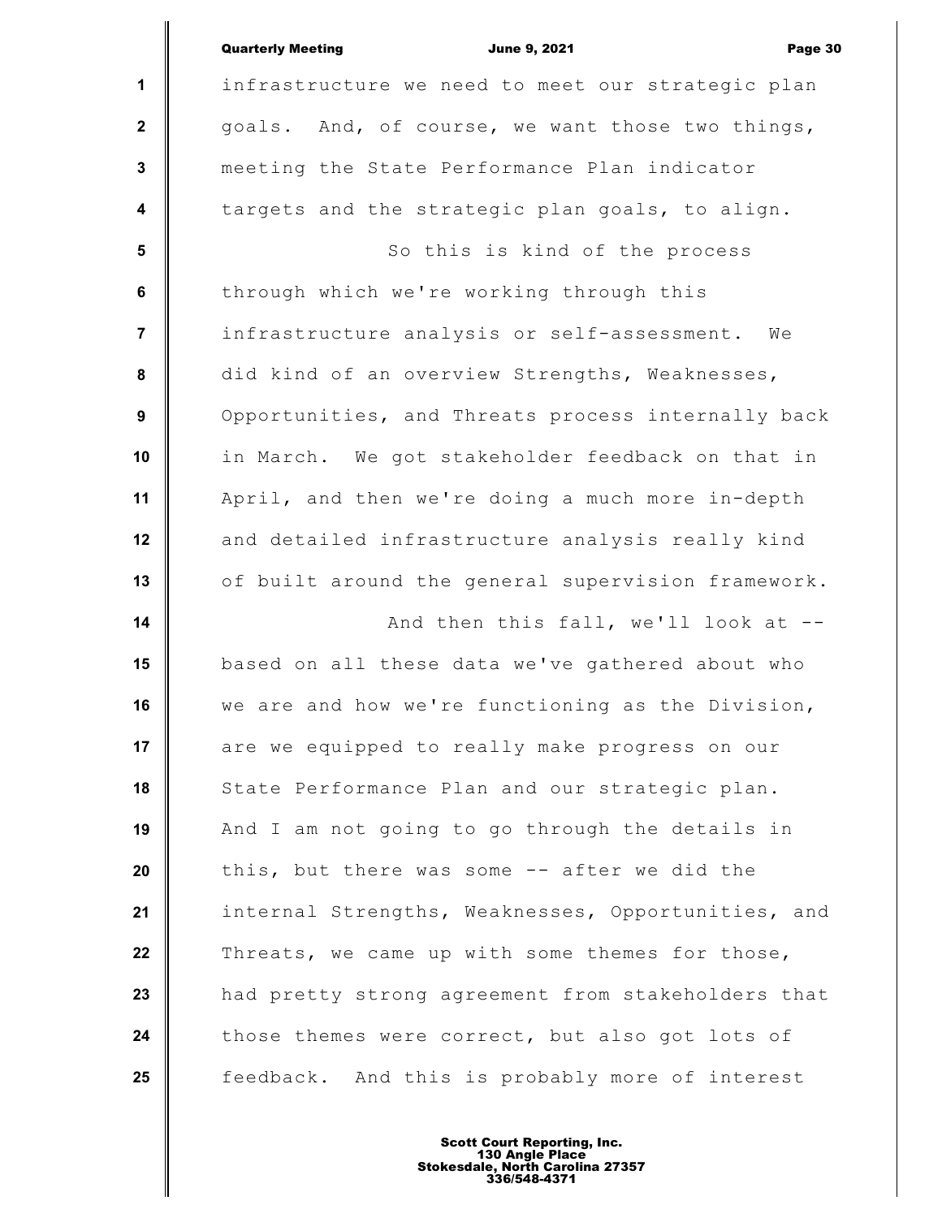infrastructure we need to meet our strategic plan goals. And, of course, we want those two things, meeting the State Performance Plan indicator targets and the strategic plan goals, to align.

So this is kind of the process through which we're working through this infrastructure analysis or self-assessment. We did kind of an overview Strengths, Weaknesses, Opportunities, and Threats process internally back in March. We got stakeholder feedback on that in April, and then we're doing a much more in-depth and detailed infrastructure analysis really kind of built around the general supervision framework.

And then this fall, we'll look at -- based on all these data we've gathered about who we are and how we're functioning as the Division, are we equipped to really make progress on our State Performance Plan and our strategic plan. And I am not going to go through the details in this, but there was some -- after we did the internal Strengths, Weaknesses, Opportunities, and Threats, we came up with some themes for those, had pretty strong agreement from stakeholders that those themes were correct, but also got lots of feedback. And this is probably more of interest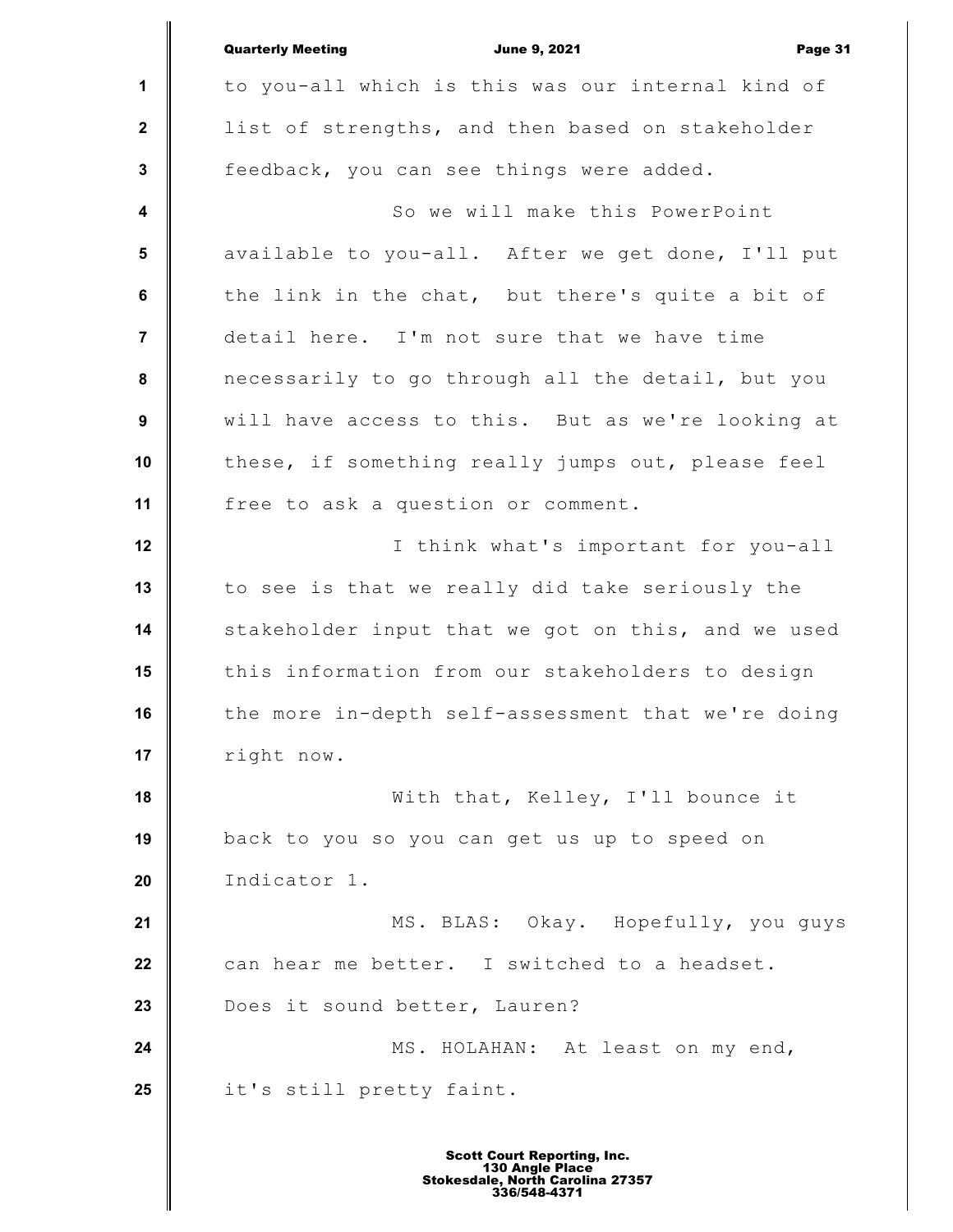to you-all which is this was our internal kind of list of strengths, and then based on stakeholder feedback, you can see things were added.

So we will make this PowerPoint available to you-all. After we get done, I'll put the link in the chat, but there's quite a bit of detail here. I'm not sure that we have time necessarily to go through all the detail, but you will have access to this. But as we're looking at these, if something really jumps out, please feel free to ask a question or comment.

I think what's important for you-all to see is that we really did take seriously the stakeholder input that we got on this, and we used this information from our stakeholders to design the more in-depth self-assessment that we're doing right now.

With that, Kelley, I'll bounce it back to you so you can get us up to speed on Indicator 1.

MS. BLAS: Okay. Hopefully, you guys can hear me better. I switched to a headset. Does it sound better, Lauren?

MS. HOLAHAN: At least on my end, it's still pretty faint.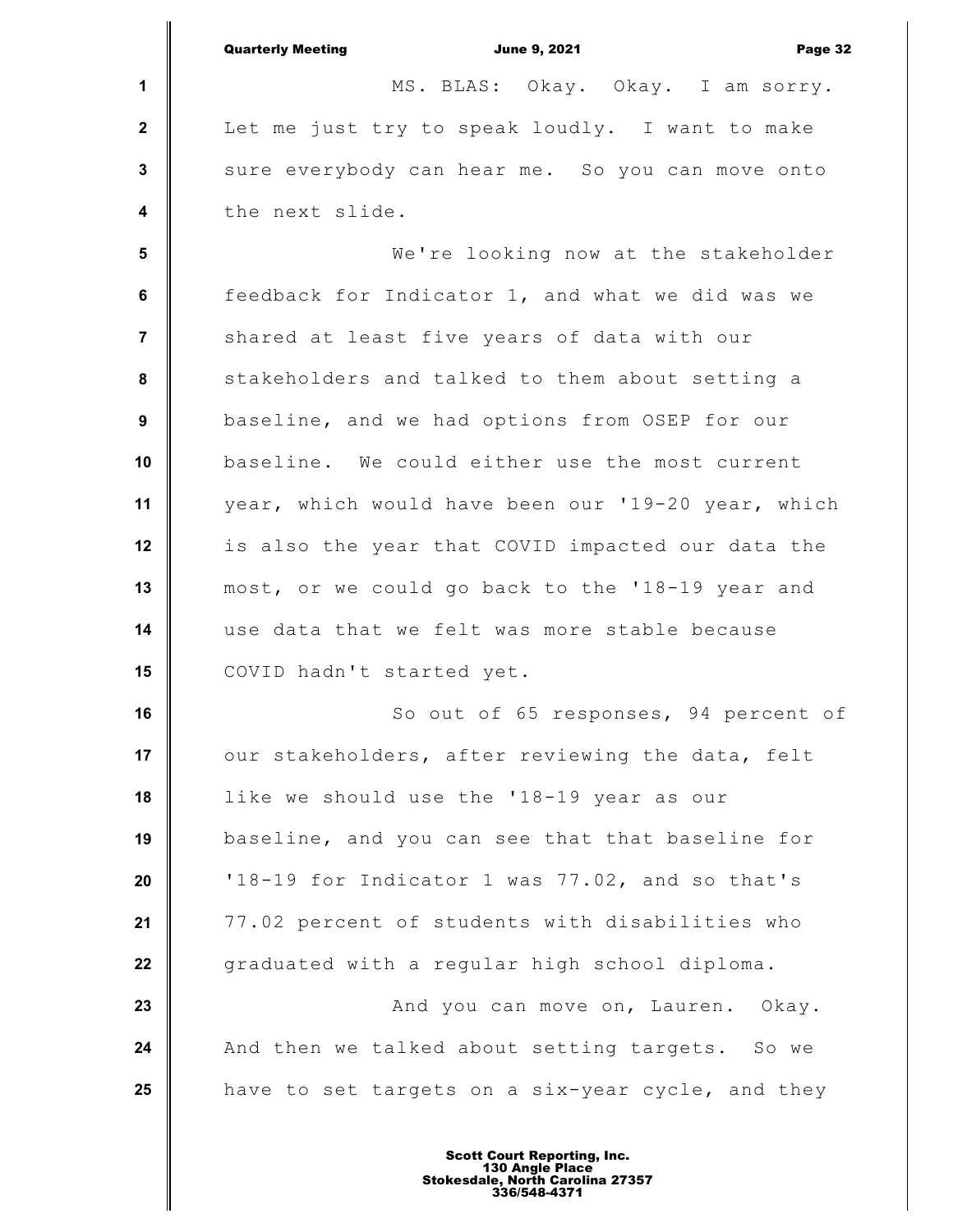MS. BLAS: Okay. Okay. I am sorry. Let me just try to speak loudly. I want to make sure everybody can hear me. So you can move onto the next slide.

We're looking now at the stakeholder feedback for Indicator 1, and what we did was we shared at least five years of data with our stakeholders and talked to them about setting a baseline, and we had options from OSEP for our baseline. We could either use the most current year, which would have been our '19-20 year, which is also the year that COVID impacted our data the most, or we could go back to the '18-19 year and use data that we felt was more stable because COVID hadn't started yet.

So out of 65 responses, 94 percent of our stakeholders, after reviewing the data, felt like we should use the '18-19 year as our baseline, and you can see that that baseline for '18-19 for Indicator 1 was 77.02, and so that's 77.02 percent of students with disabilities who graduated with a regular high school diploma.

And you can move on, Lauren. Okay. And then we talked about setting targets. So we have to set targets on a six-year cycle, and they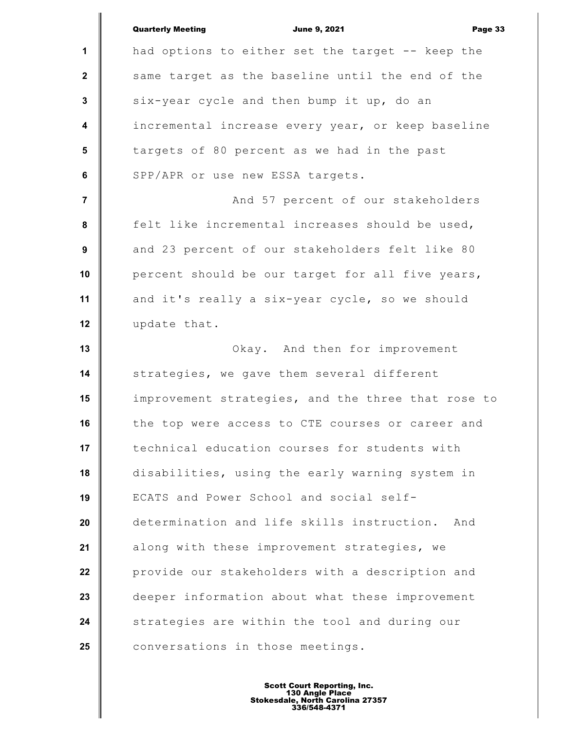had options to either set the target -- keep the same target as the baseline until the end of the six-year cycle and then bump it up, do an incremental increase every year, or keep baseline targets of 80 percent as we had in the past SPP/APR or use new ESSA targets.

And 57 percent of our stakeholders felt like incremental increases should be used, and 23 percent of our stakeholders felt like 80 percent should be our target for all five years, and it's really a six-year cycle, so we should update that.

Okay. And then for improvement strategies, we gave them several different improvement strategies, and the three that rose to the top were access to CTE courses or career and technical education courses for students with disabilities, using the early warning system in ECATS and Power School and social self-determination and life skills instruction. And along with these improvement strategies, we provide our stakeholders with a description and deeper information about what these improvement strategies are within the tool and during our conversations in those meetings.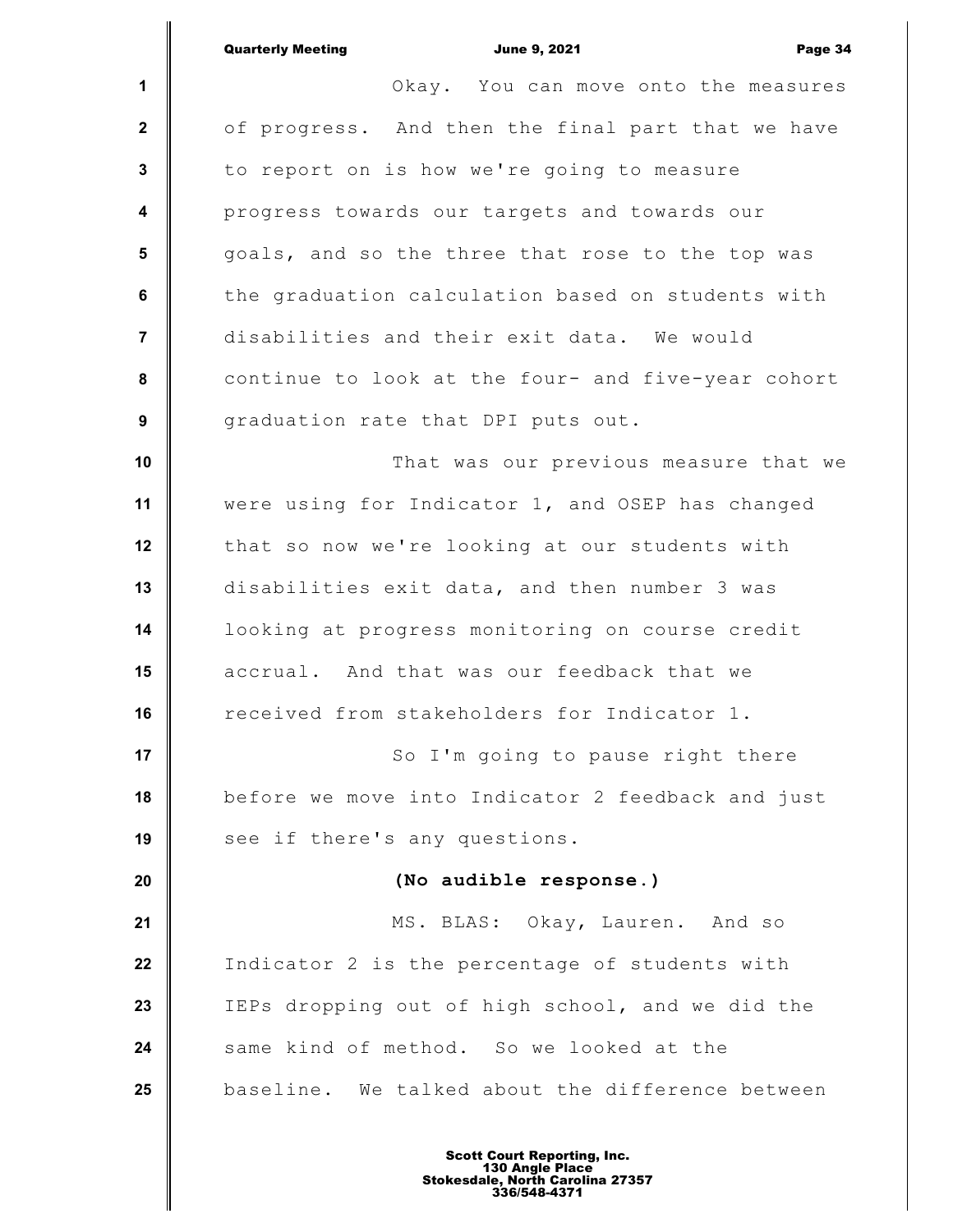Okay. You can move onto the measures of progress. And then the final part that we have to report on is how we're going to measure progress towards our targets and towards our goals, and so the three that rose to the top was the graduation calculation based on students with disabilities and their exit data. We would continue to look at the four- and five-year cohort graduation rate that DPI puts out.

That was our previous measure that we were using for Indicator 1, and OSEP has changed that so now we're looking at our students with disabilities exit data, and then number 3 was looking at progress monitoring on course credit accrual. And that was our feedback that we received from stakeholders for Indicator 1.

So I'm going to pause right there before we move into Indicator 2 feedback and just see if there's any questions.

**(No audible response.)**

MS. BLAS: Okay, Lauren. And so Indicator 2 is the percentage of students with IEPs dropping out of high school, and we did the same kind of method. So we looked at the baseline. We talked about the difference between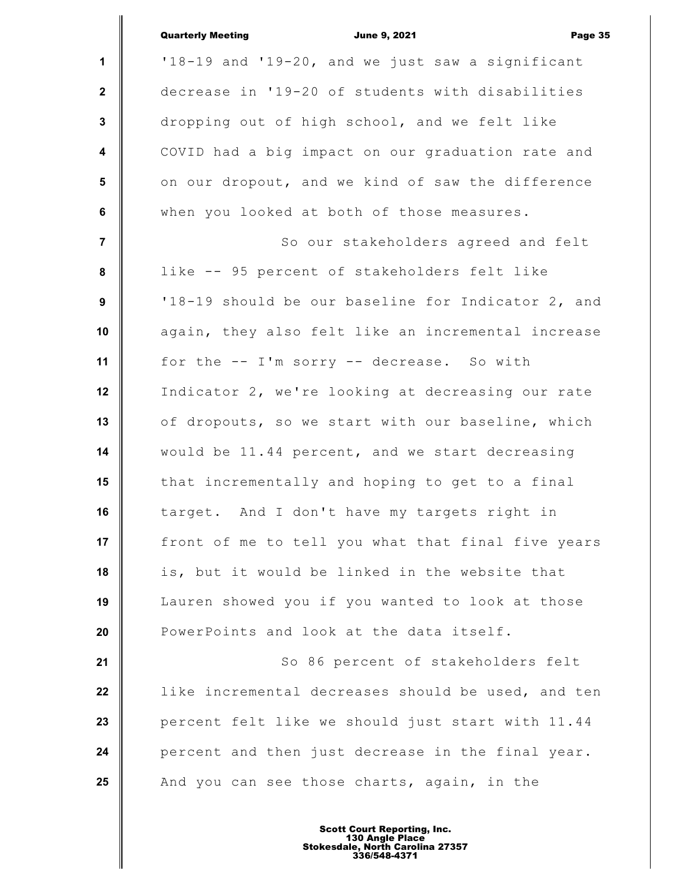'18-19 and '19-20, and we just saw a significant decrease in '19-20 of students with disabilities dropping out of high school, and we felt like COVID had a big impact on our graduation rate and on our dropout, and we kind of saw the difference when you looked at both of those measures.

So our stakeholders agreed and felt like -- 95 percent of stakeholders felt like '18-19 should be our baseline for Indicator 2, and again, they also felt like an incremental increase for the -- I'm sorry -- decrease. So with Indicator 2, we're looking at decreasing our rate of dropouts, so we start with our baseline, which would be 11.44 percent, and we start decreasing that incrementally and hoping to get to a final target. And I don't have my targets right in front of me to tell you what that final five years is, but it would be linked in the website that Lauren showed you if you wanted to look at those PowerPoints and look at the data itself.

So 86 percent of stakeholders felt like incremental decreases should be used, and ten percent felt like we should just start with 11.44 percent and then just decrease in the final year. And you can see those charts, again, in the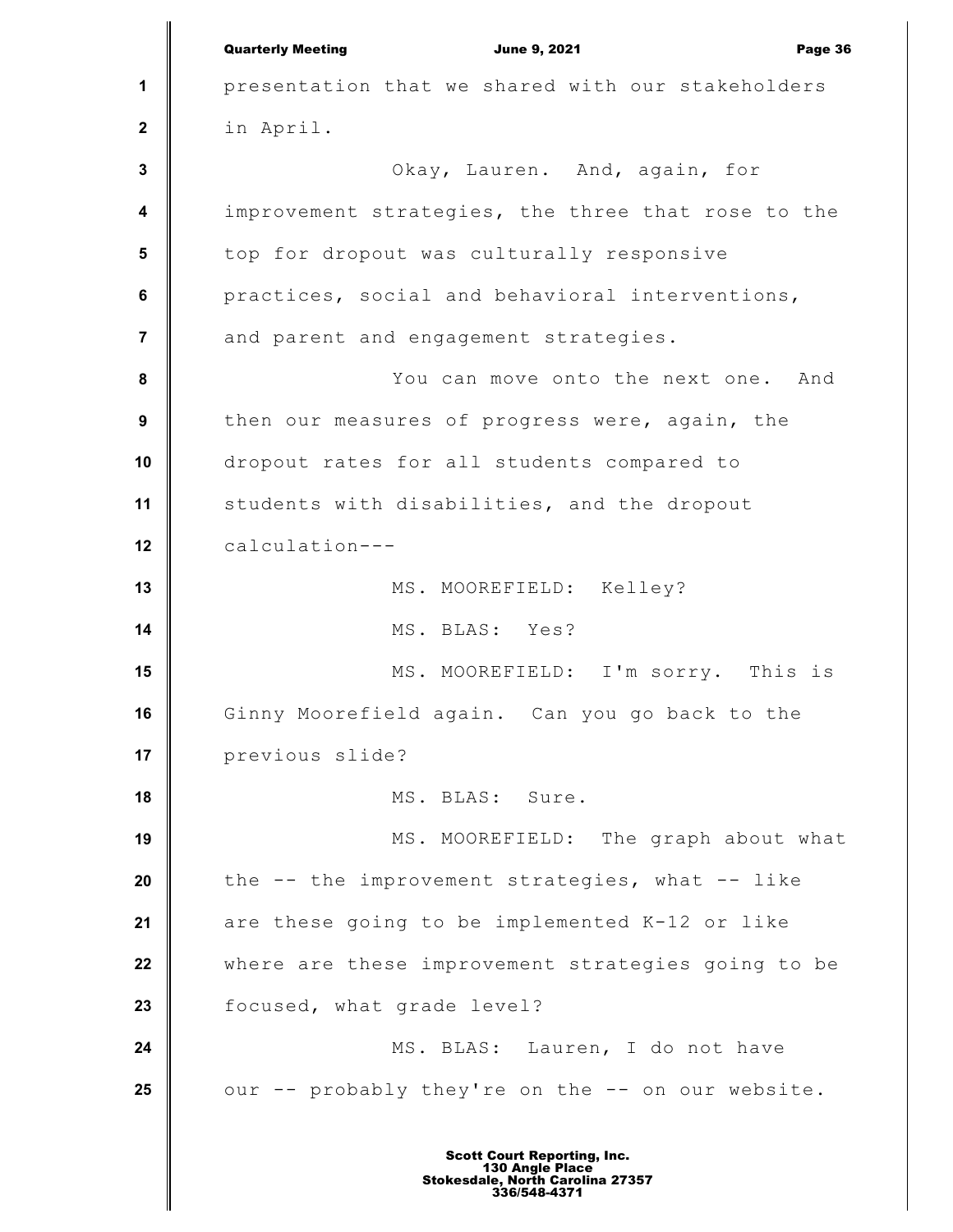presentation that we shared with our stakeholders in April.

Okay, Lauren. And, again, for improvement strategies, the three that rose to the top for dropout was culturally responsive practices, social and behavioral interventions, and parent and engagement strategies.

You can move onto the next one. And then our measures of progress were, again, the dropout rates for all students compared to students with disabilities, and the dropout calculation---

MS. MOOREFIELD: Kelley?

MS. BLAS: Yes?

MS. MOOREFIELD: I'm sorry. This is Ginny Moorefield again. Can you go back to the previous slide?

MS. BLAS: Sure.

MS. MOOREFIELD: The graph about what the -- the improvement strategies, what -- like are these going to be implemented K-12 or like where are these improvement strategies going to be focused, what grade level?

MS. BLAS: Lauren, I do not have our -- probably they're on the -- on our website.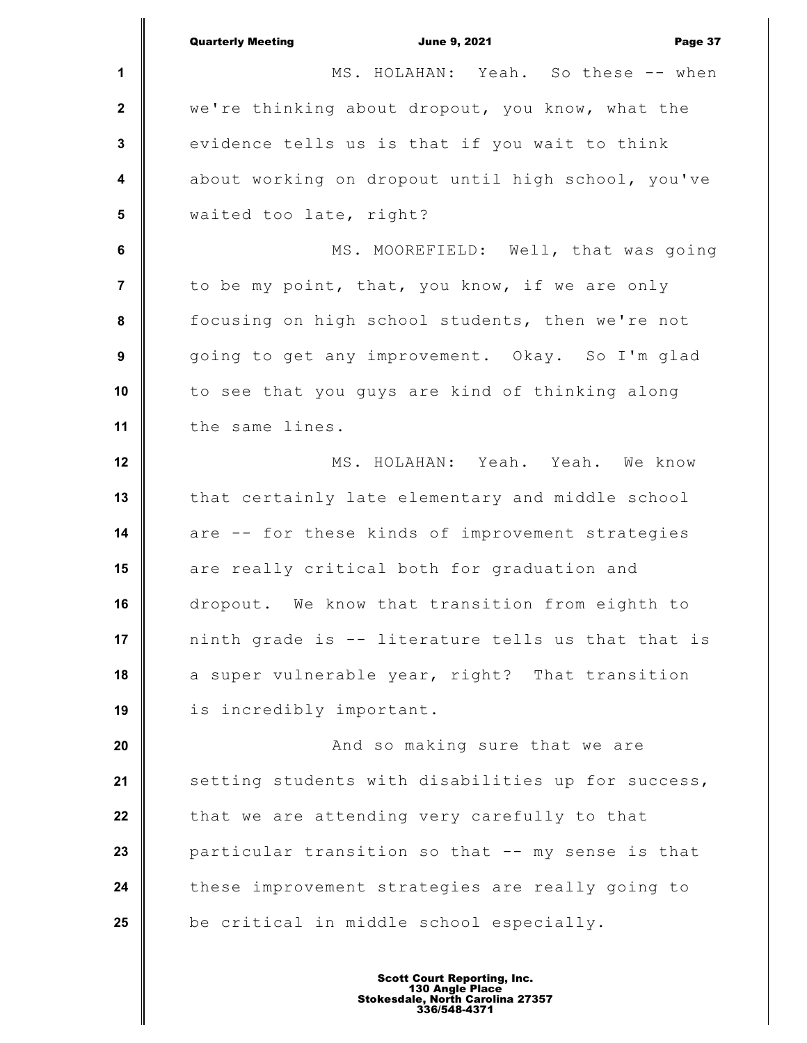MS. HOLAHAN: Yeah. So these -- when we're thinking about dropout, you know, what the evidence tells us is that if you wait to think about working on dropout until high school, you've waited too late, right?

MS. MOOREFIELD: Well, that was going to be my point, that, you know, if we are only focusing on high school students, then we're not going to get any improvement. Okay. So I'm glad to see that you guys are kind of thinking along the same lines.

MS. HOLAHAN: Yeah. Yeah. We know that certainly late elementary and middle school are -- for these kinds of improvement strategies are really critical both for graduation and dropout. We know that transition from eighth to ninth grade is -- literature tells us that that is a super vulnerable year, right? That transition is incredibly important.

And so making sure that we are setting students with disabilities up for success, that we are attending very carefully to that particular transition so that -- my sense is that these improvement strategies are really going to be critical in middle school especially.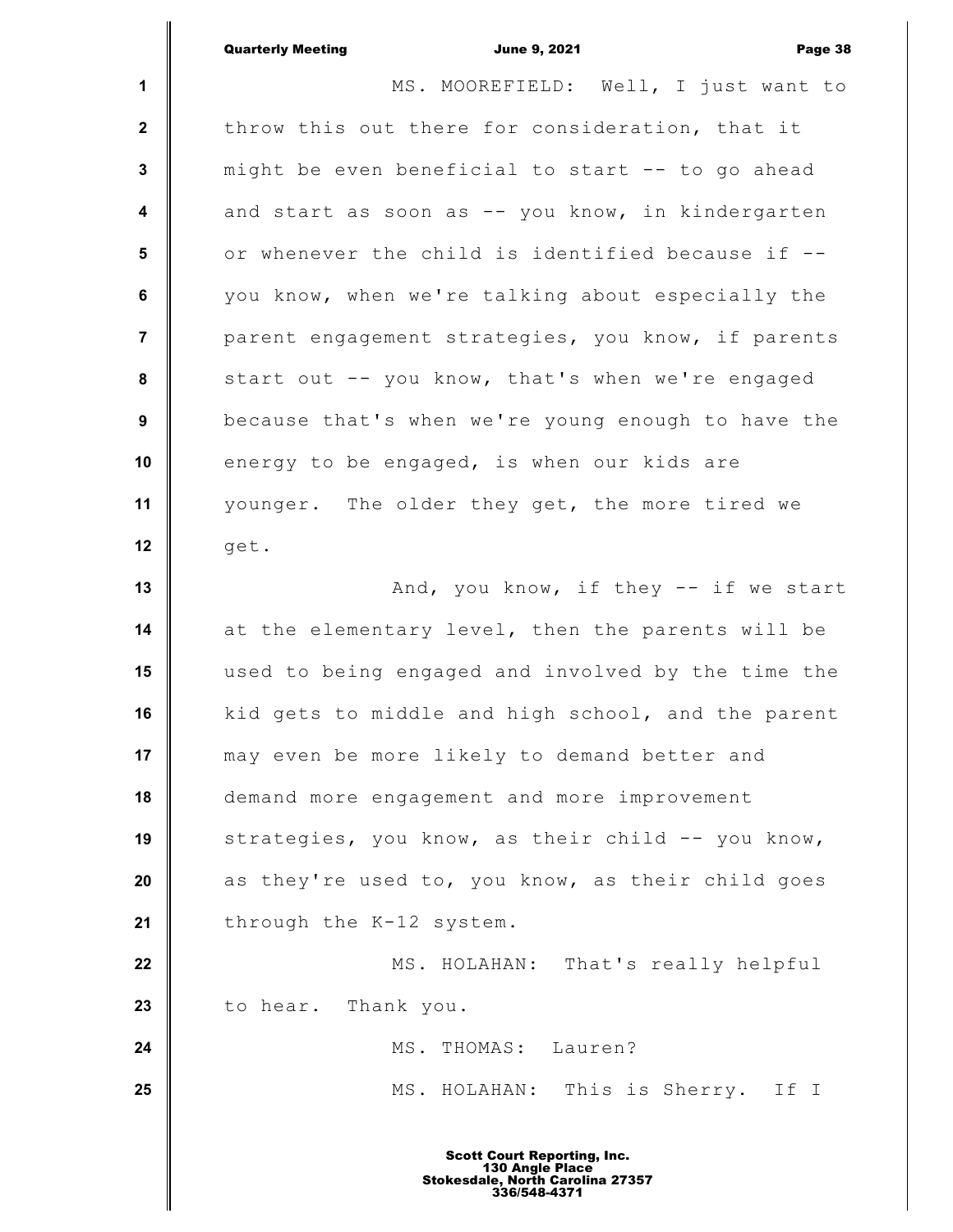MS. MOOREFIELD: Well, I just want to throw this out there for consideration, that it might be even beneficial to start -- to go ahead and start as soon as -- you know, in kindergarten or whenever the child is identified because if -- you know, when we're talking about especially the parent engagement strategies, you know, if parents start out -- you know, that's when we're engaged because that's when we're young enough to have the energy to be engaged, is when our kids are younger. The older they get, the more tired we get.

And, you know, if they -- if we start at the elementary level, then the parents will be used to being engaged and involved by the time the kid gets to middle and high school, and the parent may even be more likely to demand better and demand more engagement and more improvement strategies, you know, as their child -- you know, as they're used to, you know, as their child goes through the K-12 system.

MS. HOLAHAN: That's really helpful to hear. Thank you.

MS. THOMAS: Lauren?

MS. HOLAHAN: This is Sherry. If I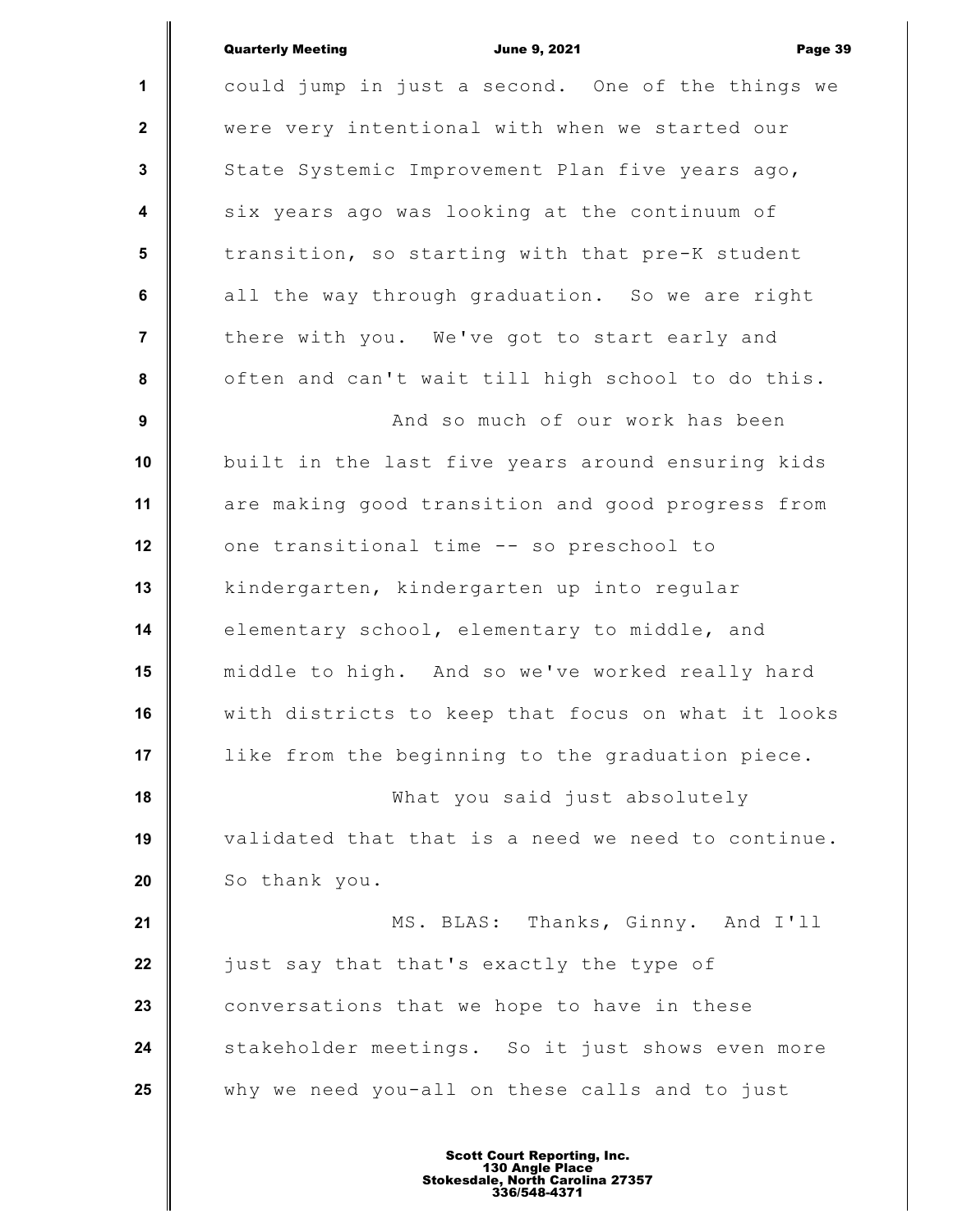could jump in just a second. One of the things we were very intentional with when we started our State Systemic Improvement Plan five years ago, six years ago was looking at the continuum of transition, so starting with that pre-K student all the way through graduation. So we are right there with you. We've got to start early and often and can't wait till high school to do this.

And so much of our work has been built in the last five years around ensuring kids are making good transition and good progress from one transitional time -- so preschool to kindergarten, kindergarten up into regular elementary school, elementary to middle, and middle to high. And so we've worked really hard with districts to keep that focus on what it looks like from the beginning to the graduation piece.

What you said just absolutely validated that that is a need we need to continue. So thank you.

MS. BLAS: Thanks, Ginny. And I'll just say that that's exactly the type of conversations that we hope to have in these stakeholder meetings. So it just shows even more why we need you-all on these calls and to just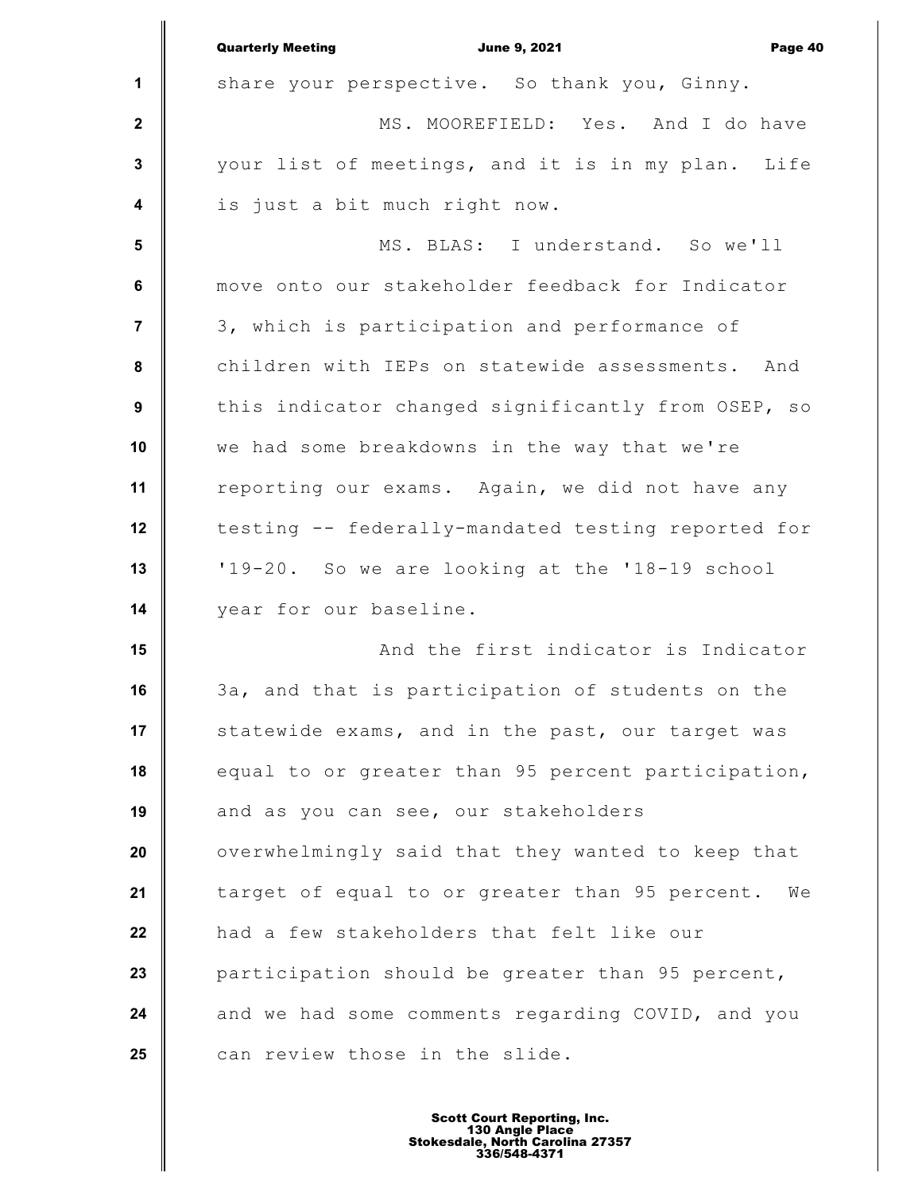share your perspective. So thank you, Ginny.

MS. MOOREFIELD: Yes. And I do have your list of meetings, and it is in my plan. Life is just a bit much right now.

MS. BLAS: I understand. So we'll move onto our stakeholder feedback for Indicator 3, which is participation and performance of children with IEPs on statewide assessments. And this indicator changed significantly from OSEP, so we had some breakdowns in the way that we're reporting our exams. Again, we did not have any testing -- federally-mandated testing reported for '19-20. So we are looking at the '18-19 school year for our baseline.

And the first indicator is Indicator 3a, and that is participation of students on the statewide exams, and in the past, our target was equal to or greater than 95 percent participation, and as you can see, our stakeholders overwhelmingly said that they wanted to keep that target of equal to or greater than 95 percent. We had a few stakeholders that felt like our participation should be greater than 95 percent, and we had some comments regarding COVID, and you can review those in the slide.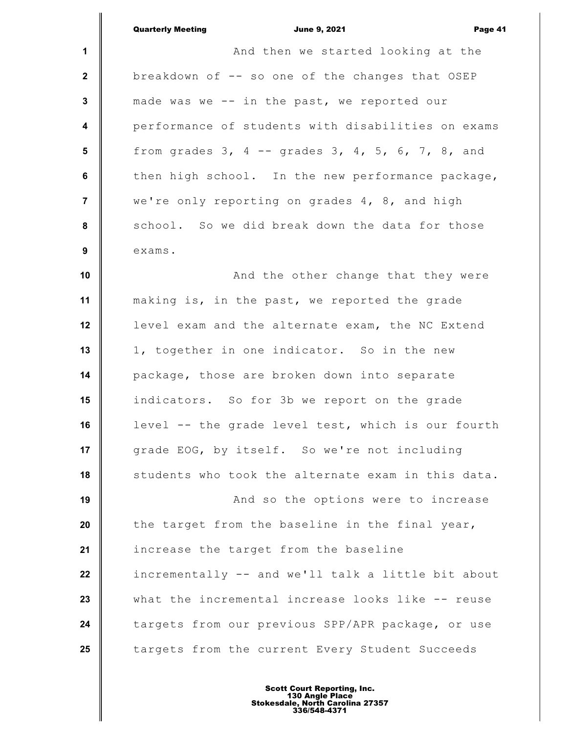And then we started looking at the breakdown of -- so one of the changes that OSEP made was we -- in the past, we reported our performance of students with disabilities on exams from grades 3, 4 -- grades 3, 4, 5, 6, 7, 8, and then high school. In the new performance package, we're only reporting on grades 4, 8, and high school. So we did break down the data for those exams.

And the other change that they were making is, in the past, we reported the grade level exam and the alternate exam, the NC Extend 1, together in one indicator. So in the new package, those are broken down into separate indicators. So for 3b we report on the grade level -- the grade level test, which is our fourth grade EOG, by itself. So we're not including students who took the alternate exam in this data.

And so the options were to increase the target from the baseline in the final year, increase the target from the baseline incrementally -- and we'll talk a little bit about what the incremental increase looks like -- reuse targets from our previous SPP/APR package, or use targets from the current Every Student Succeeds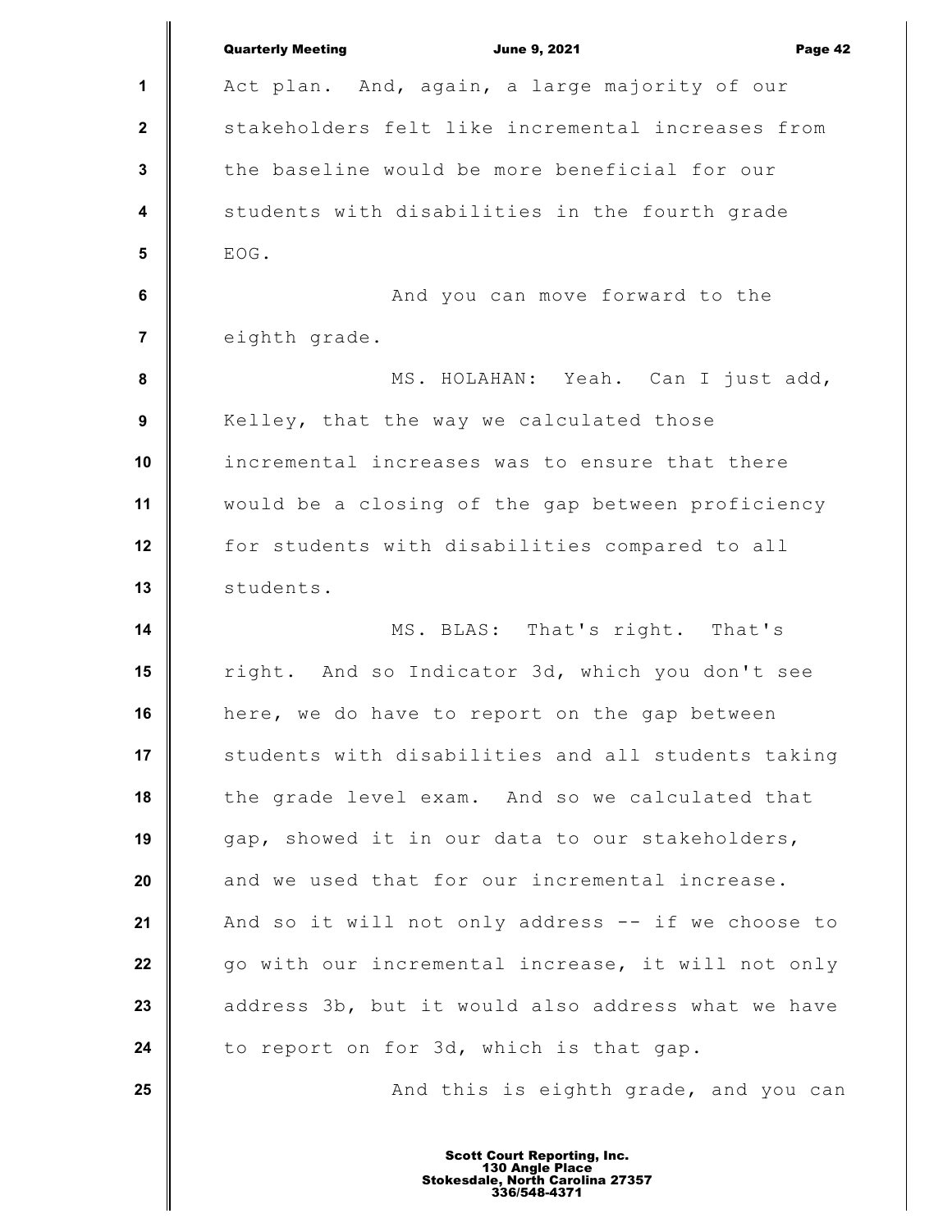Act plan. And, again, a large majority of our stakeholders felt like incremental increases from the baseline would be more beneficial for our students with disabilities in the fourth grade EOG.

And you can move forward to the eighth grade.

MS. HOLAHAN: Yeah. Can I just add, Kelley, that the way we calculated those incremental increases was to ensure that there would be a closing of the gap between proficiency for students with disabilities compared to all students.

MS. BLAS: That's right. That's right. And so Indicator 3d, which you don't see here, we do have to report on the gap between students with disabilities and all students taking the grade level exam. And so we calculated that gap, showed it in our data to our stakeholders, and we used that for our incremental increase. And so it will not only address -- if we choose to go with our incremental increase, it will not only address 3b, but it would also address what we have to report on for 3d, which is that gap.

And this is eighth grade, and you can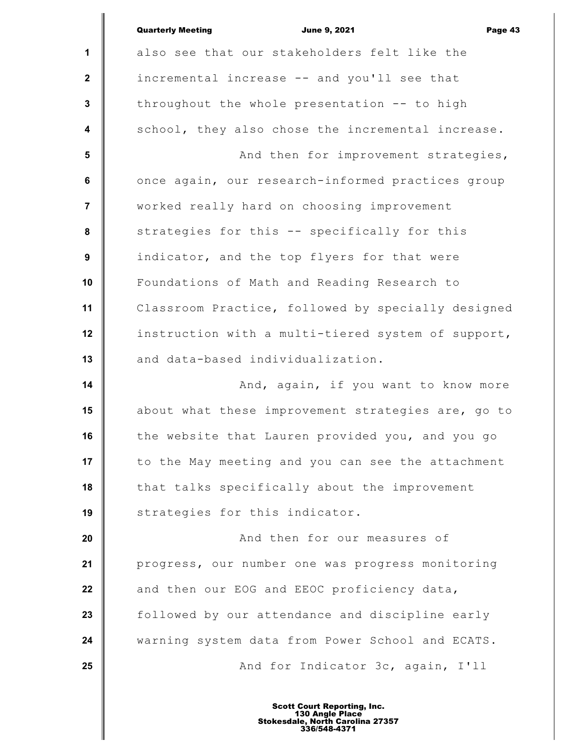also see that our stakeholders felt like the incremental increase -- and you'll see that throughout the whole presentation -- to high school, they also chose the incremental increase.

And then for improvement strategies, once again, our research-informed practices group worked really hard on choosing improvement strategies for this -- specifically for this indicator, and the top flyers for that were Foundations of Math and Reading Research to Classroom Practice, followed by specially designed instruction with a multi-tiered system of support, and data-based individualization.

And, again, if you want to know more about what these improvement strategies are, go to the website that Lauren provided you, and you go to the May meeting and you can see the attachment that talks specifically about the improvement strategies for this indicator.

And then for our measures of progress, our number one was progress monitoring and then our EOG and EEOC proficiency data, followed by our attendance and discipline early warning system data from Power School and ECATS.

And for Indicator 3c, again, I'll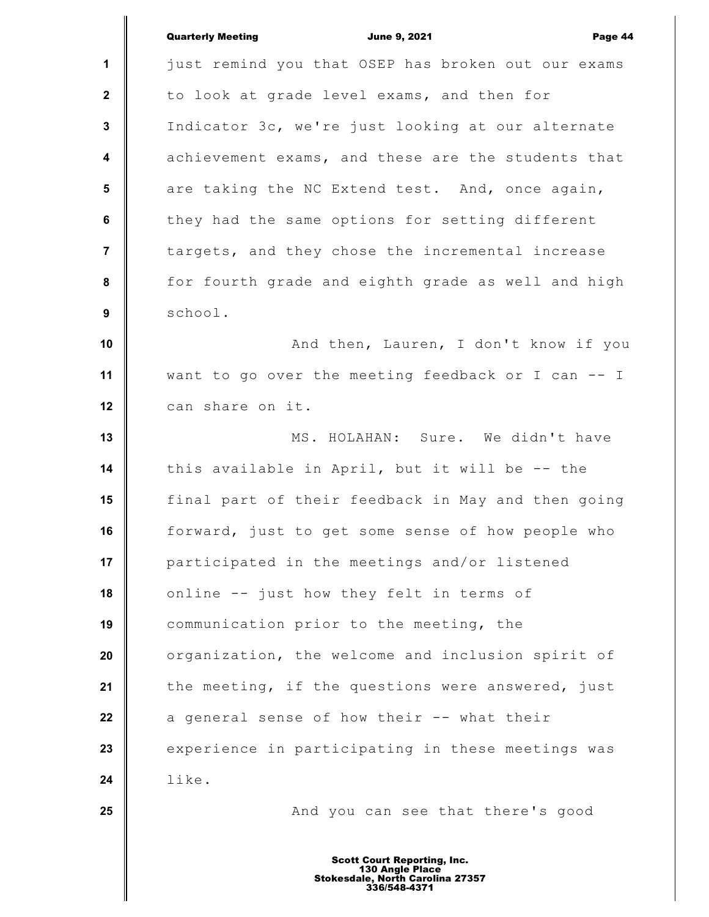just remind you that OSEP has broken out our exams to look at grade level exams, and then for Indicator 3c, we're just looking at our alternate achievement exams, and these are the students that are taking the NC Extend test. And, once again, they had the same options for setting different targets, and they chose the incremental increase for fourth grade and eighth grade as well and high school.

And then, Lauren, I don't know if you want to go over the meeting feedback or I can -- I can share on it.

MS. HOLAHAN: Sure. We didn't have this available in April, but it will be -- the final part of their feedback in May and then going forward, just to get some sense of how people who participated in the meetings and/or listened online -- just how they felt in terms of communication prior to the meeting, the organization, the welcome and inclusion spirit of the meeting, if the questions were answered, just a general sense of how their -- what their experience in participating in these meetings was like.

And you can see that there's good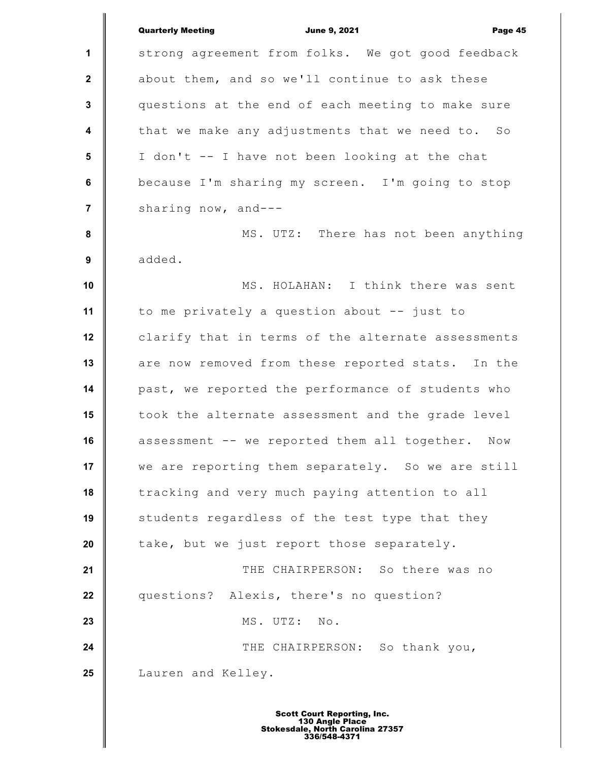strong agreement from folks. We got good feedback about them, and so we'll continue to ask these questions at the end of each meeting to make sure that we make any adjustments that we need to. So I don't -- I have not been looking at the chat because I'm sharing my screen. I'm going to stop sharing now, and---

MS. UTZ: There has not been anything added.

MS. HOLAHAN: I think there was sent to me privately a question about -- just to clarify that in terms of the alternate assessments are now removed from these reported stats. In the past, we reported the performance of students who took the alternate assessment and the grade level assessment -- we reported them all together. Now we are reporting them separately. So we are still tracking and very much paying attention to all students regardless of the test type that they take, but we just report those separately.

THE CHAIRPERSON: So there was no questions? Alexis, there's no question?

MS. UTZ: No.

THE CHAIRPERSON: So thank you, Lauren and Kelley.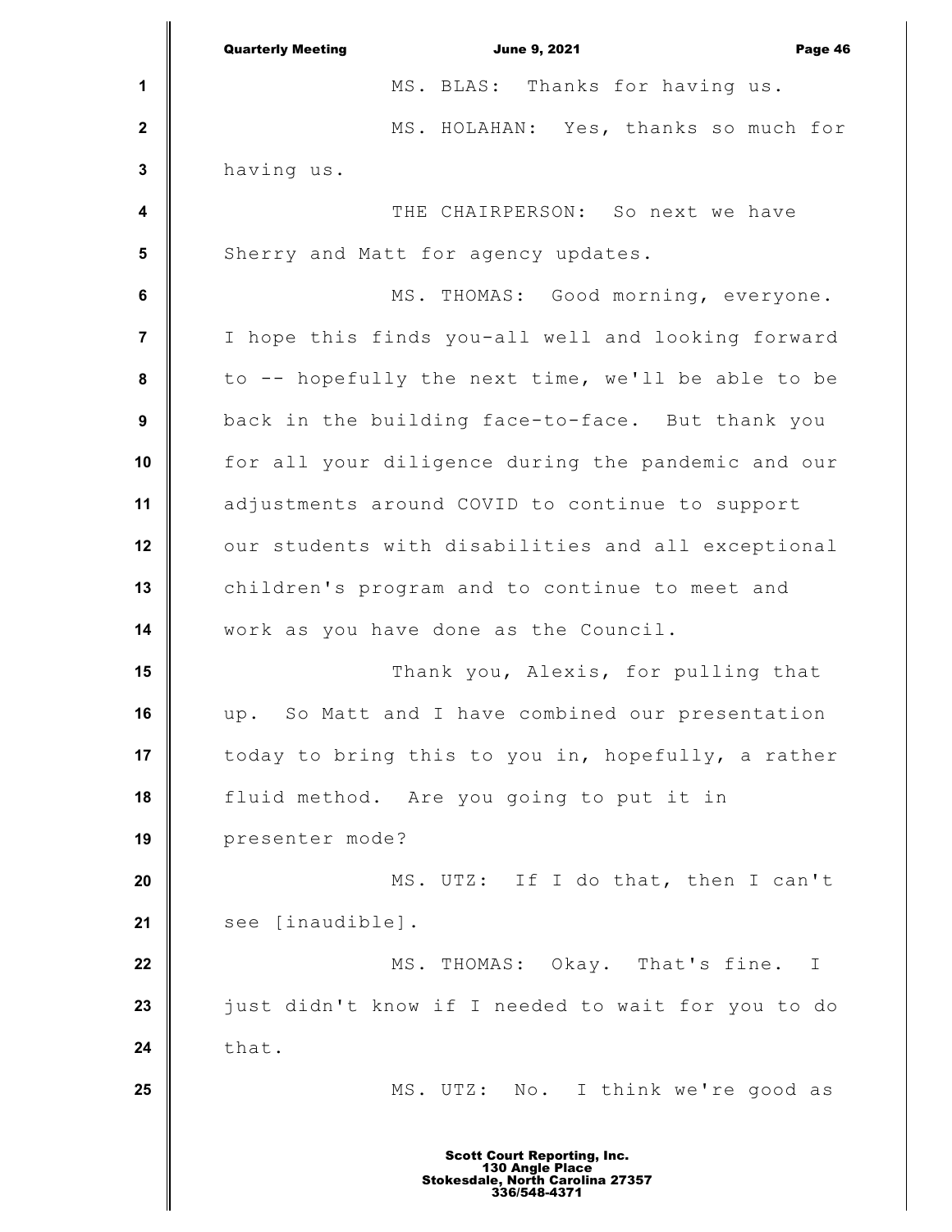MS. BLAS: Thanks for having us.

MS. HOLAHAN: Yes, thanks so much for having us.

THE CHAIRPERSON: So next we have Sherry and Matt for agency updates.

MS. THOMAS: Good morning, everyone. I hope this finds you-all well and looking forward to -- hopefully the next time, we'll be able to be back in the building face-to-face. But thank you for all your diligence during the pandemic and our adjustments around COVID to continue to support our students with disabilities and all exceptional children's program and to continue to meet and work as you have done as the Council.

Thank you, Alexis, for pulling that up. So Matt and I have combined our presentation today to bring this to you in, hopefully, a rather fluid method. Are you going to put it in presenter mode?

MS. UTZ: If I do that, then I can't see [inaudible].

MS. THOMAS: Okay. That's fine. I just didn't know if I needed to wait for you to do that.

MS. UTZ: No. I think we're good as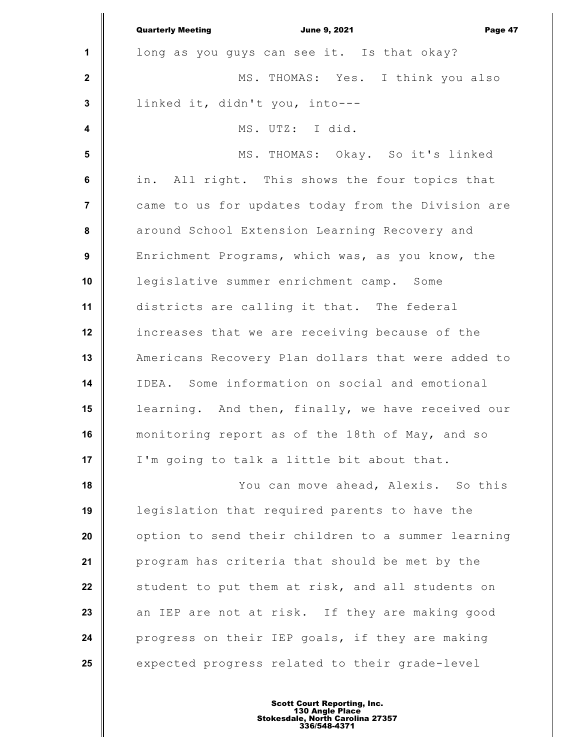long as you guys can see it. Is that okay?

MS. THOMAS: Yes. I think you also linked it, didn't you, into---

MS. UTZ: I did.

MS. THOMAS: Okay. So it's linked in. All right. This shows the four topics that came to us for updates today from the Division are around School Extension Learning Recovery and Enrichment Programs, which was, as you know, the legislative summer enrichment camp. Some districts are calling it that. The federal increases that we are receiving because of the Americans Recovery Plan dollars that were added to IDEA. Some information on social and emotional learning. And then, finally, we have received our monitoring report as of the 18th of May, and so I'm going to talk a little bit about that.

You can move ahead, Alexis. So this legislation that required parents to have the option to send their children to a summer learning program has criteria that should be met by the student to put them at risk, and all students on an IEP are not at risk. If they are making good progress on their IEP goals, if they are making expected progress related to their grade-level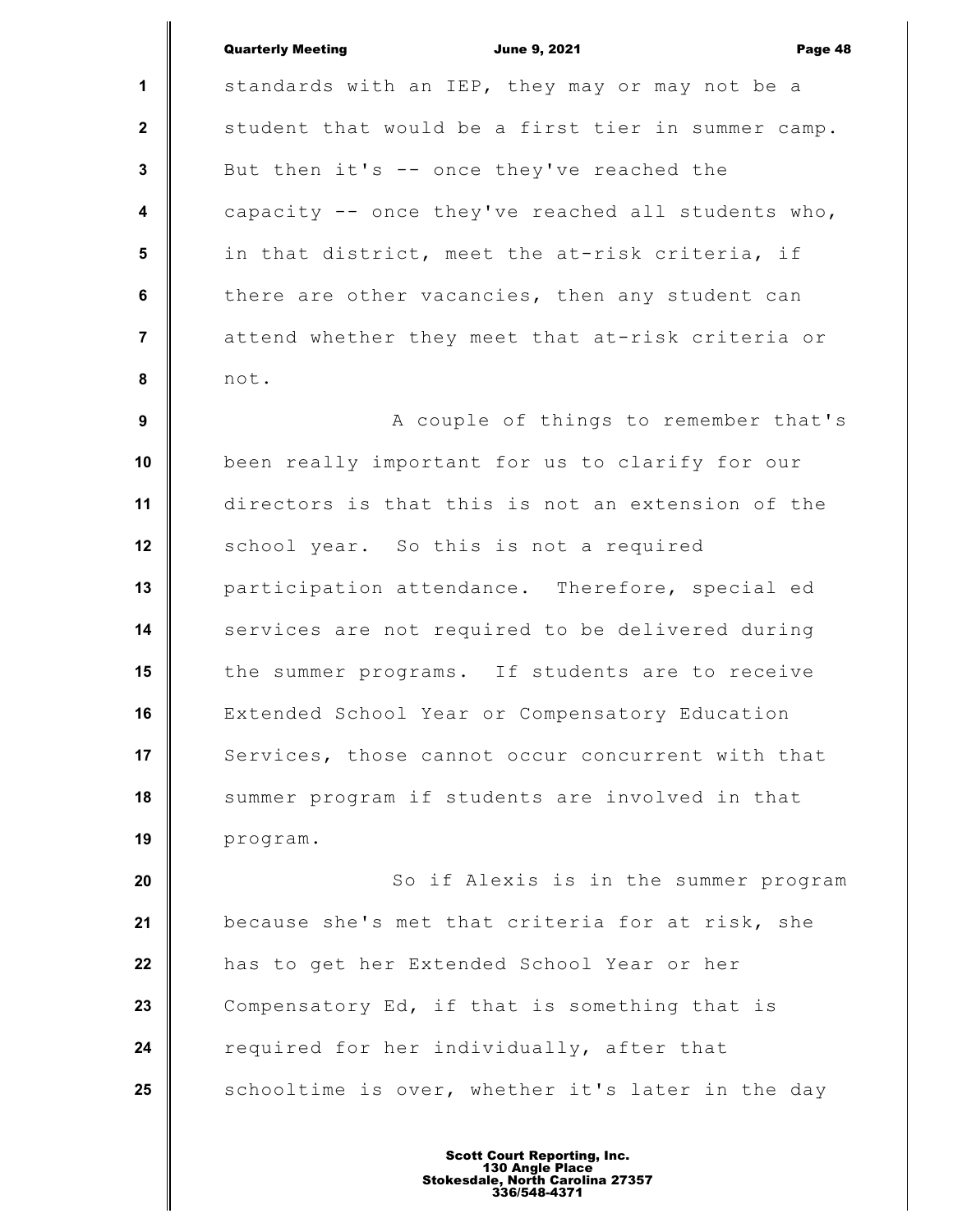standards with an IEP, they may or may not be a student that would be a first tier in summer camp. But then it's -- once they've reached the capacity -- once they've reached all students who, in that district, meet the at-risk criteria, if there are other vacancies, then any student can attend whether they meet that at-risk criteria or not.

A couple of things to remember that's been really important for us to clarify for our directors is that this is not an extension of the school year. So this is not a required participation attendance. Therefore, special ed services are not required to be delivered during the summer programs. If students are to receive Extended School Year or Compensatory Education Services, those cannot occur concurrent with that summer program if students are involved in that program.

So if Alexis is in the summer program because she's met that criteria for at risk, she has to get her Extended School Year or her Compensatory Ed, if that is something that is required for her individually, after that schooltime is over, whether it's later in the day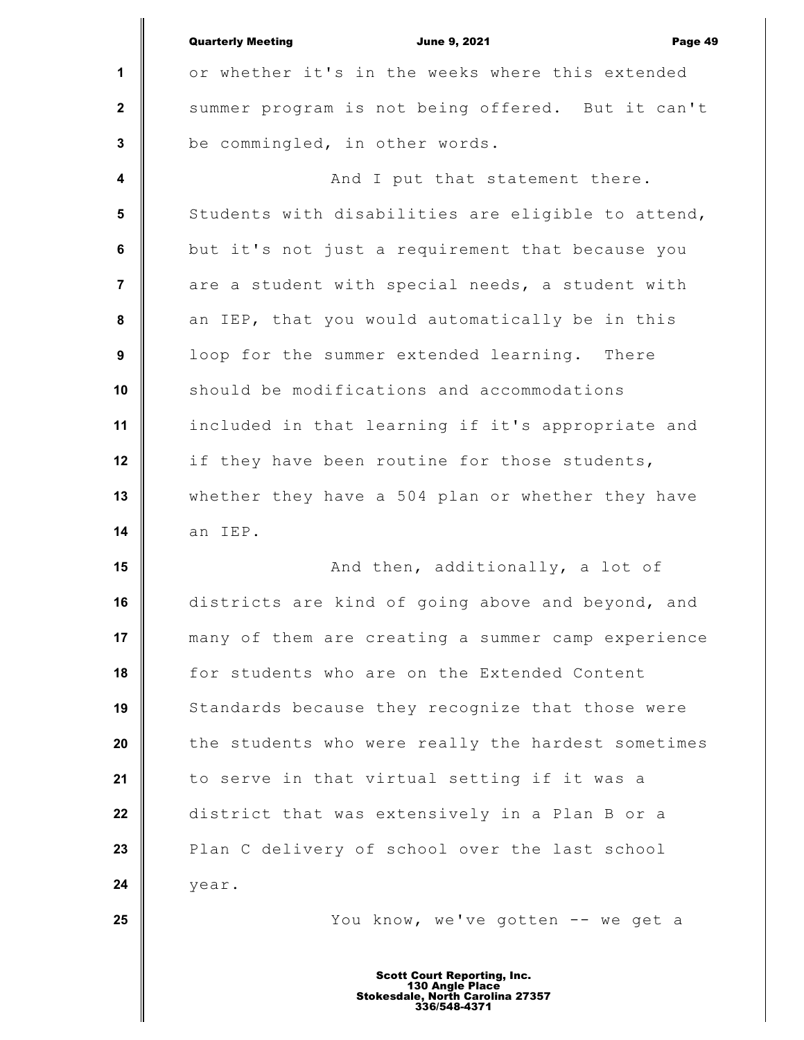or whether it's in the weeks where this extended summer program is not being offered. But it can't be commingled, in other words.

And I put that statement there. Students with disabilities are eligible to attend, but it's not just a requirement that because you are a student with special needs, a student with an IEP, that you would automatically be in this loop for the summer extended learning. There should be modifications and accommodations included in that learning if it's appropriate and if they have been routine for those students, whether they have a 504 plan or whether they have an IEP.

And then, additionally, a lot of districts are kind of going above and beyond, and many of them are creating a summer camp experience for students who are on the Extended Content Standards because they recognize that those were the students who were really the hardest sometimes to serve in that virtual setting if it was a district that was extensively in a Plan B or a Plan C delivery of school over the last school year.

You know, we've gotten -- we get a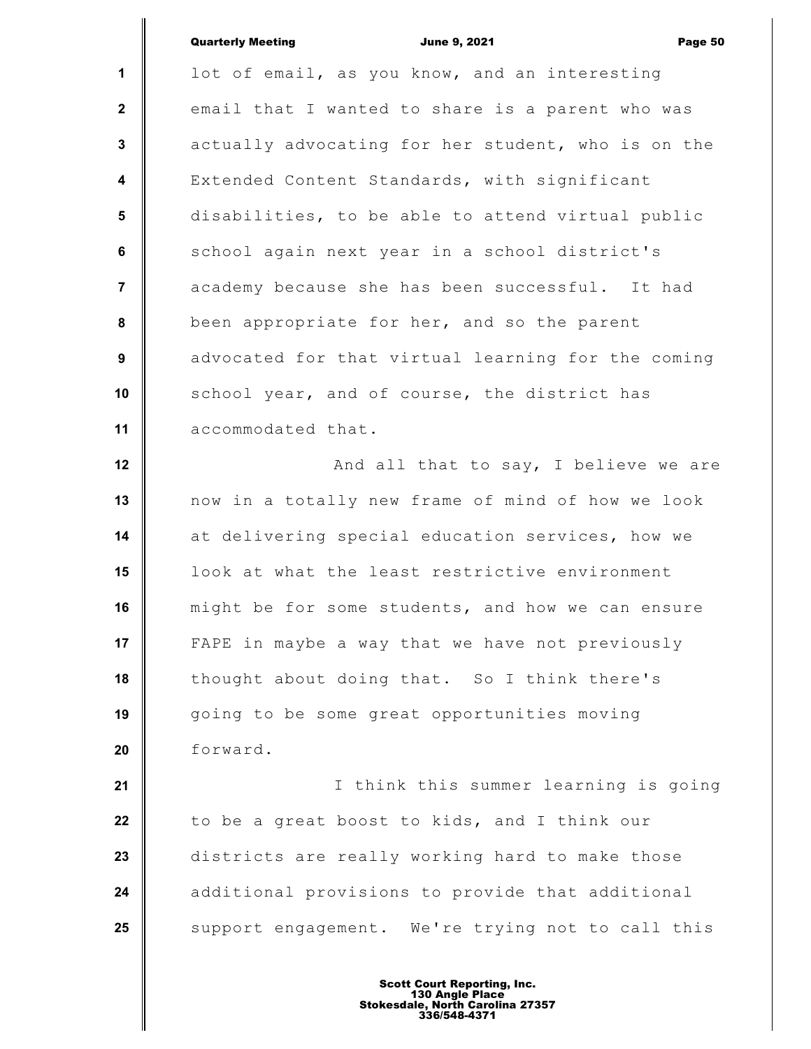lot of email, as you know, and an interesting email that I wanted to share is a parent who was actually advocating for her student, who is on the Extended Content Standards, with significant disabilities, to be able to attend virtual public school again next year in a school district's academy because she has been successful. It had been appropriate for her, and so the parent advocated for that virtual learning for the coming school year, and of course, the district has accommodated that.

And all that to say, I believe we are now in a totally new frame of mind of how we look at delivering special education services, how we look at what the least restrictive environment might be for some students, and how we can ensure FAPE in maybe a way that we have not previously thought about doing that. So I think there's going to be some great opportunities moving forward.

I think this summer learning is going to be a great boost to kids, and I think our districts are really working hard to make those additional provisions to provide that additional support engagement. We're trying not to call this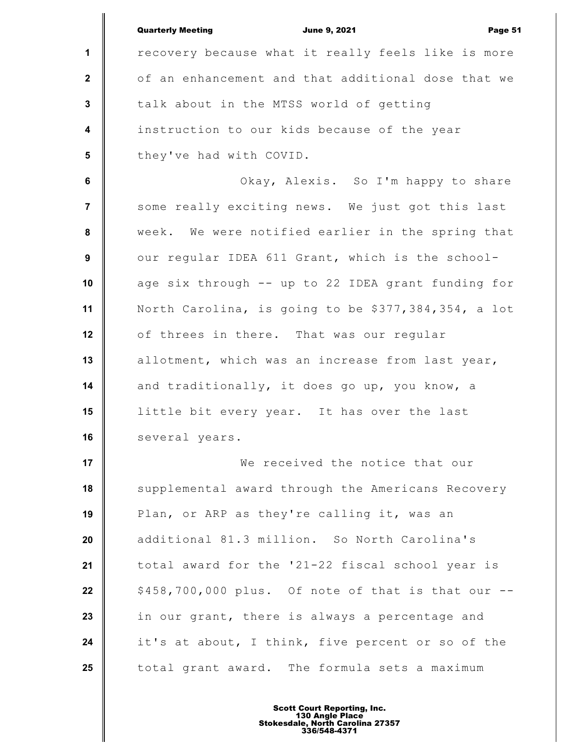recovery because what it really feels like is more of an enhancement and that additional dose that we talk about in the MTSS world of getting instruction to our kids because of the year they've had with COVID.

Okay, Alexis. So I'm happy to share some really exciting news. We just got this last week. We were notified earlier in the spring that our regular IDEA 611 Grant, which is the school-age six through -- up to 22 IDEA grant funding for North Carolina, is going to be $377,384,354, a lot of threes in there. That was our regular allotment, which was an increase from last year, and traditionally, it does go up, you know, a little bit every year. It has over the last several years.

We received the notice that our supplemental award through the Americans Recovery Plan, or ARP as they're calling it, was an additional 81.3 million. So North Carolina's total award for the '21-22 fiscal school year is $458,700,000 plus. Of note of that is that our -- in our grant, there is always a percentage and it's at about, I think, five percent or so of the total grant award. The formula sets a maximum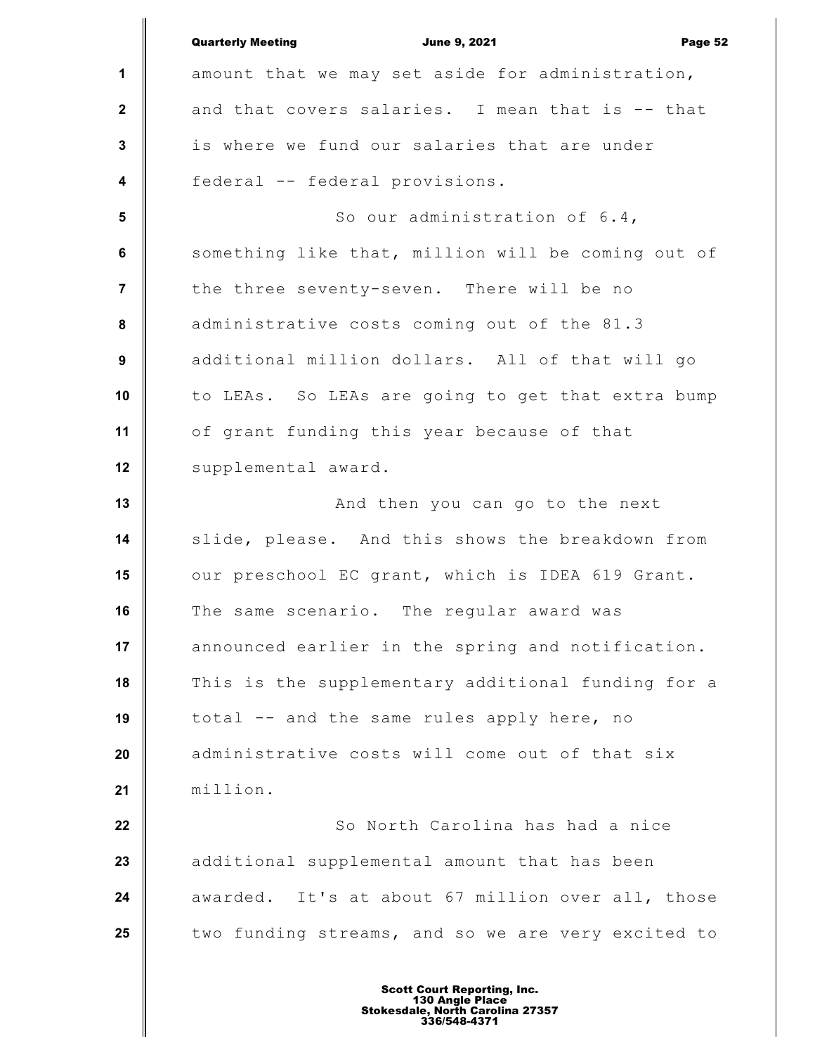amount that we may set aside for administration, and that covers salaries. I mean that is -- that is where we fund our salaries that are under federal -- federal provisions.

So our administration of 6.4, something like that, million will be coming out of the three seventy-seven. There will be no administrative costs coming out of the 81.3 additional million dollars. All of that will go to LEAs. So LEAs are going to get that extra bump of grant funding this year because of that supplemental award.

And then you can go to the next slide, please. And this shows the breakdown from our preschool EC grant, which is IDEA 619 Grant. The same scenario. The regular award was announced earlier in the spring and notification. This is the supplementary additional funding for a total -- and the same rules apply here, no administrative costs will come out of that six million.

So North Carolina has had a nice additional supplemental amount that has been awarded. It's at about 67 million over all, those two funding streams, and so we are very excited to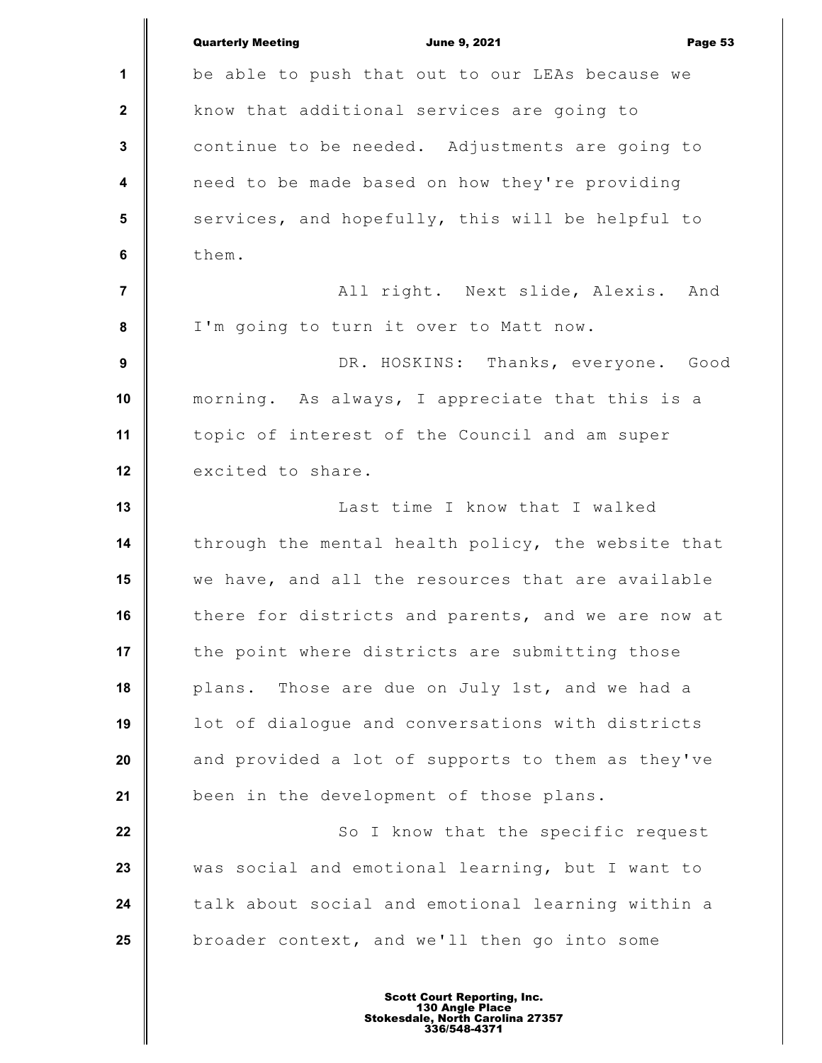be able to push that out to our LEAs because we know that additional services are going to continue to be needed. Adjustments are going to need to be made based on how they're providing services, and hopefully, this will be helpful to them.

All right. Next slide, Alexis. And I'm going to turn it over to Matt now.

DR. HOSKINS: Thanks, everyone. Good morning. As always, I appreciate that this is a topic of interest of the Council and am super excited to share.

Last time I know that I walked through the mental health policy, the website that we have, and all the resources that are available there for districts and parents, and we are now at the point where districts are submitting those plans. Those are due on July 1st, and we had a lot of dialogue and conversations with districts and provided a lot of supports to them as they've been in the development of those plans.

So I know that the specific request was social and emotional learning, but I want to talk about social and emotional learning within a broader context, and we'll then go into some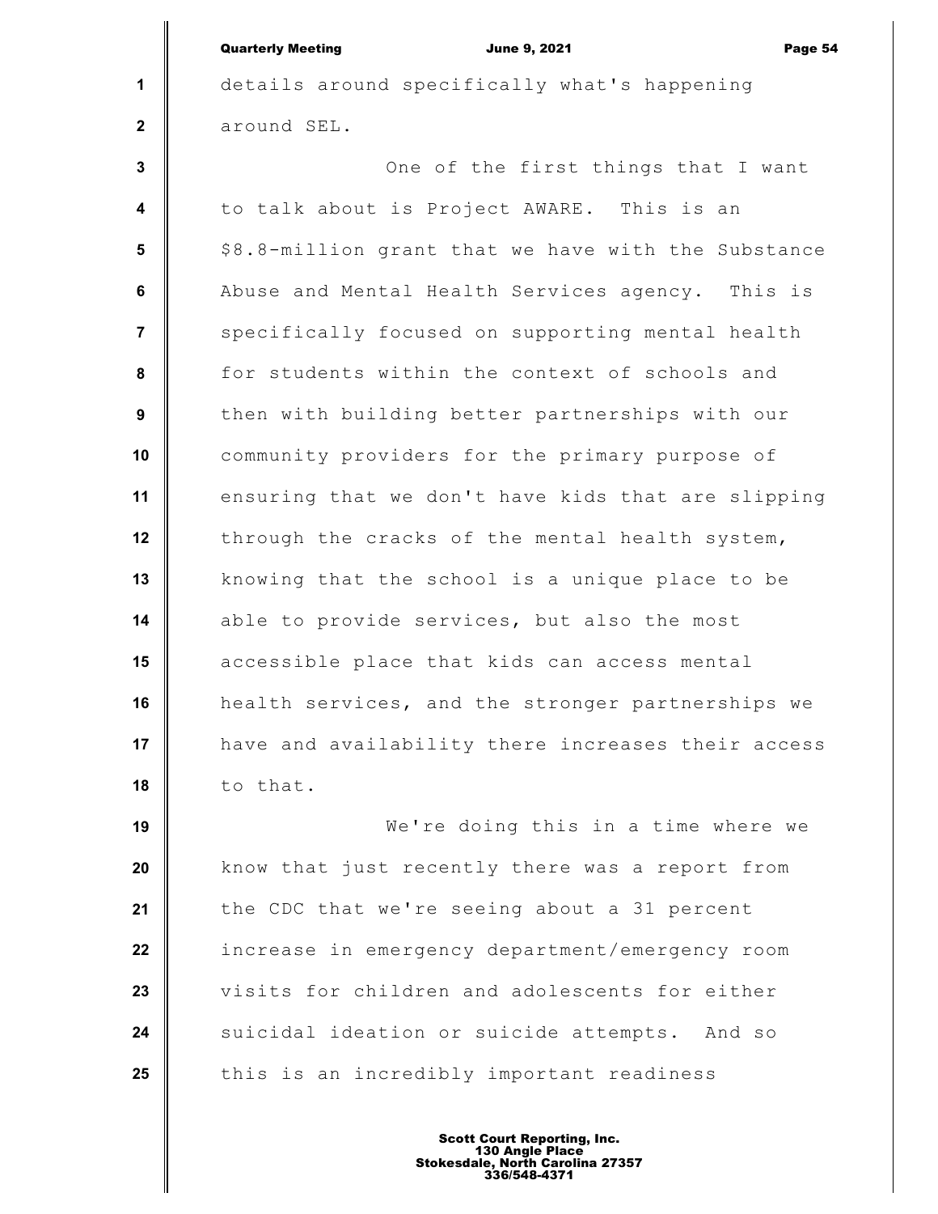details around specifically what's happening around SEL.

One of the first things that I want to talk about is Project AWARE. This is an $8.8-million grant that we have with the Substance Abuse and Mental Health Services agency. This is specifically focused on supporting mental health for students within the context of schools and then with building better partnerships with our community providers for the primary purpose of ensuring that we don't have kids that are slipping through the cracks of the mental health system, knowing that the school is a unique place to be able to provide services, but also the most accessible place that kids can access mental health services, and the stronger partnerships we have and availability there increases their access to that.

We're doing this in a time where we know that just recently there was a report from the CDC that we're seeing about a 31 percent increase in emergency department/emergency room visits for children and adolescents for either suicidal ideation or suicide attempts. And so this is an incredibly important readiness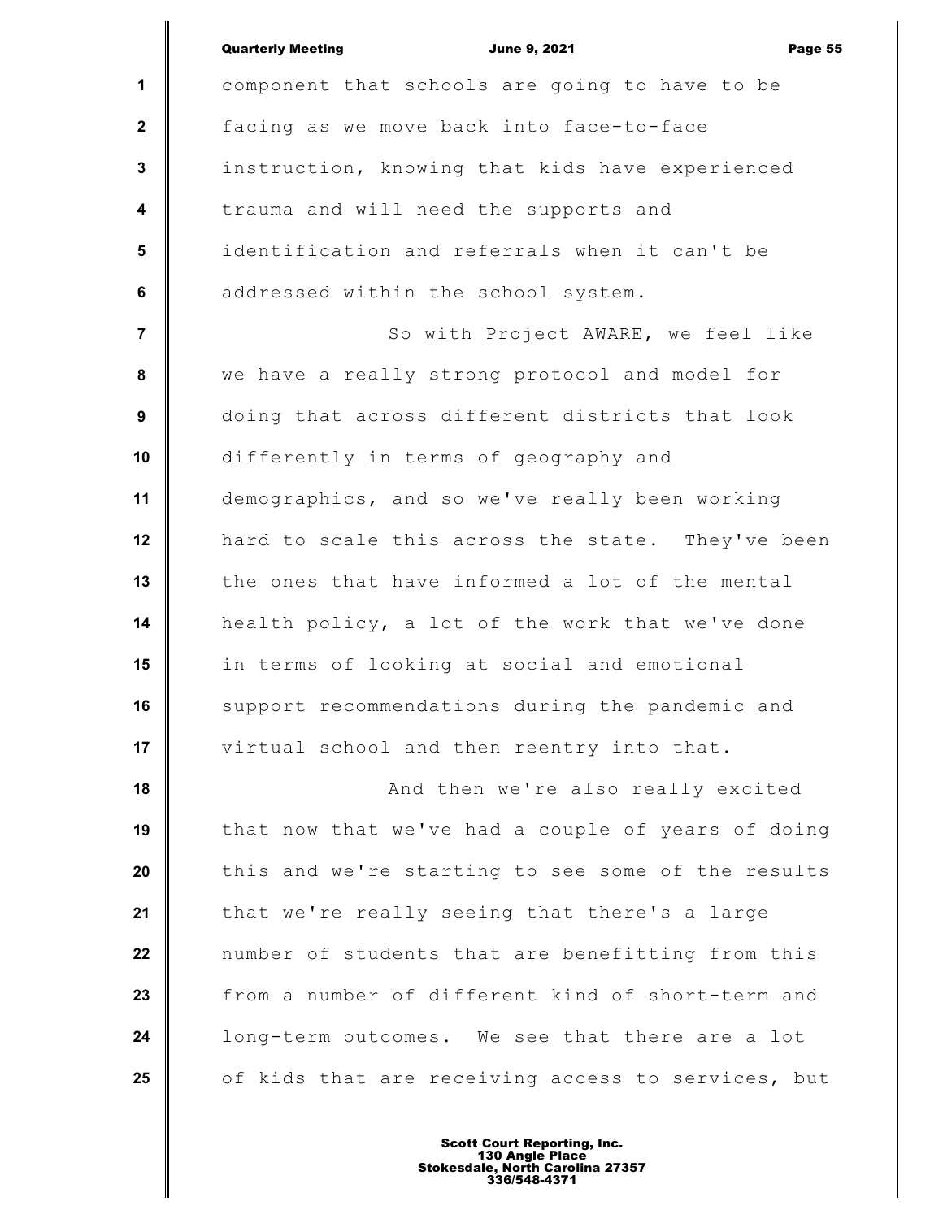component that schools are going to have to be facing as we move back into face-to-face instruction, knowing that kids have experienced trauma and will need the supports and identification and referrals when it can't be addressed within the school system.

So with Project AWARE, we feel like we have a really strong protocol and model for doing that across different districts that look differently in terms of geography and demographics, and so we've really been working hard to scale this across the state. They've been the ones that have informed a lot of the mental health policy, a lot of the work that we've done in terms of looking at social and emotional support recommendations during the pandemic and virtual school and then reentry into that.

And then we're also really excited that now that we've had a couple of years of doing this and we're starting to see some of the results that we're really seeing that there's a large number of students that are benefitting from this from a number of different kind of short-term and long-term outcomes. We see that there are a lot of kids that are receiving access to services, but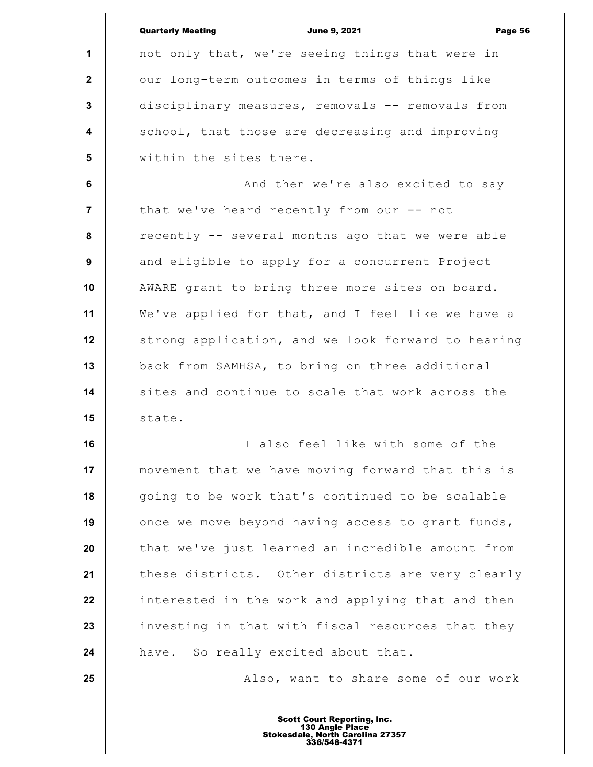not only that, we're seeing things that were in our long-term outcomes in terms of things like disciplinary measures, removals -- removals from school, that those are decreasing and improving within the sites there.

And then we're also excited to say that we've heard recently from our -- not recently -- several months ago that we were able and eligible to apply for a concurrent Project AWARE grant to bring three more sites on board. We've applied for that, and I feel like we have a strong application, and we look forward to hearing back from SAMHSA, to bring on three additional sites and continue to scale that work across the state.

I also feel like with some of the movement that we have moving forward that this is going to be work that's continued to be scalable once we move beyond having access to grant funds, that we've just learned an incredible amount from these districts. Other districts are very clearly interested in the work and applying that and then investing in that with fiscal resources that they have. So really excited about that.

Also, want to share some of our work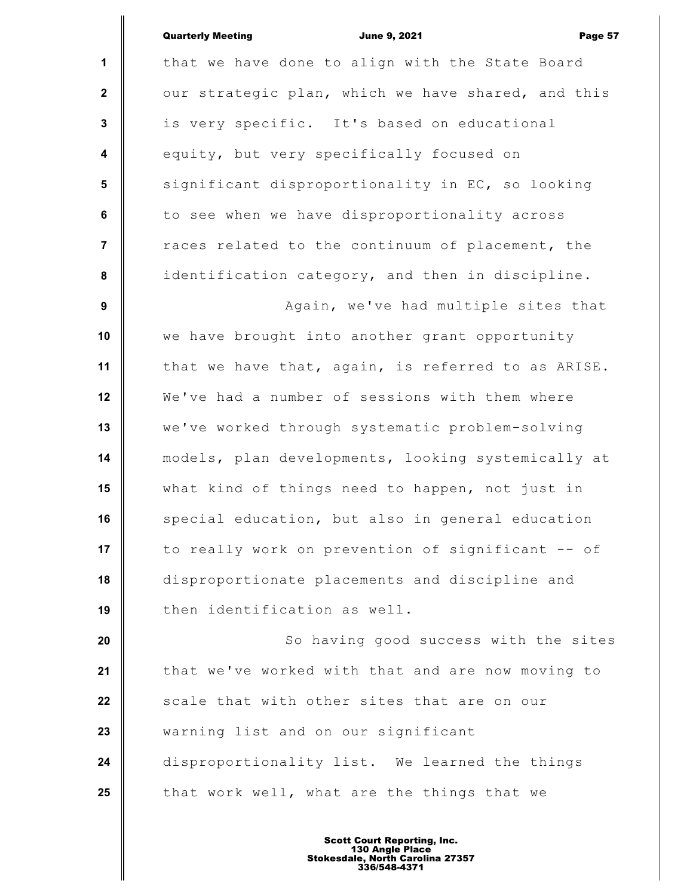that we have done to align with the State Board our strategic plan, which we have shared, and this is very specific. It's based on educational equity, but very specifically focused on significant disproportionality in EC, so looking to see when we have disproportionality across races related to the continuum of placement, the identification category, and then in discipline.

Again, we've had multiple sites that we have brought into another grant opportunity that we have that, again, is referred to as ARISE. We've had a number of sessions with them where we've worked through systematic problem-solving models, plan developments, looking systemically at what kind of things need to happen, not just in special education, but also in general education to really work on prevention of significant -- of disproportionate placements and discipline and then identification as well.

So having good success with the sites that we've worked with that and are now moving to scale that with other sites that are on our warning list and on our significant disproportionality list. We learned the things that work well, what are the things that we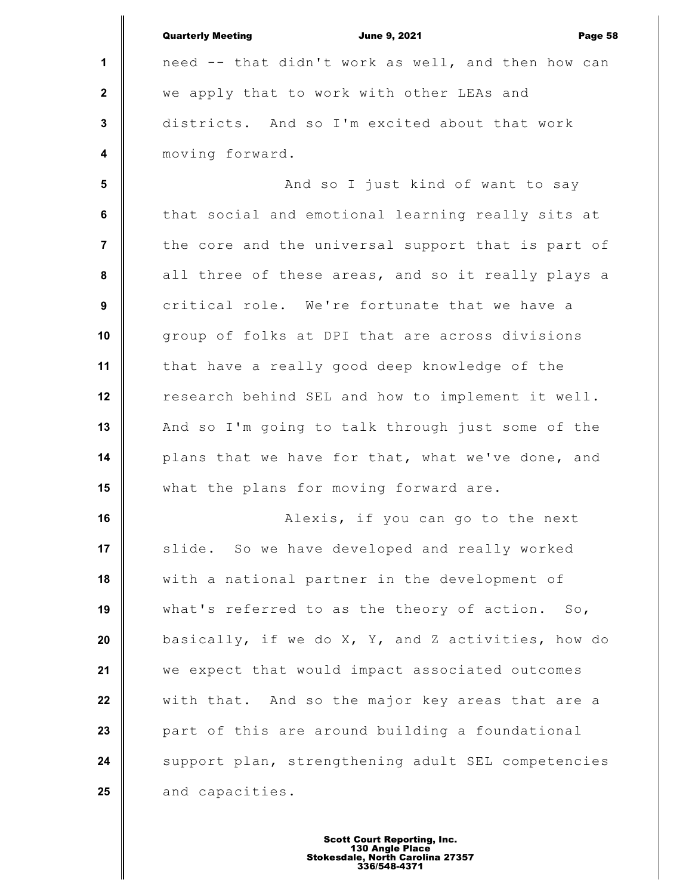need -- that didn't work as well, and then how can we apply that to work with other LEAs and districts. And so I'm excited about that work moving forward.

And so I just kind of want to say that social and emotional learning really sits at the core and the universal support that is part of all three of these areas, and so it really plays a critical role. We're fortunate that we have a group of folks at DPI that are across divisions that have a really good deep knowledge of the research behind SEL and how to implement it well. And so I'm going to talk through just some of the plans that we have for that, what we've done, and what the plans for moving forward are.

Alexis, if you can go to the next slide. So we have developed and really worked with a national partner in the development of what's referred to as the theory of action. So, basically, if we do X, Y, and Z activities, how do we expect that would impact associated outcomes with that. And so the major key areas that are a part of this are around building a foundational support plan, strengthening adult SEL competencies and capacities.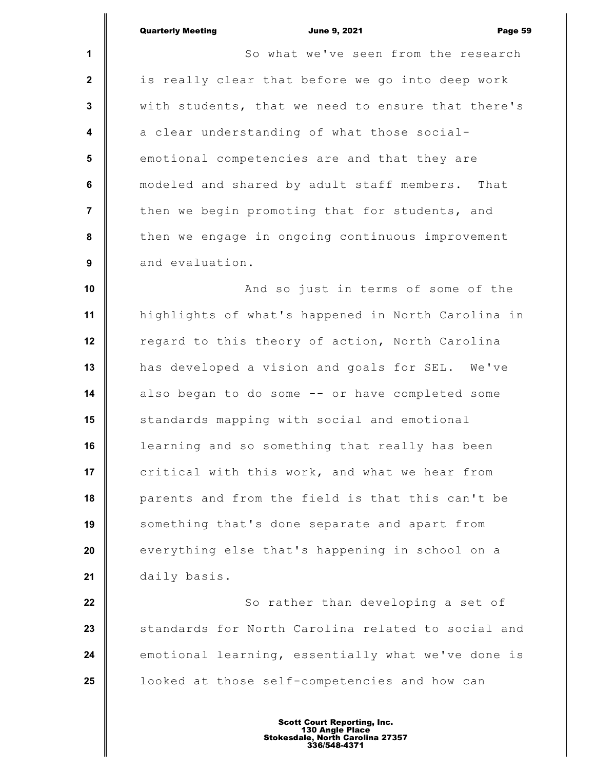So what we've seen from the research is really clear that before we go into deep work with students, that we need to ensure that there's a clear understanding of what those social-emotional competencies are and that they are modeled and shared by adult staff members. That then we begin promoting that for students, and then we engage in ongoing continuous improvement and evaluation.

And so just in terms of some of the highlights of what's happened in North Carolina in regard to this theory of action, North Carolina has developed a vision and goals for SEL. We've also began to do some -- or have completed some standards mapping with social and emotional learning and so something that really has been critical with this work, and what we hear from parents and from the field is that this can't be something that's done separate and apart from everything else that's happening in school on a daily basis.

So rather than developing a set of standards for North Carolina related to social and emotional learning, essentially what we've done is looked at those self-competencies and how can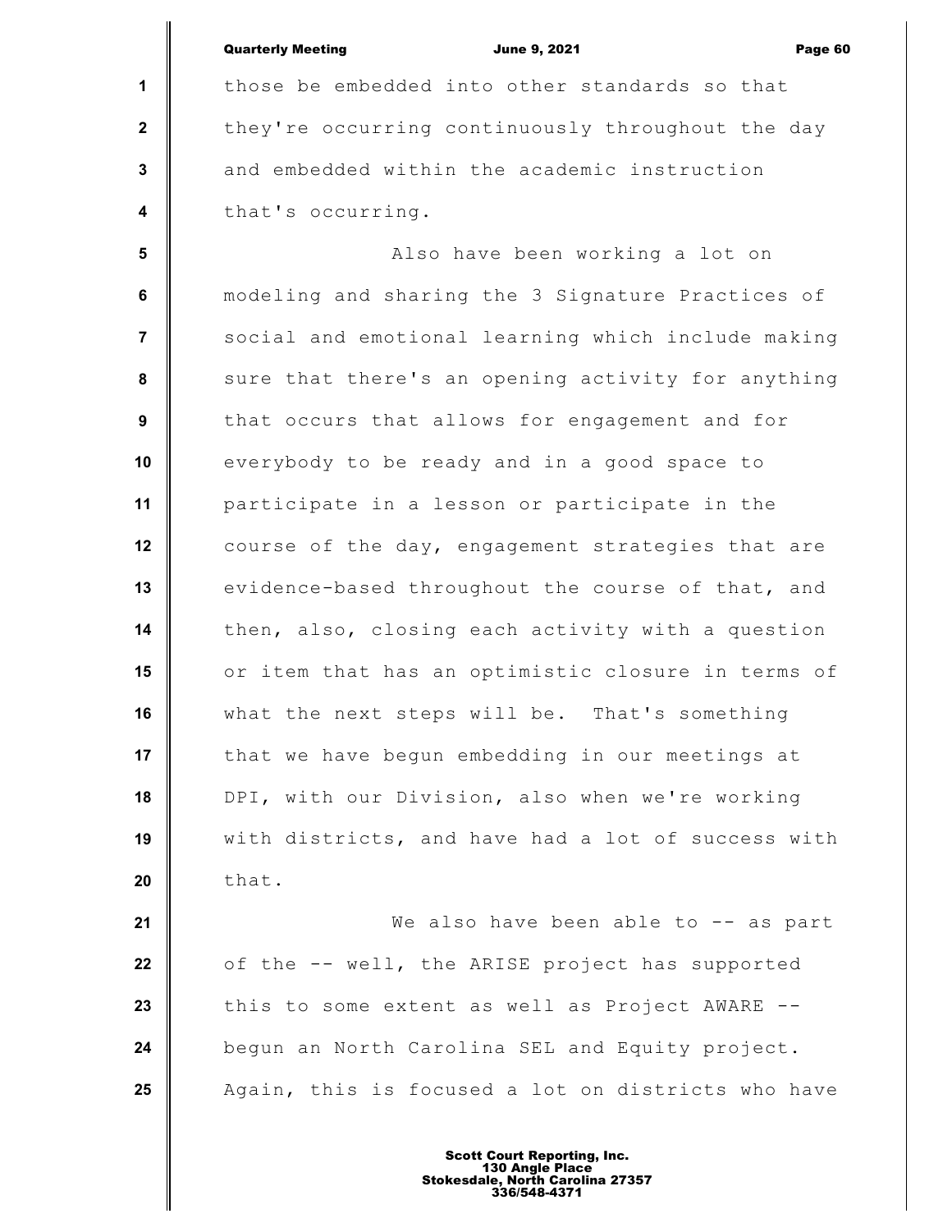those be embedded into other standards so that they're occurring continuously throughout the day and embedded within the academic instruction that's occurring.

Also have been working a lot on modeling and sharing the 3 Signature Practices of social and emotional learning which include making sure that there's an opening activity for anything that occurs that allows for engagement and for everybody to be ready and in a good space to participate in a lesson or participate in the course of the day, engagement strategies that are evidence-based throughout the course of that, and then, also, closing each activity with a question or item that has an optimistic closure in terms of what the next steps will be. That's something that we have begun embedding in our meetings at DPI, with our Division, also when we're working with districts, and have had a lot of success with that.

We also have been able to -- as part of the -- well, the ARISE project has supported this to some extent as well as Project AWARE -- begun an North Carolina SEL and Equity project. Again, this is focused a lot on districts who have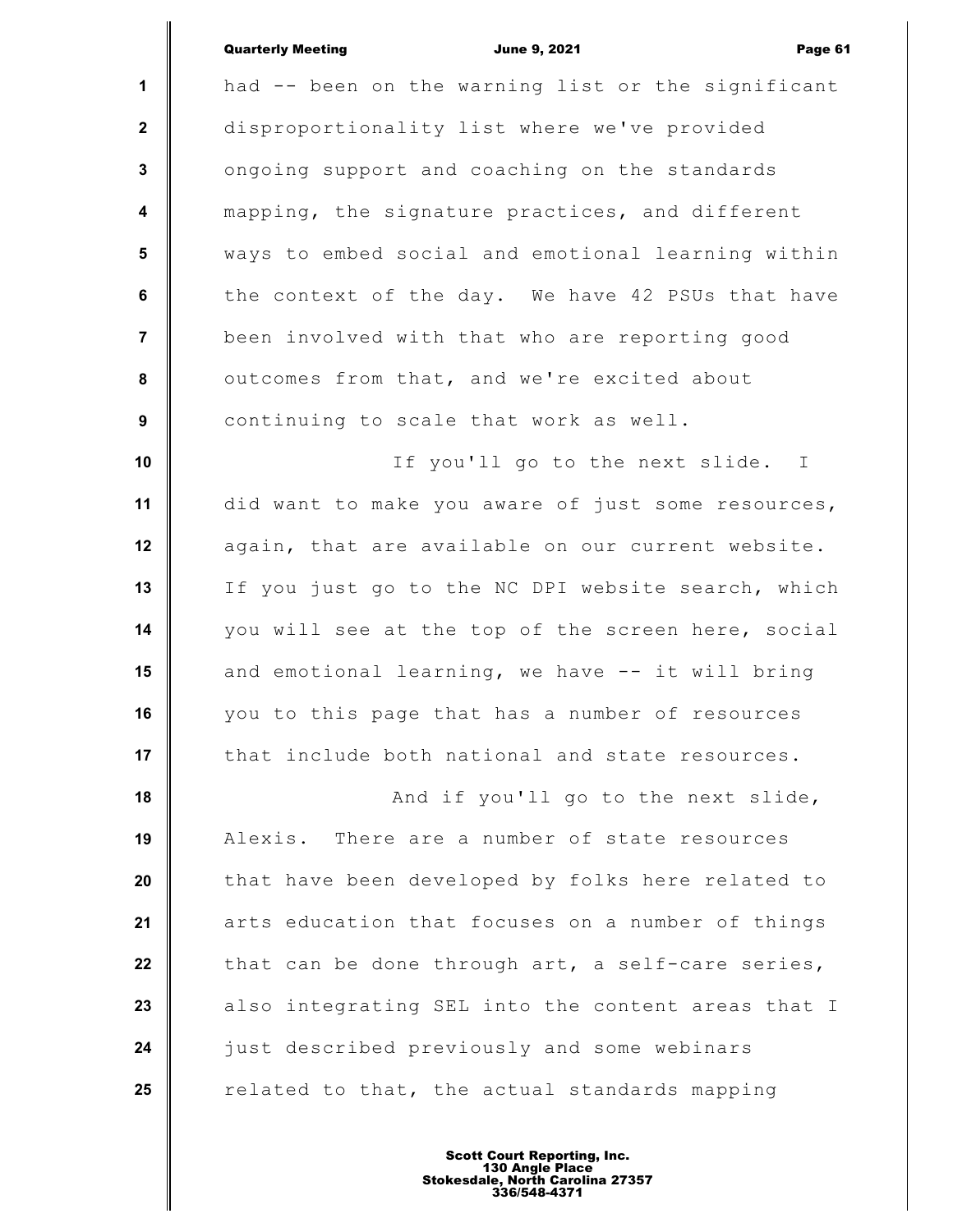had -- been on the warning list or the significant disproportionality list where we've provided ongoing support and coaching on the standards mapping, the signature practices, and different ways to embed social and emotional learning within the context of the day. We have 42 PSUs that have been involved with that who are reporting good outcomes from that, and we're excited about continuing to scale that work as well.

If you'll go to the next slide. I did want to make you aware of just some resources, again, that are available on our current website. If you just go to the NC DPI website search, which you will see at the top of the screen here, social and emotional learning, we have -- it will bring you to this page that has a number of resources that include both national and state resources.

And if you'll go to the next slide, Alexis. There are a number of state resources that have been developed by folks here related to arts education that focuses on a number of things that can be done through art, a self-care series, also integrating SEL into the content areas that I just described previously and some webinars related to that, the actual standards mapping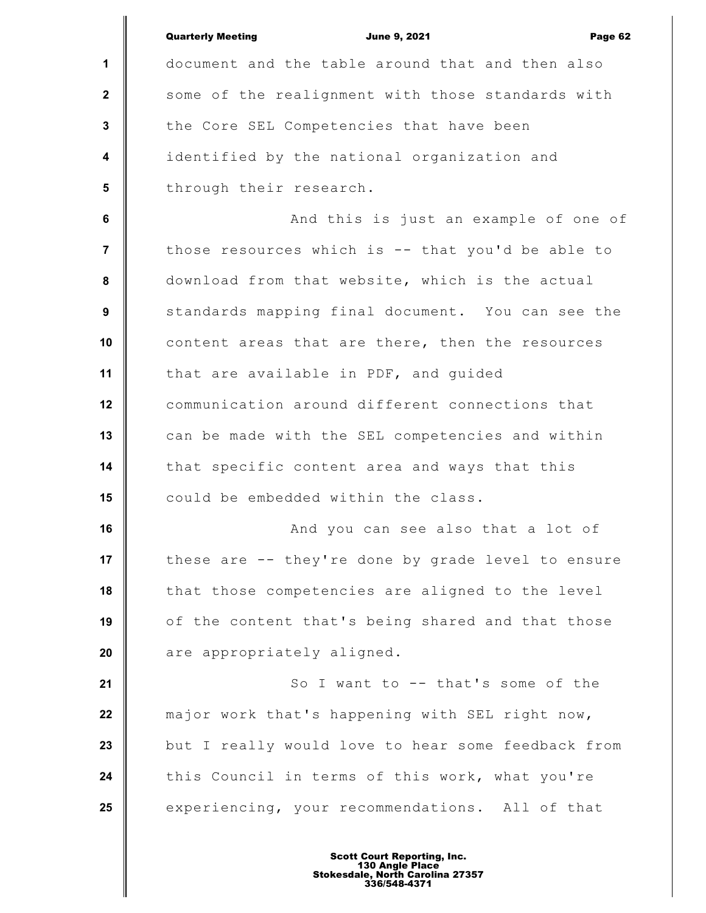document and the table around that and then also some of the realignment with those standards with the Core SEL Competencies that have been identified by the national organization and through their research.

And this is just an example of one of those resources which is -- that you'd be able to download from that website, which is the actual standards mapping final document. You can see the content areas that are there, then the resources that are available in PDF, and guided communication around different connections that can be made with the SEL competencies and within that specific content area and ways that this could be embedded within the class.

And you can see also that a lot of these are -- they're done by grade level to ensure that those competencies are aligned to the level of the content that's being shared and that those are appropriately aligned.

So I want to -- that's some of the major work that's happening with SEL right now, but I really would love to hear some feedback from this Council in terms of this work, what you're experiencing, your recommendations. All of that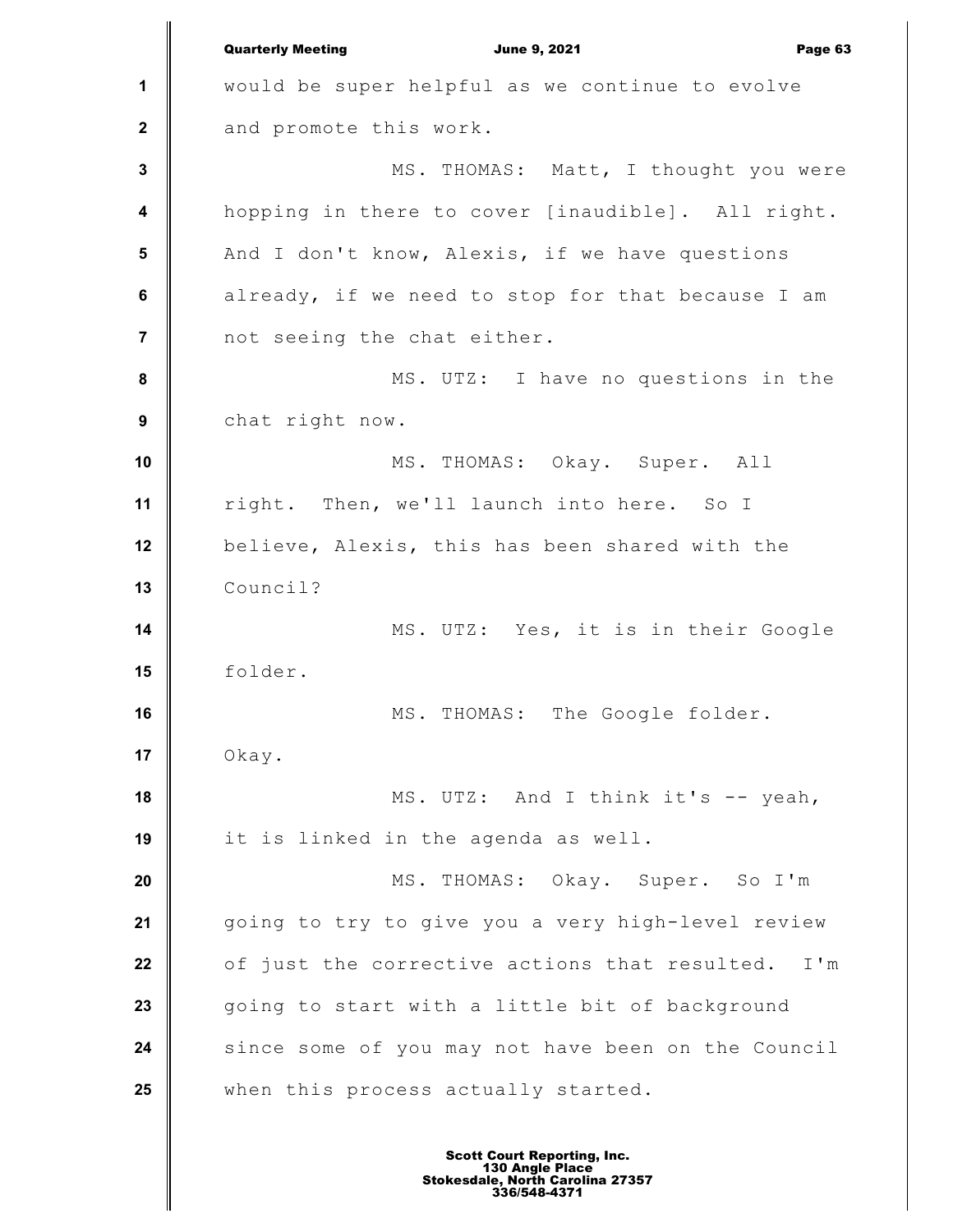would be super helpful as we continue to evolve and promote this work.

MS. THOMAS: Matt, I thought you were hopping in there to cover [inaudible]. All right. And I don't know, Alexis, if we have questions already, if we need to stop for that because I am not seeing the chat either.

MS. UTZ: I have no questions in the chat right now.

MS. THOMAS: Okay. Super. All right. Then, we'll launch into here. So I believe, Alexis, this has been shared with the Council?

MS. UTZ: Yes, it is in their Google folder.

MS. THOMAS: The Google folder. Okay.

MS. UTZ: And I think it's -- yeah, it is linked in the agenda as well.

MS. THOMAS: Okay. Super. So I'm going to try to give you a very high-level review of just the corrective actions that resulted. I'm going to start with a little bit of background since some of you may not have been on the Council when this process actually started.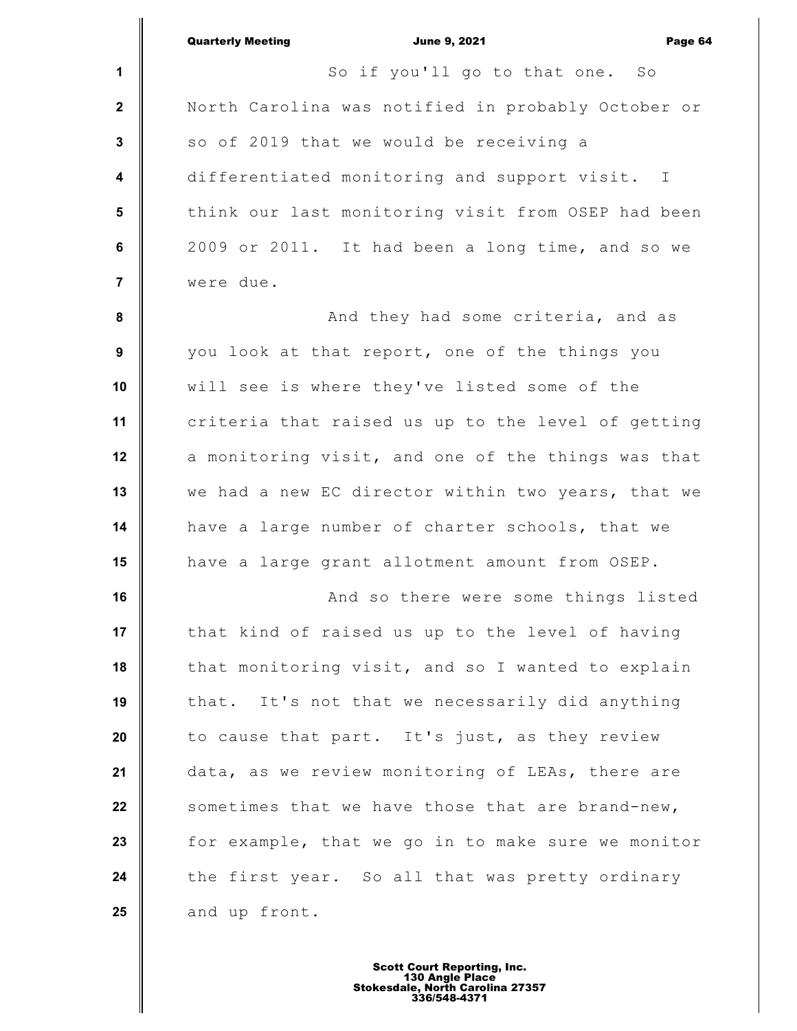So if you'll go to that one. So North Carolina was notified in probably October or so of 2019 that we would be receiving a differentiated monitoring and support visit. I think our last monitoring visit from OSEP had been 2009 or 2011. It had been a long time, and so we were due.

And they had some criteria, and as you look at that report, one of the things you will see is where they've listed some of the criteria that raised us up to the level of getting a monitoring visit, and one of the things was that we had a new EC director within two years, that we have a large number of charter schools, that we have a large grant allotment amount from OSEP.

And so there were some things listed that kind of raised us up to the level of having that monitoring visit, and so I wanted to explain that. It's not that we necessarily did anything to cause that part. It's just, as they review data, as we review monitoring of LEAs, there are sometimes that we have those that are brand-new, for example, that we go in to make sure we monitor the first year. So all that was pretty ordinary and up front.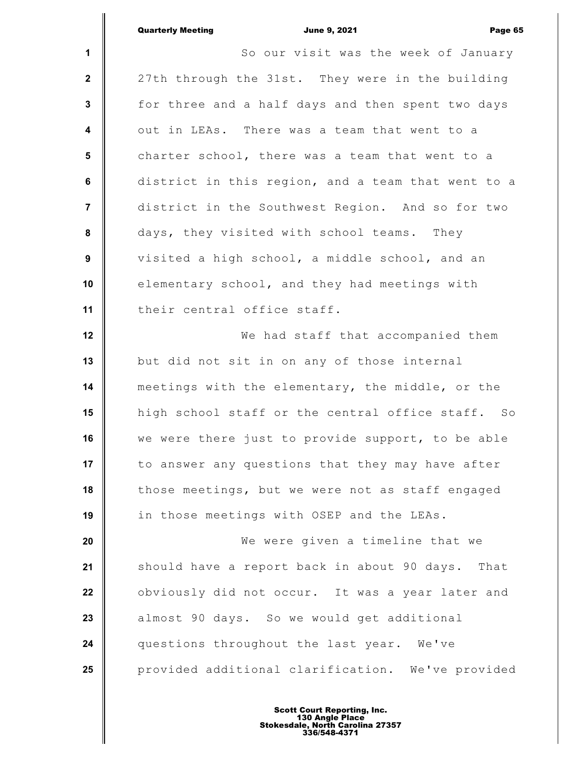So our visit was the week of January 27th through the 31st. They were in the building for three and a half days and then spent two days out in LEAs. There was a team that went to a charter school, there was a team that went to a district in this region, and a team that went to a district in the Southwest Region. And so for two days, they visited with school teams. They visited a high school, a middle school, and an elementary school, and they had meetings with their central office staff.

We had staff that accompanied them but did not sit in on any of those internal meetings with the elementary, the middle, or the high school staff or the central office staff. So we were there just to provide support, to be able to answer any questions that they may have after those meetings, but we were not as staff engaged in those meetings with OSEP and the LEAs.

We were given a timeline that we should have a report back in about 90 days. That obviously did not occur. It was a year later and almost 90 days. So we would get additional questions throughout the last year. We've provided additional clarification. We've provided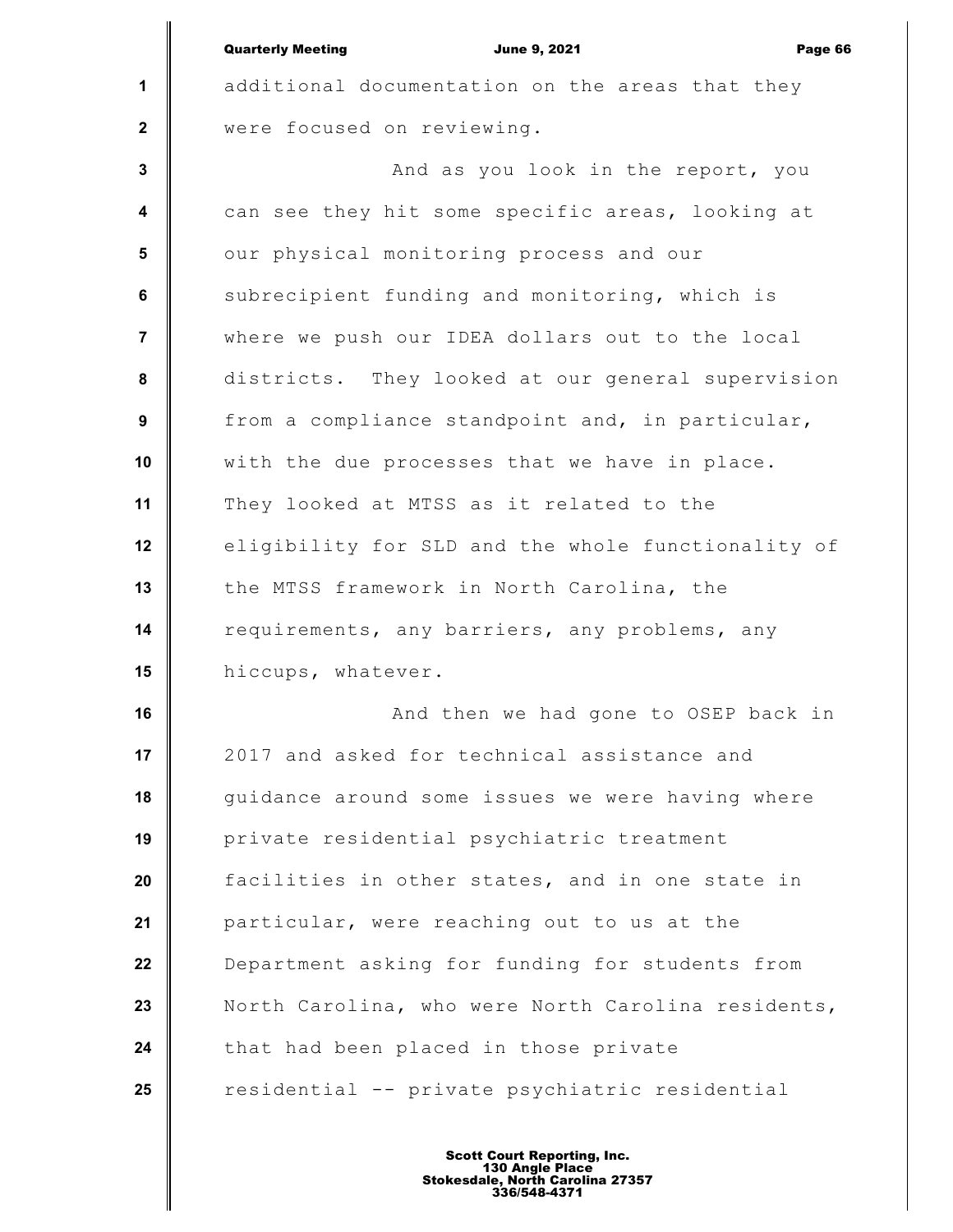additional documentation on the areas that they were focused on reviewing.

And as you look in the report, you can see they hit some specific areas, looking at our physical monitoring process and our subrecipient funding and monitoring, which is where we push our IDEA dollars out to the local districts. They looked at our general supervision from a compliance standpoint and, in particular, with the due processes that we have in place. They looked at MTSS as it related to the eligibility for SLD and the whole functionality of the MTSS framework in North Carolina, the requirements, any barriers, any problems, any hiccups, whatever.

And then we had gone to OSEP back in 2017 and asked for technical assistance and guidance around some issues we were having where private residential psychiatric treatment facilities in other states, and in one state in particular, were reaching out to us at the Department asking for funding for students from North Carolina, who were North Carolina residents, that had been placed in those private residential -- private psychiatric residential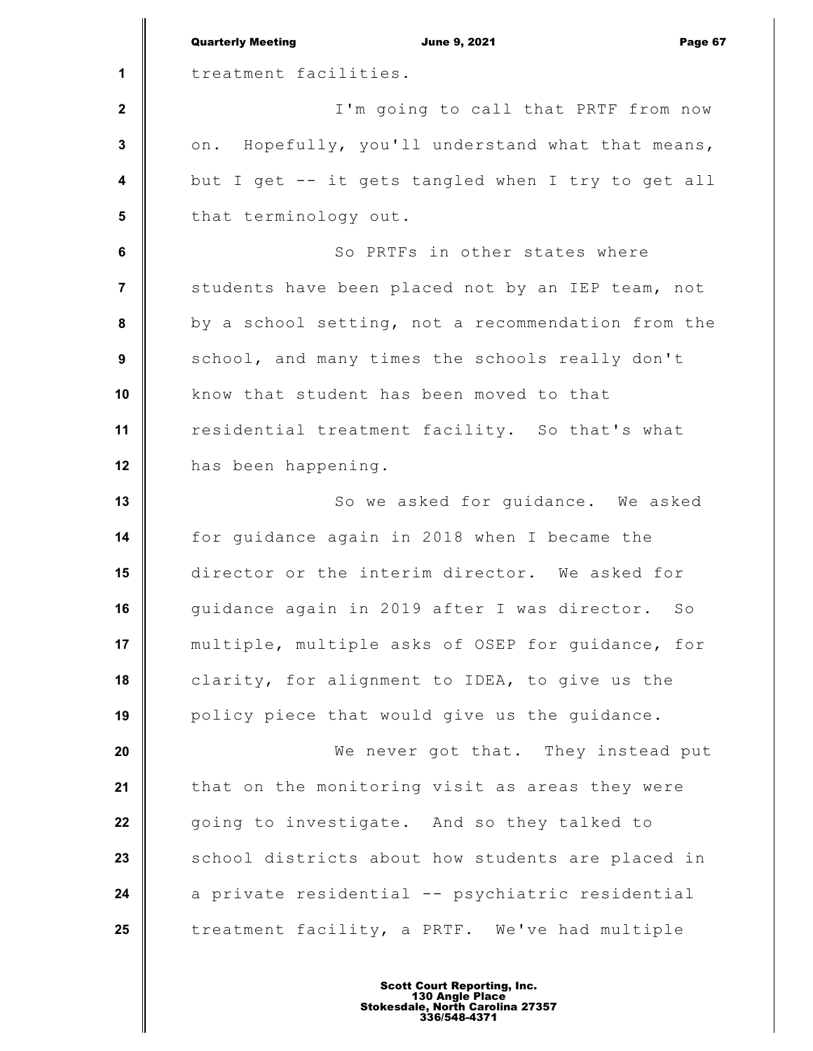treatment facilities.

I'm going to call that PRTF from now on. Hopefully, you'll understand what that means, but I get -- it gets tangled when I try to get all that terminology out.

So PRTFs in other states where students have been placed not by an IEP team, not by a school setting, not a recommendation from the school, and many times the schools really don't know that student has been moved to that residential treatment facility. So that's what has been happening.

So we asked for guidance. We asked for guidance again in 2018 when I became the director or the interim director. We asked for guidance again in 2019 after I was director. So multiple, multiple asks of OSEP for guidance, for clarity, for alignment to IDEA, to give us the policy piece that would give us the guidance.

We never got that. They instead put that on the monitoring visit as areas they were going to investigate. And so they talked to school districts about how students are placed in a private residential -- psychiatric residential treatment facility, a PRTF. We've had multiple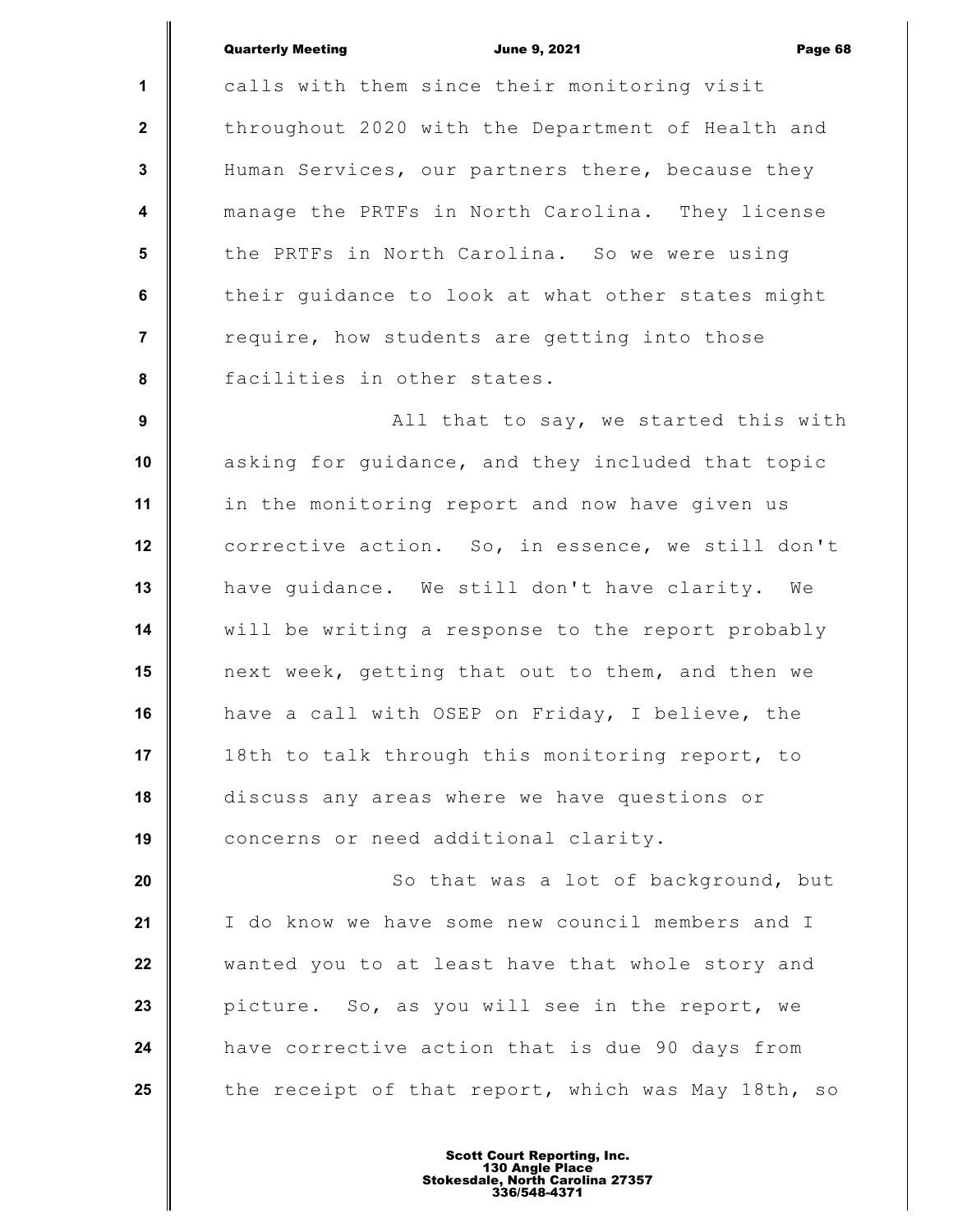calls with them since their monitoring visit throughout 2020 with the Department of Health and Human Services, our partners there, because they manage the PRTFs in North Carolina. They license the PRTFs in North Carolina. So we were using their guidance to look at what other states might require, how students are getting into those facilities in other states.

All that to say, we started this with asking for guidance, and they included that topic in the monitoring report and now have given us corrective action. So, in essence, we still don't have guidance. We still don't have clarity. We will be writing a response to the report probably next week, getting that out to them, and then we have a call with OSEP on Friday, I believe, the 18th to talk through this monitoring report, to discuss any areas where we have questions or concerns or need additional clarity.

So that was a lot of background, but I do know we have some new council members and I wanted you to at least have that whole story and picture. So, as you will see in the report, we have corrective action that is due 90 days from the receipt of that report, which was May 18th, so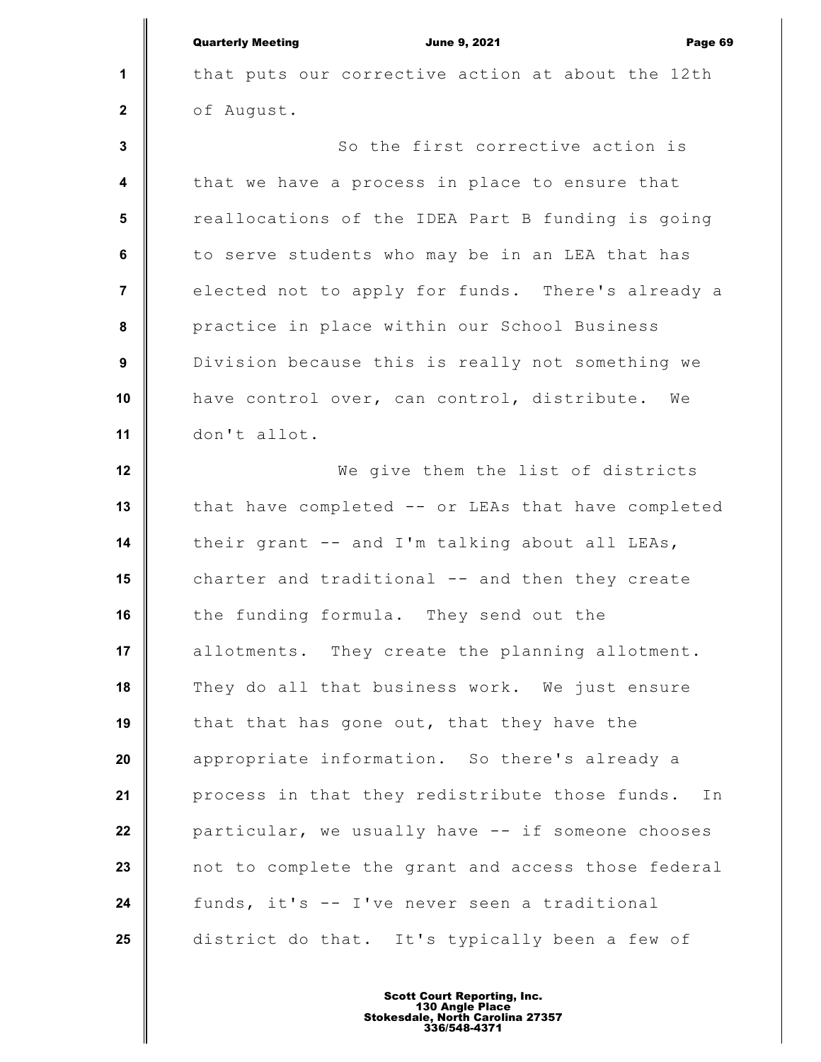that puts our corrective action at about the 12th of August.

So the first corrective action is that we have a process in place to ensure that reallocations of the IDEA Part B funding is going to serve students who may be in an LEA that has elected not to apply for funds. There's already a practice in place within our School Business Division because this is really not something we have control over, can control, distribute. We don't allot.

We give them the list of districts that have completed -- or LEAs that have completed their grant -- and I'm talking about all LEAs, charter and traditional -- and then they create the funding formula. They send out the allotments. They create the planning allotment. They do all that business work. We just ensure that that has gone out, that they have the appropriate information. So there's already a process in that they redistribute those funds. In particular, we usually have -- if someone chooses not to complete the grant and access those federal funds, it's -- I've never seen a traditional district do that. It's typically been a few of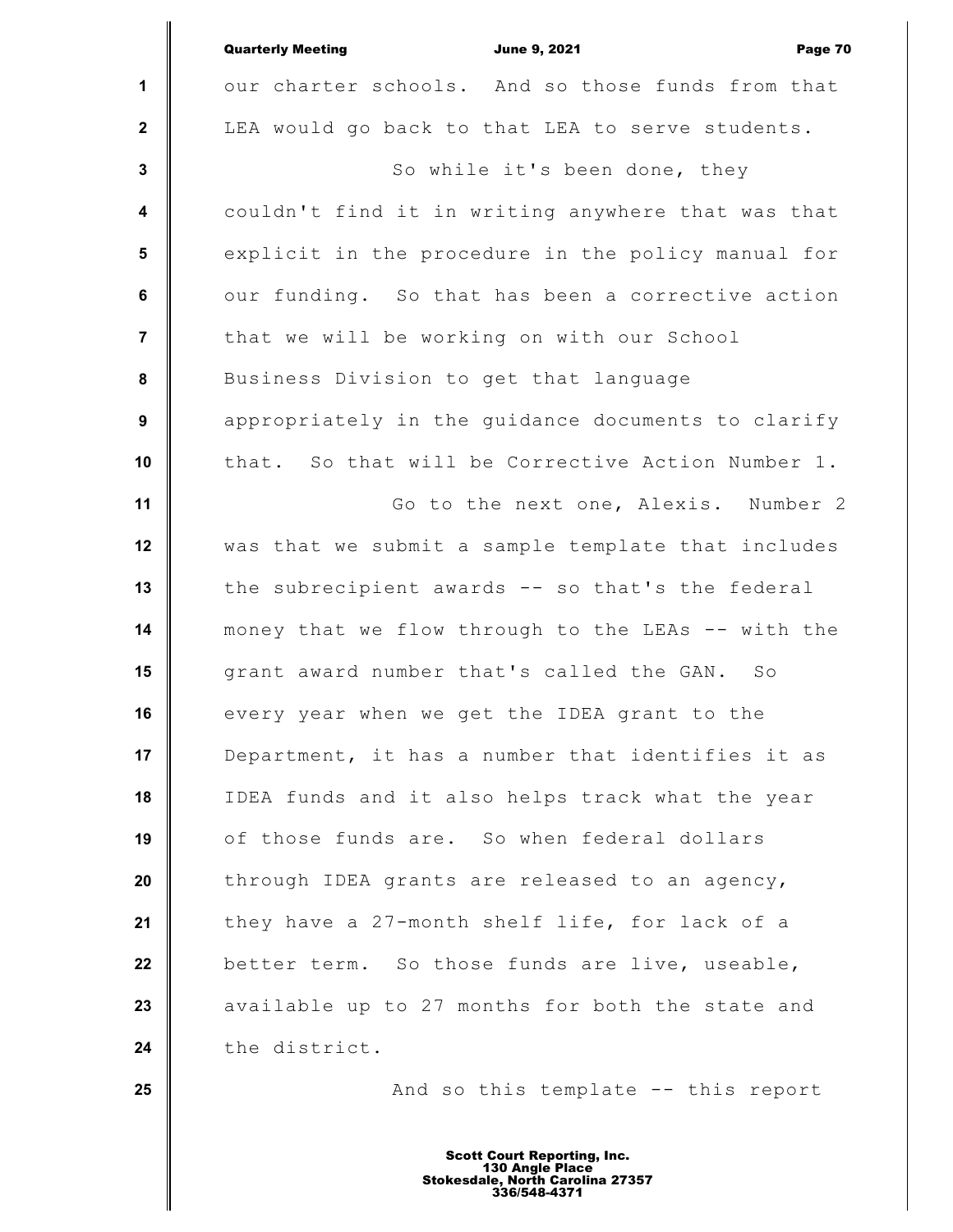our charter schools. And so those funds from that LEA would go back to that LEA to serve students.

So while it's been done, they couldn't find it in writing anywhere that was that explicit in the procedure in the policy manual for our funding. So that has been a corrective action that we will be working on with our School Business Division to get that language appropriately in the guidance documents to clarify that. So that will be Corrective Action Number 1.

Go to the next one, Alexis. Number 2 was that we submit a sample template that includes the subrecipient awards -- so that's the federal money that we flow through to the LEAs -- with the grant award number that's called the GAN. So every year when we get the IDEA grant to the Department, it has a number that identifies it as IDEA funds and it also helps track what the year of those funds are. So when federal dollars through IDEA grants are released to an agency, they have a 27-month shelf life, for lack of a better term. So those funds are live, useable, available up to 27 months for both the state and the district.

And so this template -- this report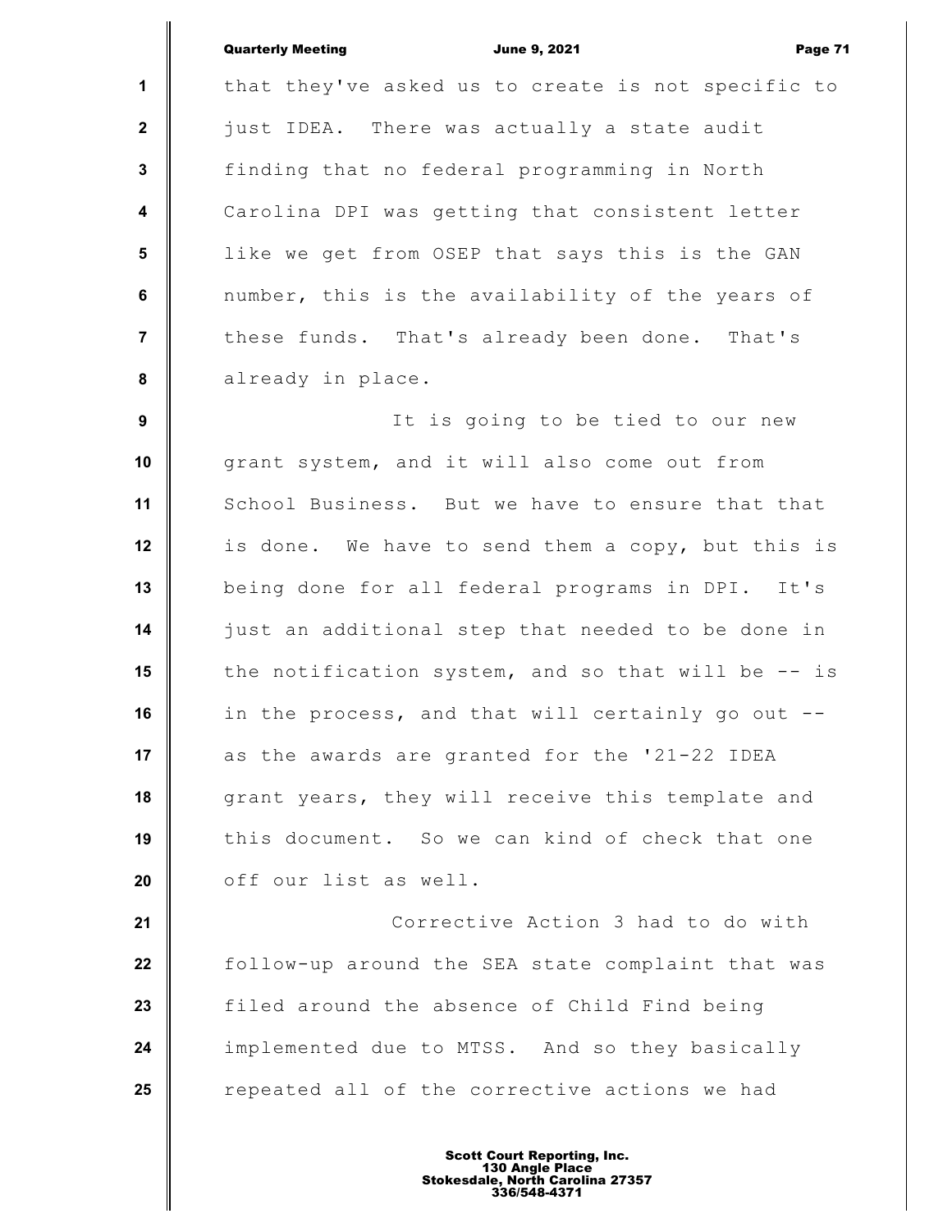that they've asked us to create is not specific to just IDEA. There was actually a state audit finding that no federal programming in North Carolina DPI was getting that consistent letter like we get from OSEP that says this is the GAN number, this is the availability of the years of these funds. That's already been done. That's already in place.

It is going to be tied to our new grant system, and it will also come out from School Business. But we have to ensure that that is done. We have to send them a copy, but this is being done for all federal programs in DPI. It's just an additional step that needed to be done in the notification system, and so that will be -- is in the process, and that will certainly go out -- as the awards are granted for the '21-22 IDEA grant years, they will receive this template and this document. So we can kind of check that one off our list as well.

Corrective Action 3 had to do with follow-up around the SEA state complaint that was filed around the absence of Child Find being implemented due to MTSS. And so they basically repeated all of the corrective actions we had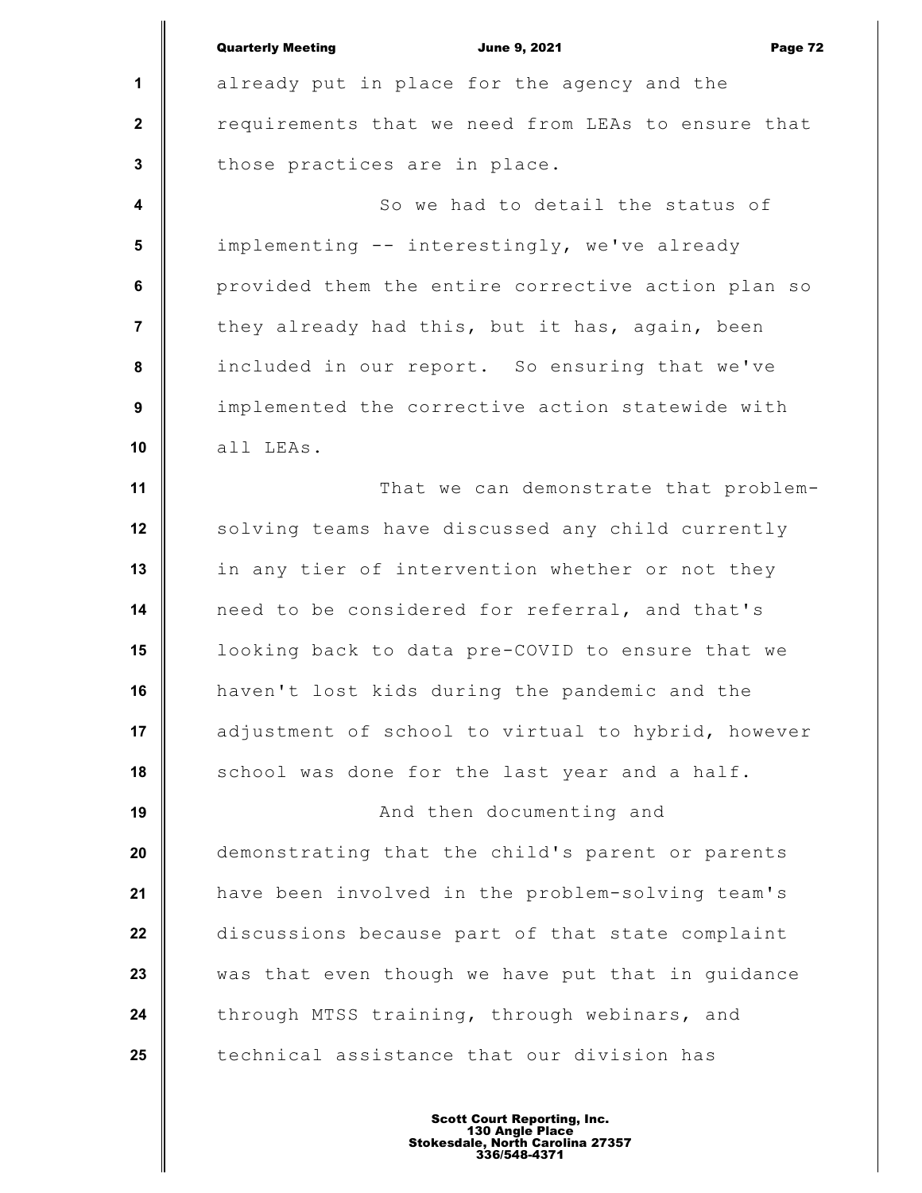already put in place for the agency and the requirements that we need from LEAs to ensure that those practices are in place.

So we had to detail the status of implementing -- interestingly, we've already provided them the entire corrective action plan so they already had this, but it has, again, been included in our report. So ensuring that we've implemented the corrective action statewide with all LEAs.

That we can demonstrate that problem-solving teams have discussed any child currently in any tier of intervention whether or not they need to be considered for referral, and that's looking back to data pre-COVID to ensure that we haven't lost kids during the pandemic and the adjustment of school to virtual to hybrid, however school was done for the last year and a half.

And then documenting and demonstrating that the child's parent or parents have been involved in the problem-solving team's discussions because part of that state complaint was that even though we have put that in guidance through MTSS training, through webinars, and technical assistance that our division has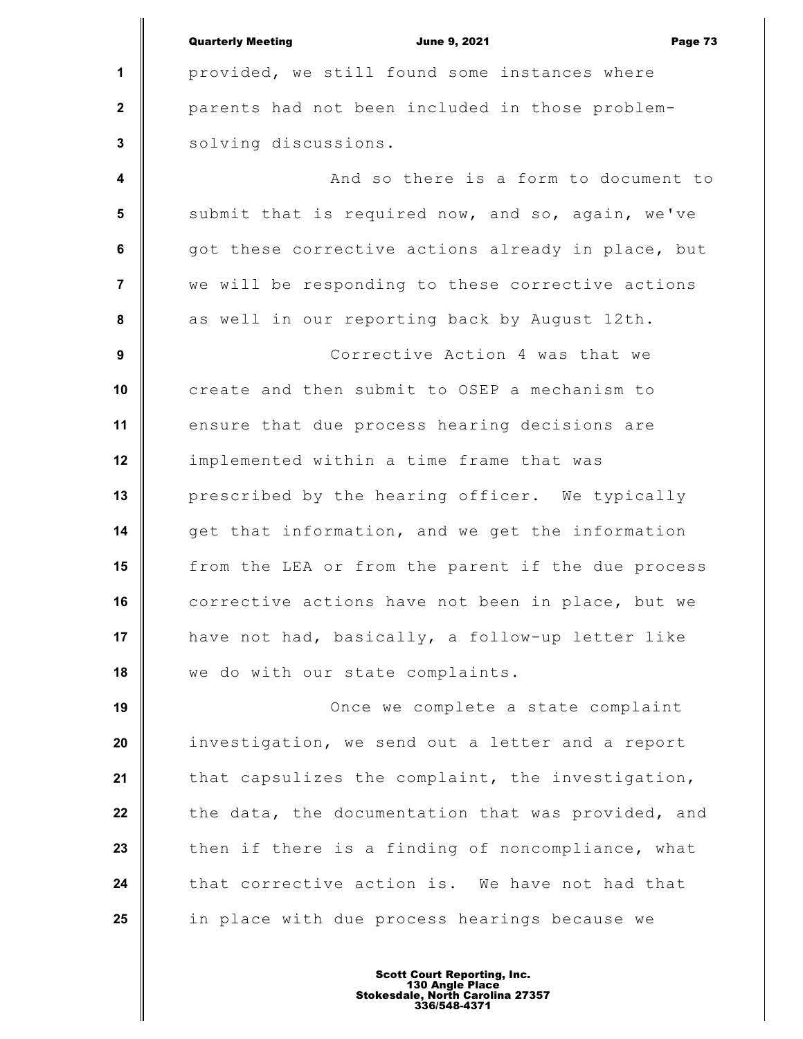provided, we still found some instances where parents had not been included in those problem-solving discussions.

And so there is a form to document to submit that is required now, and so, again, we've got these corrective actions already in place, but we will be responding to these corrective actions as well in our reporting back by August 12th.

Corrective Action 4 was that we create and then submit to OSEP a mechanism to ensure that due process hearing decisions are implemented within a time frame that was prescribed by the hearing officer. We typically get that information, and we get the information from the LEA or from the parent if the due process corrective actions have not been in place, but we have not had, basically, a follow-up letter like we do with our state complaints.

Once we complete a state complaint investigation, we send out a letter and a report that capsulizes the complaint, the investigation, the data, the documentation that was provided, and then if there is a finding of noncompliance, what that corrective action is. We have not had that in place with due process hearings because we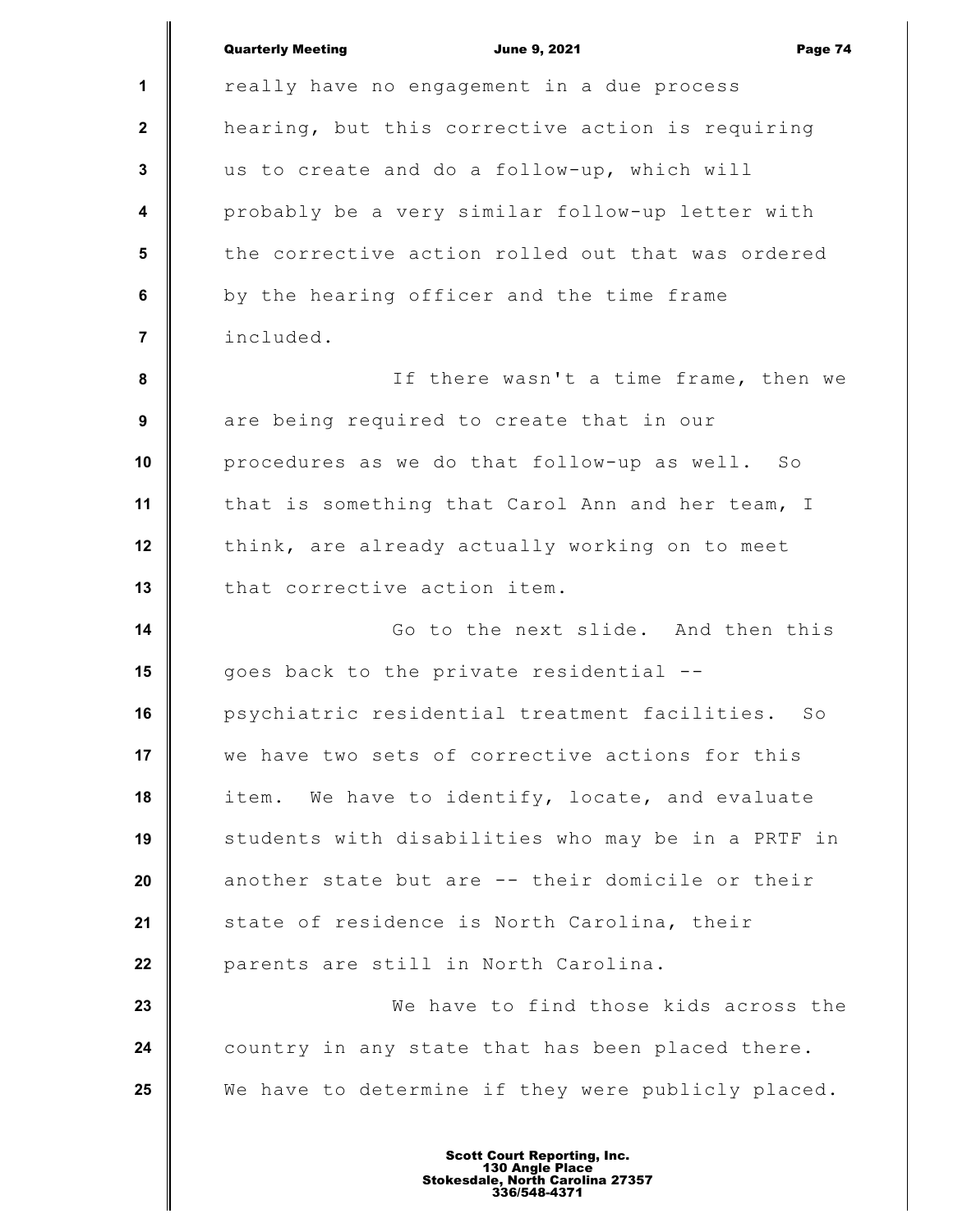really have no engagement in a due process hearing, but this corrective action is requiring us to create and do a follow-up, which will probably be a very similar follow-up letter with the corrective action rolled out that was ordered by the hearing officer and the time frame included.

If there wasn't a time frame, then we are being required to create that in our procedures as we do that follow-up as well. So that is something that Carol Ann and her team, I think, are already actually working on to meet that corrective action item.

Go to the next slide. And then this goes back to the private residential -- psychiatric residential treatment facilities. So we have two sets of corrective actions for this item. We have to identify, locate, and evaluate students with disabilities who may be in a PRTF in another state but are -- their domicile or their state of residence is North Carolina, their parents are still in North Carolina.

We have to find those kids across the country in any state that has been placed there. We have to determine if they were publicly placed.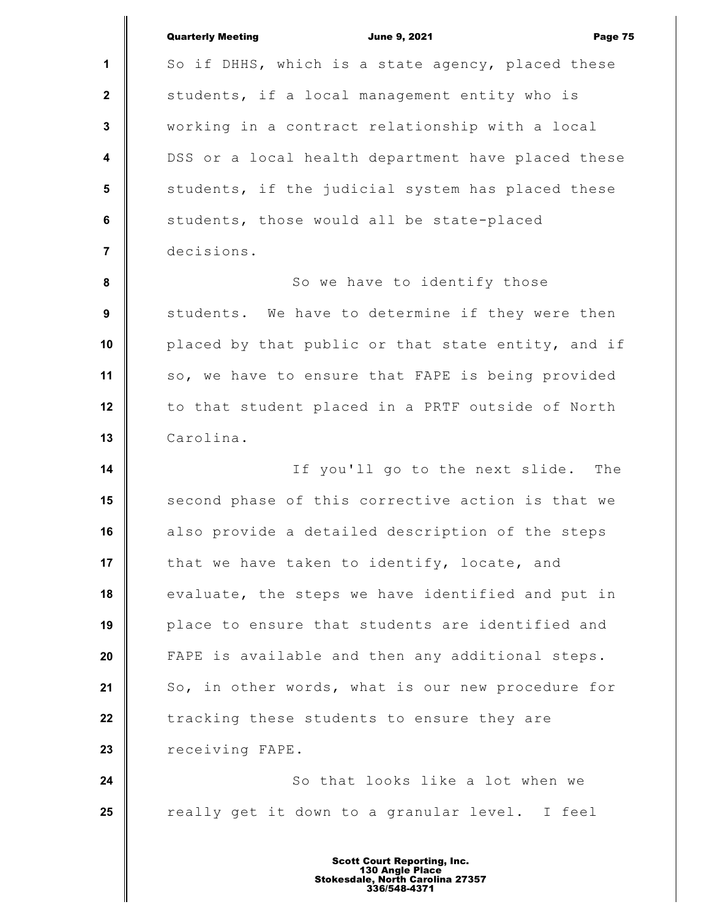So if DHHS, which is a state agency, placed these students, if a local management entity who is working in a contract relationship with a local DSS or a local health department have placed these students, if the judicial system has placed these students, those would all be state-placed decisions.

So we have to identify those students. We have to determine if they were then placed by that public or that state entity, and if so, we have to ensure that FAPE is being provided to that student placed in a PRTF outside of North Carolina.

If you'll go to the next slide. The second phase of this corrective action is that we also provide a detailed description of the steps that we have taken to identify, locate, and evaluate, the steps we have identified and put in place to ensure that students are identified and FAPE is available and then any additional steps. So, in other words, what is our new procedure for tracking these students to ensure they are receiving FAPE.

So that looks like a lot when we really get it down to a granular level. I feel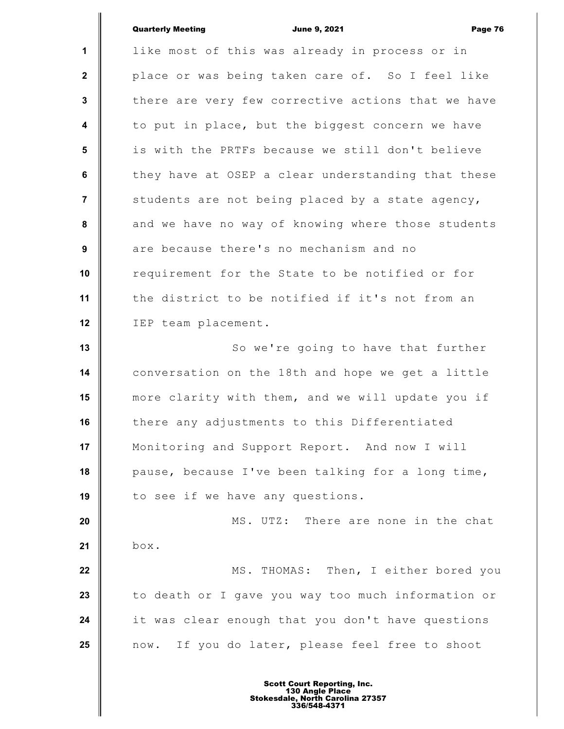like most of this was already in process or in place or was being taken care of. So I feel like there are very few corrective actions that we have to put in place, but the biggest concern we have is with the PRTFs because we still don't believe they have at OSEP a clear understanding that these students are not being placed by a state agency, and we have no way of knowing where those students are because there's no mechanism and no requirement for the State to be notified or for the district to be notified if it's not from an IEP team placement.

So we're going to have that further conversation on the 18th and hope we get a little more clarity with them, and we will update you if there any adjustments to this Differentiated Monitoring and Support Report. And now I will pause, because I've been talking for a long time, to see if we have any questions.

MS. UTZ: There are none in the chat box.

MS. THOMAS: Then, I either bored you to death or I gave you way too much information or it was clear enough that you don't have questions now. If you do later, please feel free to shoot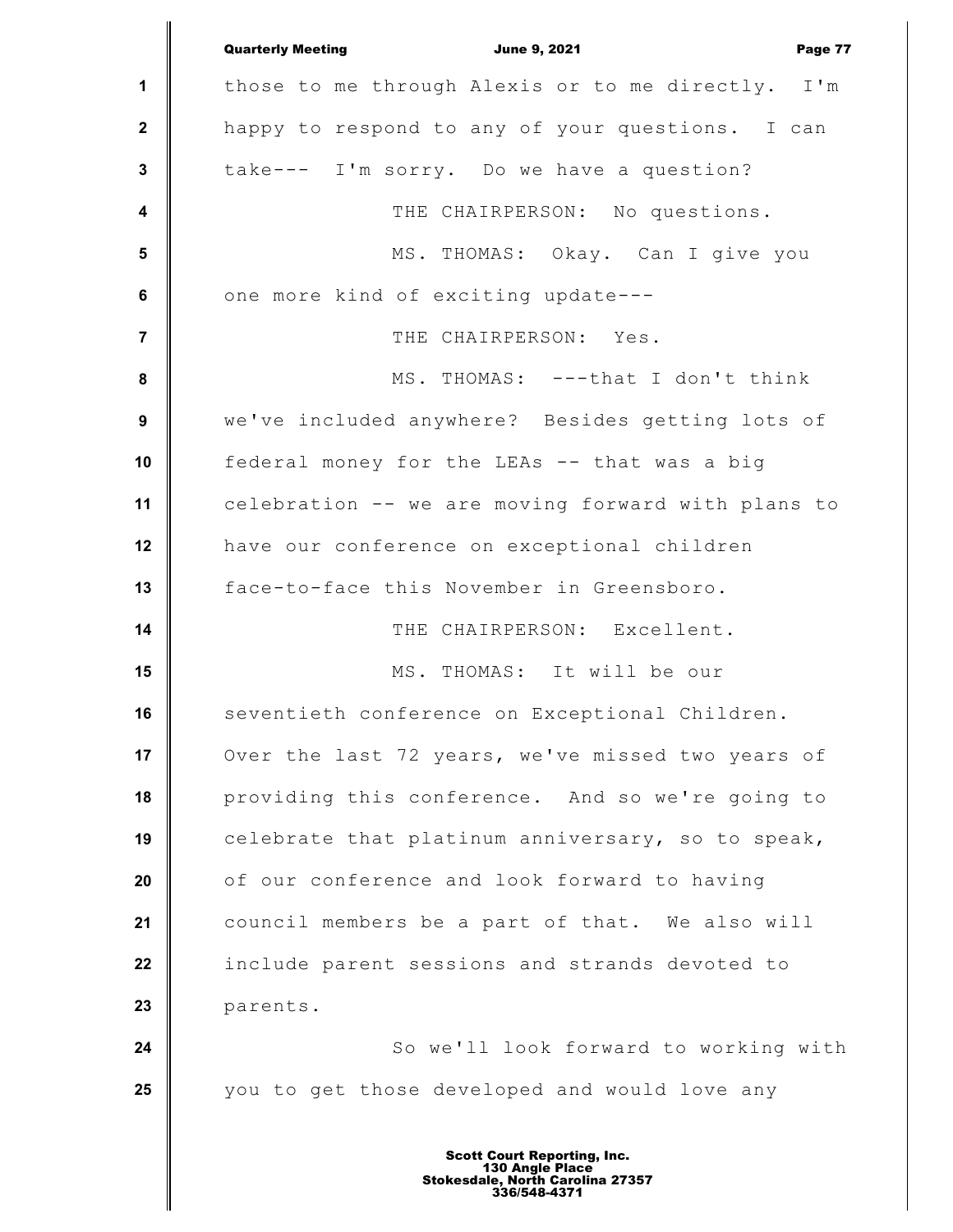those to me through Alexis or to me directly. I'm happy to respond to any of your questions. I can take--- I'm sorry. Do we have a question?

THE CHAIRPERSON: No questions.

MS. THOMAS: Okay. Can I give you one more kind of exciting update---

THE CHAIRPERSON: Yes.

MS. THOMAS: ---that I don't think we've included anywhere? Besides getting lots of federal money for the LEAs -- that was a big celebration -- we are moving forward with plans to have our conference on exceptional children face-to-face this November in Greensboro.

THE CHAIRPERSON: Excellent.

MS. THOMAS: It will be our seventieth conference on Exceptional Children. Over the last 72 years, we've missed two years of providing this conference. And so we're going to celebrate that platinum anniversary, so to speak, of our conference and look forward to having council members be a part of that. We also will include parent sessions and strands devoted to parents.

So we'll look forward to working with you to get those developed and would love any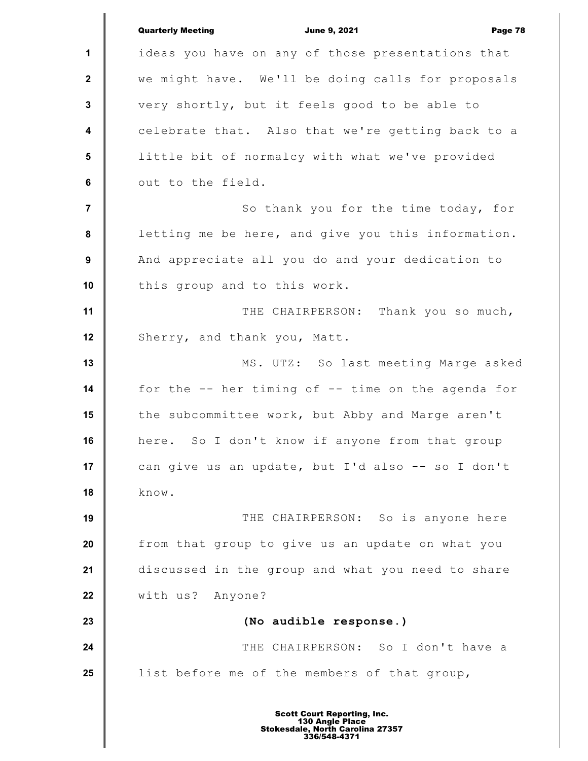ideas you have on any of those presentations that we might have. We'll be doing calls for proposals very shortly, but it feels good to be able to celebrate that. Also that we're getting back to a little bit of normalcy with what we've provided out to the field.

So thank you for the time today, for letting me be here, and give you this information. And appreciate all you do and your dedication to this group and to this work.

THE CHAIRPERSON: Thank you so much, Sherry, and thank you, Matt.

MS. UTZ: So last meeting Marge asked for the -- her timing of -- time on the agenda for the subcommittee work, but Abby and Marge aren't here. So I don't know if anyone from that group can give us an update, but I'd also -- so I don't know.

THE CHAIRPERSON: So is anyone here from that group to give us an update on what you discussed in the group and what you need to share with us? Anyone?

**(No audible response.)**

THE CHAIRPERSON: So I don't have a list before me of the members of that group,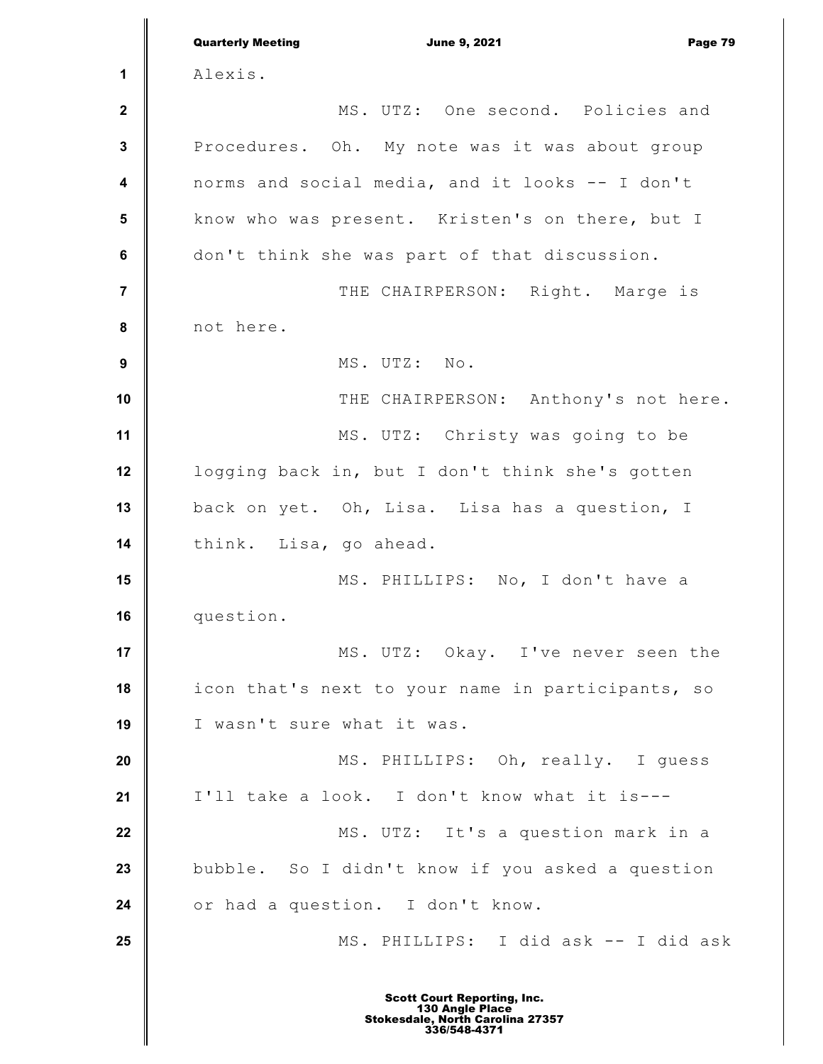Alexis.

MS. UTZ: One second. Policies and Procedures. Oh. My note was it was about group norms and social media, and it looks -- I don't know who was present. Kristen's on there, but I don't think she was part of that discussion.

THE CHAIRPERSON: Right. Marge is not here.

MS. UTZ: No.

THE CHAIRPERSON: Anthony's not here.

MS. UTZ: Christy was going to be logging back in, but I don't think she's gotten back on yet. Oh, Lisa. Lisa has a question, I think. Lisa, go ahead.

MS. PHILLIPS: No, I don't have a question.

MS. UTZ: Okay. I've never seen the icon that's next to your name in participants, so I wasn't sure what it was.

MS. PHILLIPS: Oh, really. I guess I'll take a look. I don't know what it is---

MS. UTZ: It's a question mark in a bubble. So I didn't know if you asked a question or had a question. I don't know.

MS. PHILLIPS: I did ask -- I did ask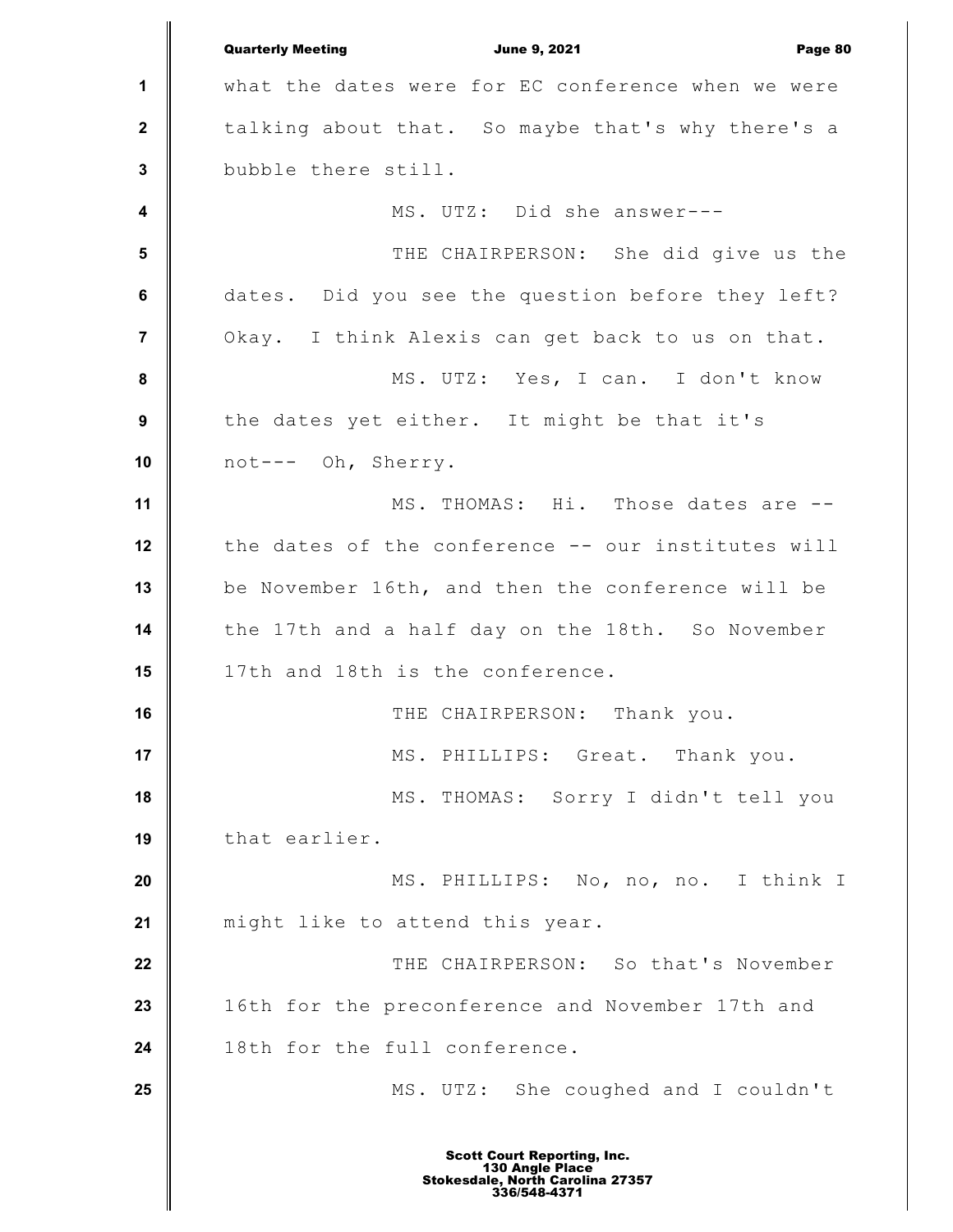what the dates were for EC conference when we were talking about that. So maybe that's why there's a bubble there still.

MS. UTZ: Did she answer---

THE CHAIRPERSON: She did give us the dates. Did you see the question before they left? Okay. I think Alexis can get back to us on that.

MS. UTZ: Yes, I can. I don't know the dates yet either. It might be that it's not--- Oh, Sherry.

MS. THOMAS: Hi. Those dates are -- the dates of the conference -- our institutes will be November 16th, and then the conference will be the 17th and a half day on the 18th. So November 17th and 18th is the conference.

THE CHAIRPERSON: Thank you.

MS. PHILLIPS: Great. Thank you.

MS. THOMAS: Sorry I didn't tell you that earlier.

MS. PHILLIPS: No, no, no. I think I might like to attend this year.

THE CHAIRPERSON: So that's November 16th for the preconference and November 17th and 18th for the full conference.

MS. UTZ: She coughed and I couldn't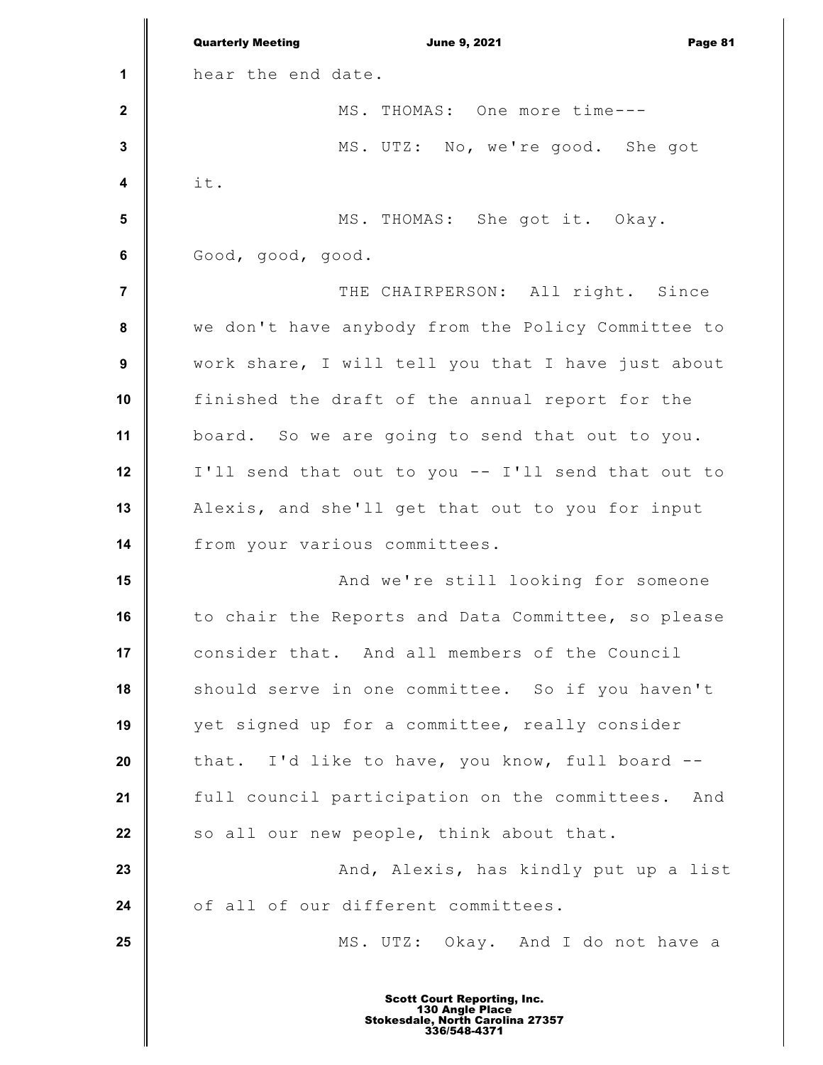hear the end date.

MS. THOMAS: One more time---

MS. UTZ: No, we're good. She got it.

MS. THOMAS: She got it. Okay. Good, good, good.

THE CHAIRPERSON: All right. Since we don't have anybody from the Policy Committee to work share, I will tell you that I have just about finished the draft of the annual report for the board. So we are going to send that out to you. I'll send that out to you -- I'll send that out to Alexis, and she'll get that out to you for input from your various committees.

And we're still looking for someone to chair the Reports and Data Committee, so please consider that. And all members of the Council should serve in one committee. So if you haven't yet signed up for a committee, really consider that. I'd like to have, you know, full board -- full council participation on the committees. And so all our new people, think about that.

And, Alexis, has kindly put up a list of all of our different committees.

MS. UTZ: Okay. And I do not have a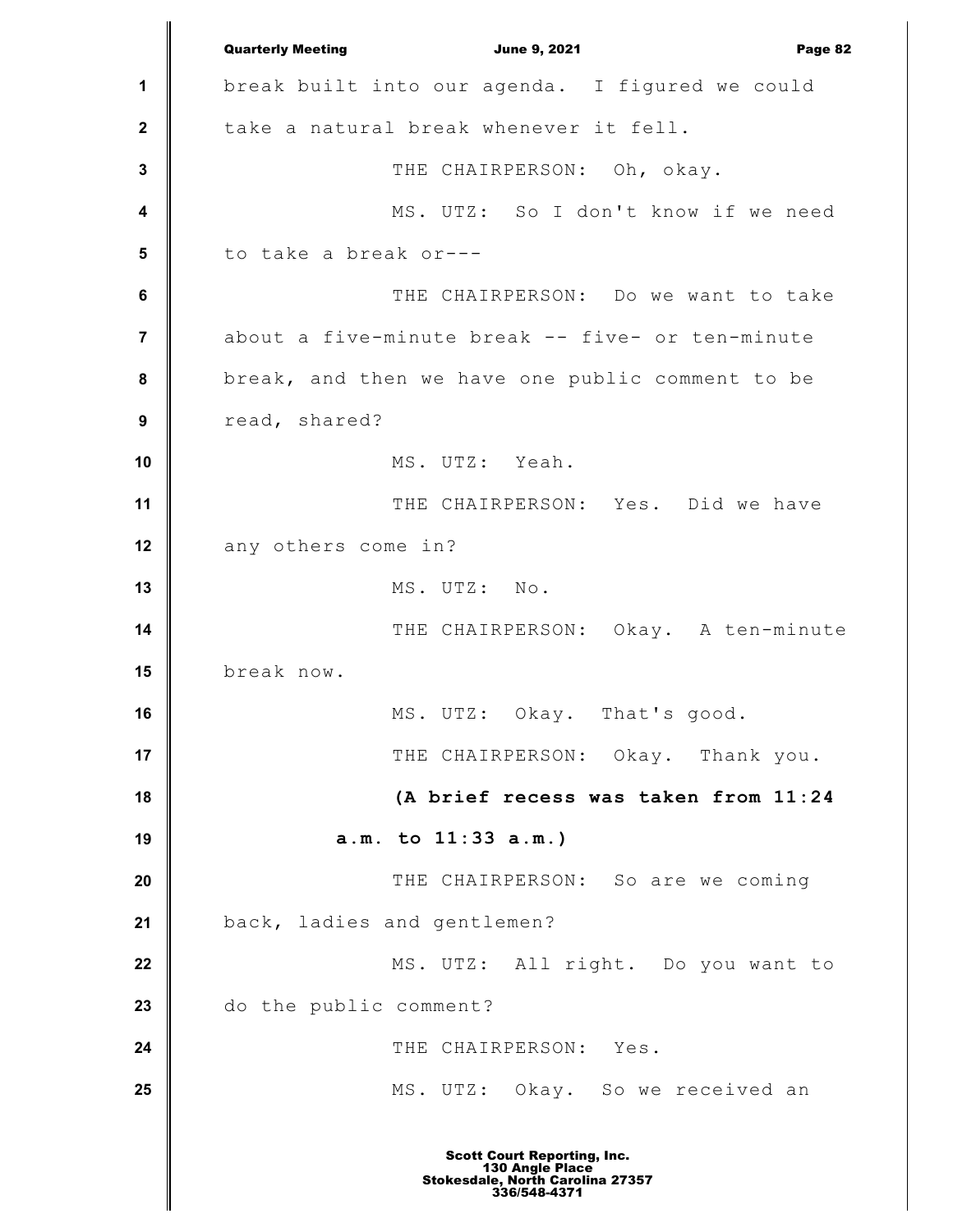break built into our agenda. I figured we could take a natural break whenever it fell.

THE CHAIRPERSON: Oh, okay.

MS. UTZ: So I don't know if we need to take a break or---

THE CHAIRPERSON: Do we want to take about a five-minute break -- five- or ten-minute break, and then we have one public comment to be read, shared?

MS. UTZ: Yeah.

THE CHAIRPERSON: Yes. Did we have any others come in?

MS. UTZ: No.

THE CHAIRPERSON: Okay. A ten-minute break now.

MS. UTZ: Okay. That's good.

THE CHAIRPERSON: Okay. Thank you.

**(A brief recess was taken from 11:24 a.m. to 11:33 a.m.)**

THE CHAIRPERSON: So are we coming back, ladies and gentlemen?

MS. UTZ: All right. Do you want to do the public comment?

THE CHAIRPERSON: Yes.

MS. UTZ: Okay. So we received an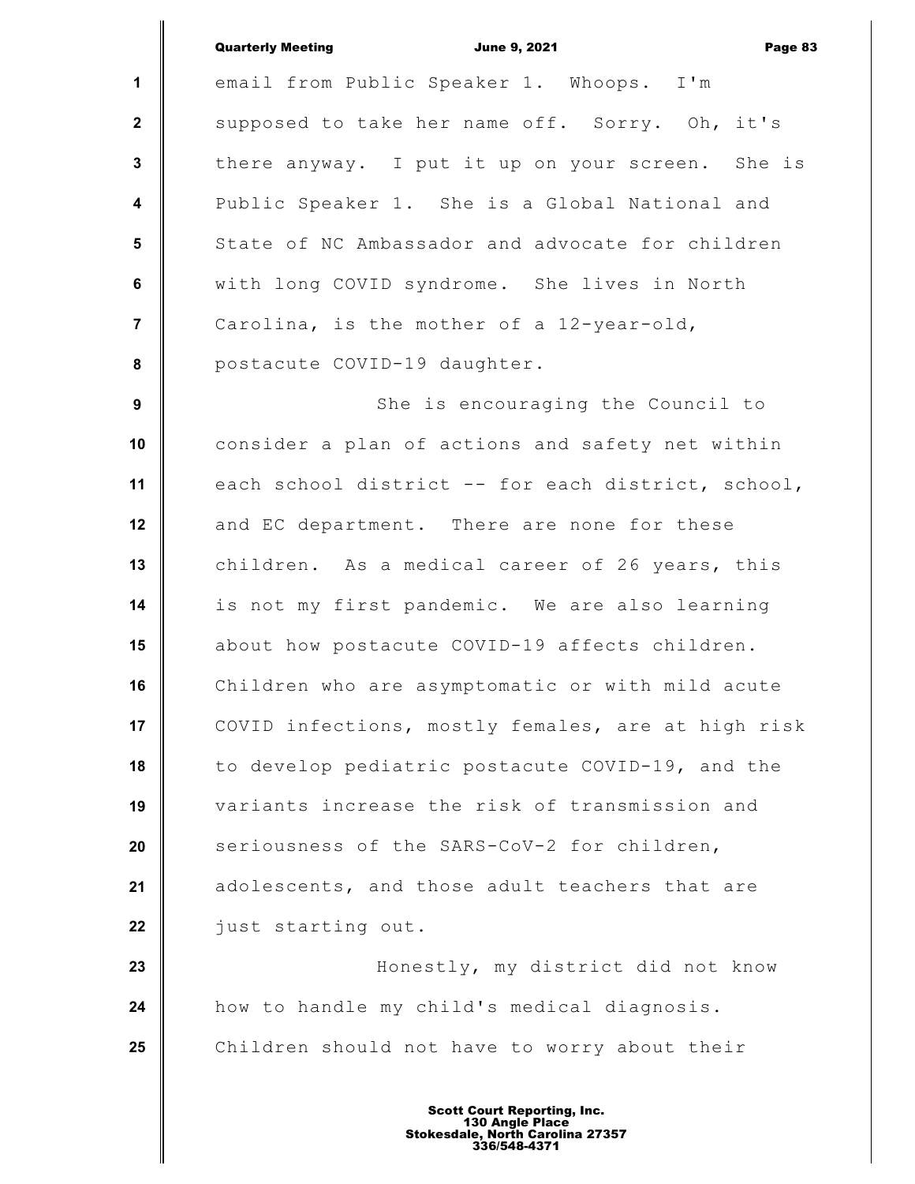email from Public Speaker 1. Whoops. I'm supposed to take her name off. Sorry. Oh, it's there anyway. I put it up on your screen. She is Public Speaker 1. She is a Global National and State of NC Ambassador and advocate for children with long COVID syndrome. She lives in North Carolina, is the mother of a 12-year-old, postacute COVID-19 daughter.

She is encouraging the Council to consider a plan of actions and safety net within each school district -- for each district, school, and EC department. There are none for these children. As a medical career of 26 years, this is not my first pandemic. We are also learning about how postacute COVID-19 affects children. Children who are asymptomatic or with mild acute COVID infections, mostly females, are at high risk to develop pediatric postacute COVID-19, and the variants increase the risk of transmission and seriousness of the SARS-CoV-2 for children, adolescents, and those adult teachers that are just starting out.

Honestly, my district did not know how to handle my child's medical diagnosis. Children should not have to worry about their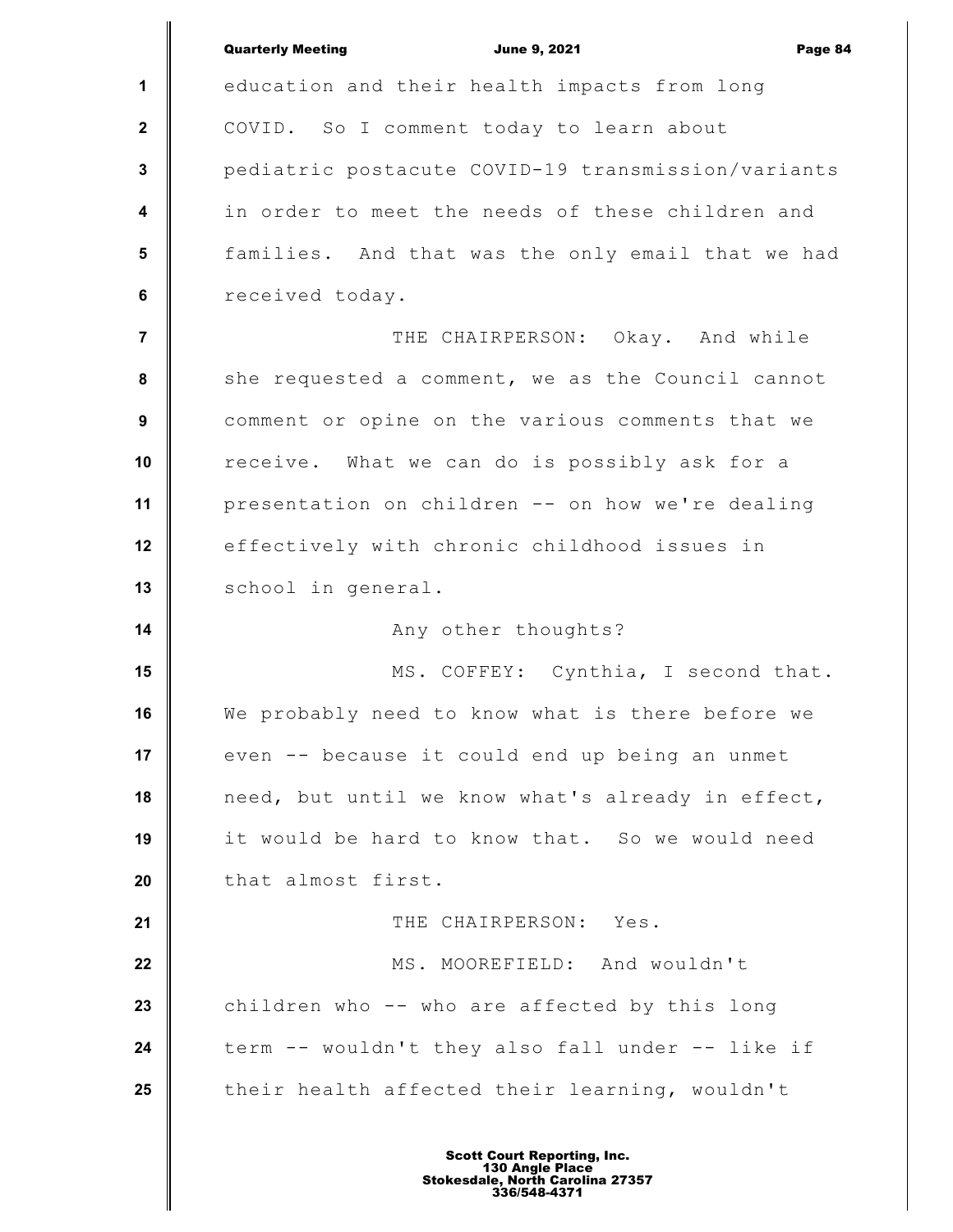education and their health impacts from long COVID. So I comment today to learn about pediatric postacute COVID-19 transmission/variants in order to meet the needs of these children and families. And that was the only email that we had received today.

THE CHAIRPERSON: Okay. And while she requested a comment, we as the Council cannot comment or opine on the various comments that we receive. What we can do is possibly ask for a presentation on children -- on how we're dealing effectively with chronic childhood issues in school in general.

Any other thoughts?

MS. COFFEY: Cynthia, I second that. We probably need to know what is there before we even -- because it could end up being an unmet need, but until we know what's already in effect, it would be hard to know that. So we would need that almost first.

THE CHAIRPERSON: Yes.

MS. MOOREFIELD: And wouldn't children who -- who are affected by this long term -- wouldn't they also fall under -- like if their health affected their learning, wouldn't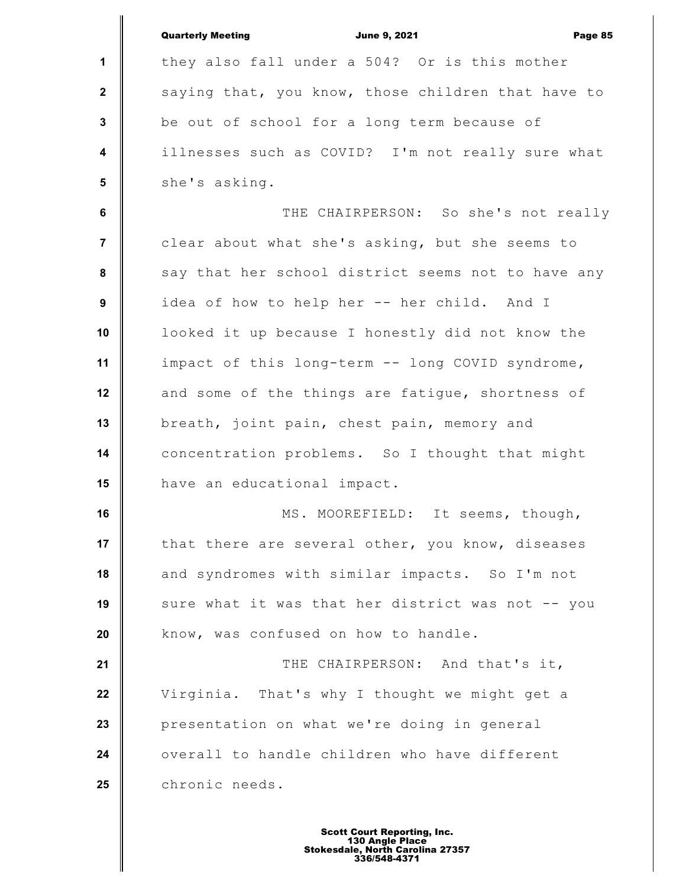they also fall under a 504? Or is this mother saying that, you know, those children that have to be out of school for a long term because of illnesses such as COVID? I'm not really sure what she's asking.

THE CHAIRPERSON: So she's not really clear about what she's asking, but she seems to say that her school district seems not to have any idea of how to help her -- her child. And I looked it up because I honestly did not know the impact of this long-term -- long COVID syndrome, and some of the things are fatigue, shortness of breath, joint pain, chest pain, memory and concentration problems. So I thought that might have an educational impact.

MS. MOOREFIELD: It seems, though, that there are several other, you know, diseases and syndromes with similar impacts. So I'm not sure what it was that her district was not -- you know, was confused on how to handle.

THE CHAIRPERSON: And that's it, Virginia. That's why I thought we might get a presentation on what we're doing in general overall to handle children who have different chronic needs.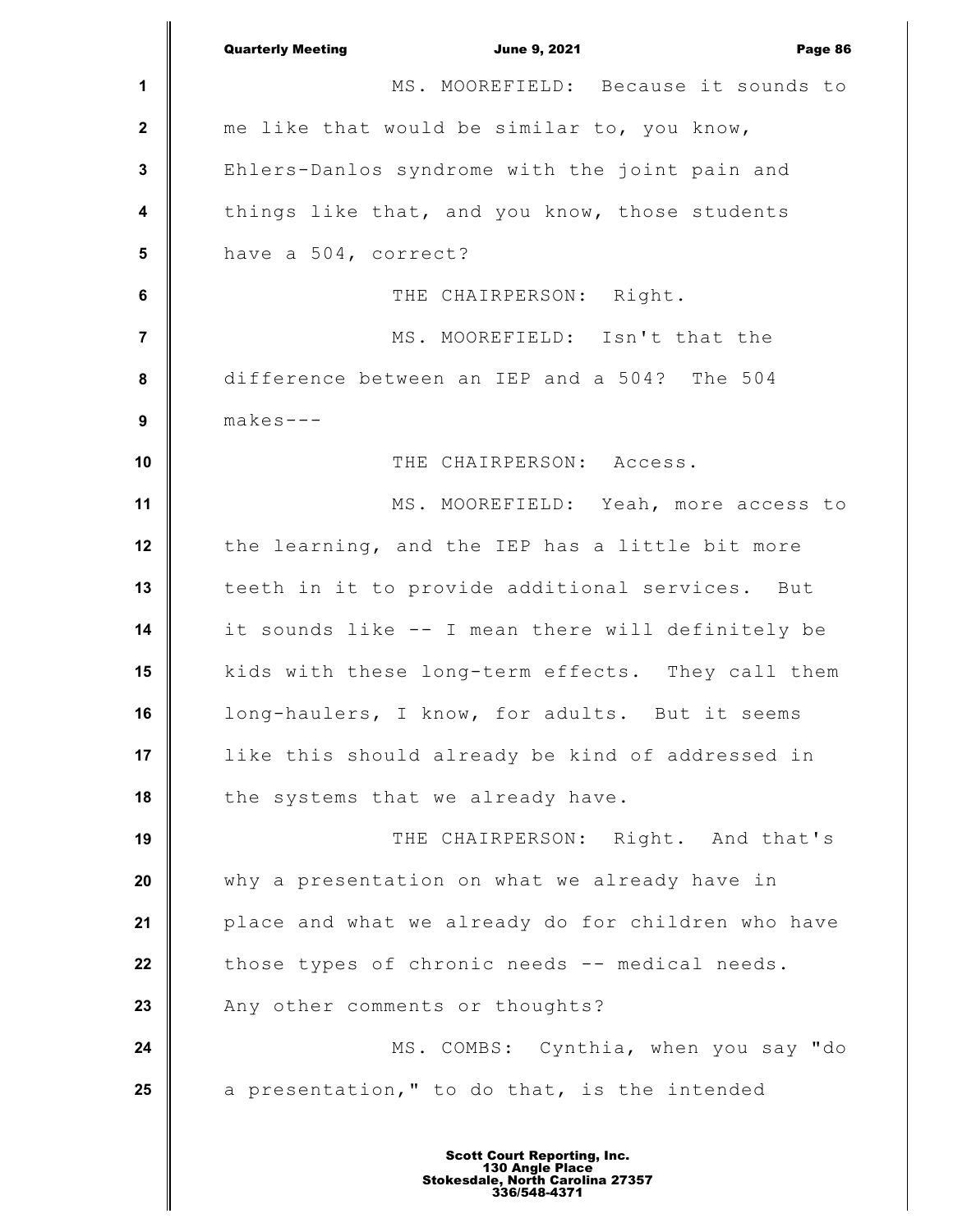MS. MOOREFIELD: Because it sounds to me like that would be similar to, you know, Ehlers-Danlos syndrome with the joint pain and things like that, and you know, those students have a 504, correct?

THE CHAIRPERSON: Right.

MS. MOOREFIELD: Isn't that the difference between an IEP and a 504? The 504 makes---

THE CHAIRPERSON: Access.

MS. MOOREFIELD: Yeah, more access to the learning, and the IEP has a little bit more teeth in it to provide additional services. But it sounds like -- I mean there will definitely be kids with these long-term effects. They call them long-haulers, I know, for adults. But it seems like this should already be kind of addressed in the systems that we already have.

THE CHAIRPERSON: Right. And that's why a presentation on what we already have in place and what we already do for children who have those types of chronic needs -- medical needs. Any other comments or thoughts?

MS. COMBS: Cynthia, when you say "do a presentation," to do that, is the intended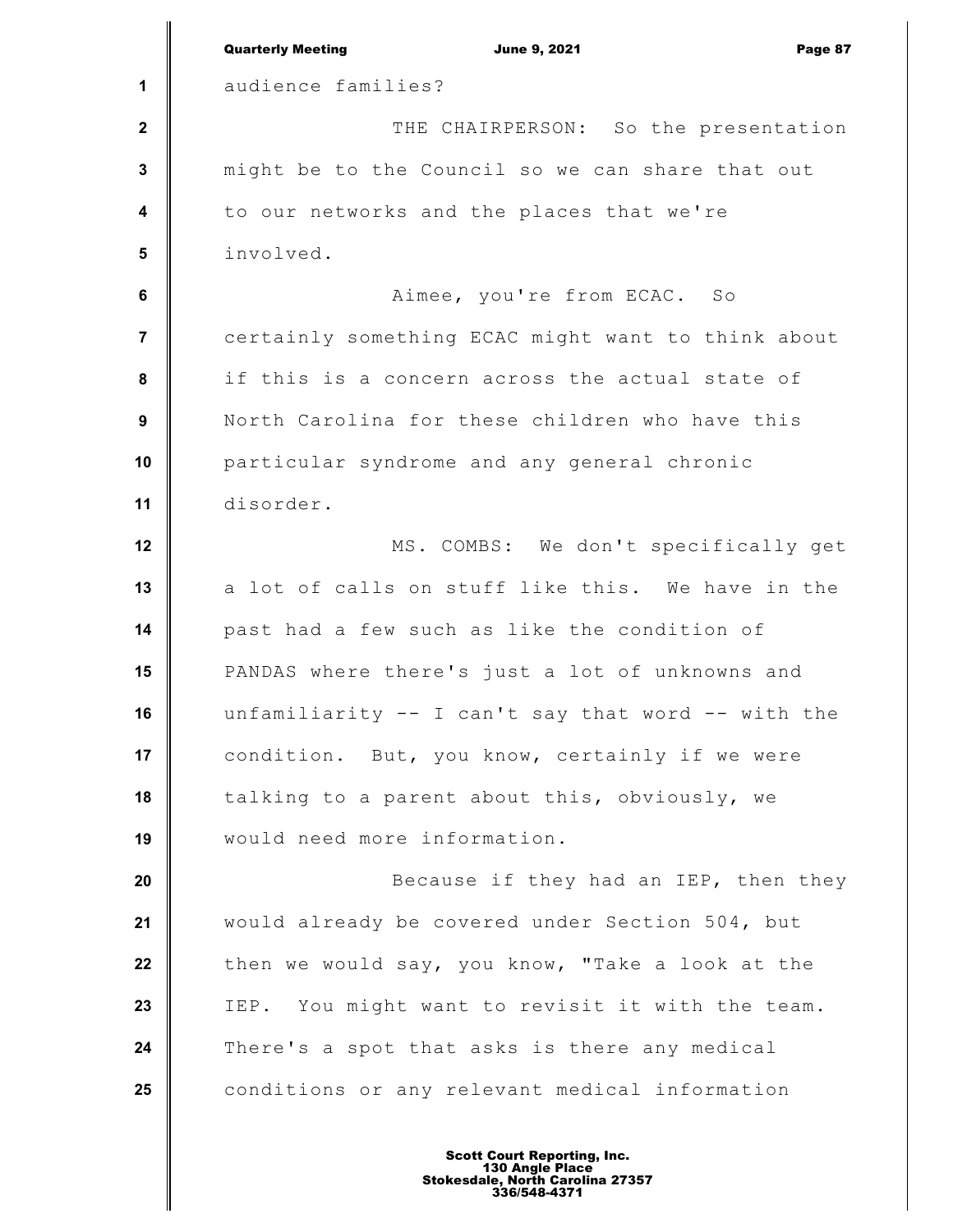audience families?

THE CHAIRPERSON: So the presentation might be to the Council so we can share that out to our networks and the places that we're involved.

Aimee, you're from ECAC. So certainly something ECAC might want to think about if this is a concern across the actual state of North Carolina for these children who have this particular syndrome and any general chronic disorder.

MS. COMBS: We don't specifically get a lot of calls on stuff like this. We have in the past had a few such as like the condition of PANDAS where there's just a lot of unknowns and unfamiliarity -- I can't say that word -- with the condition. But, you know, certainly if we were talking to a parent about this, obviously, we would need more information.

Because if they had an IEP, then they would already be covered under Section 504, but then we would say, you know, "Take a look at the IEP. You might want to revisit it with the team. There's a spot that asks is there any medical conditions or any relevant medical information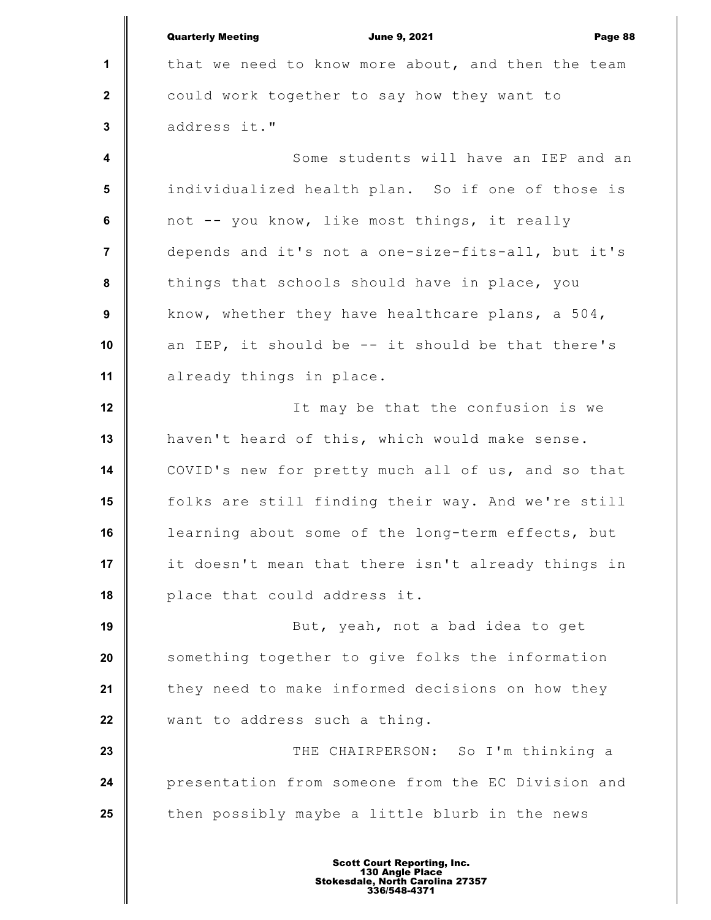that we need to know more about, and then the team could work together to say how they want to address it."

Some students will have an IEP and an individualized health plan. So if one of those is not -- you know, like most things, it really depends and it's not a one-size-fits-all, but it's things that schools should have in place, you know, whether they have healthcare plans, a 504, an IEP, it should be -- it should be that there's already things in place.

It may be that the confusion is we haven't heard of this, which would make sense. COVID's new for pretty much all of us, and so that folks are still finding their way. And we're still learning about some of the long-term effects, but it doesn't mean that there isn't already things in place that could address it.

But, yeah, not a bad idea to get something together to give folks the information they need to make informed decisions on how they want to address such a thing.

THE CHAIRPERSON: So I'm thinking a presentation from someone from the EC Division and then possibly maybe a little blurb in the news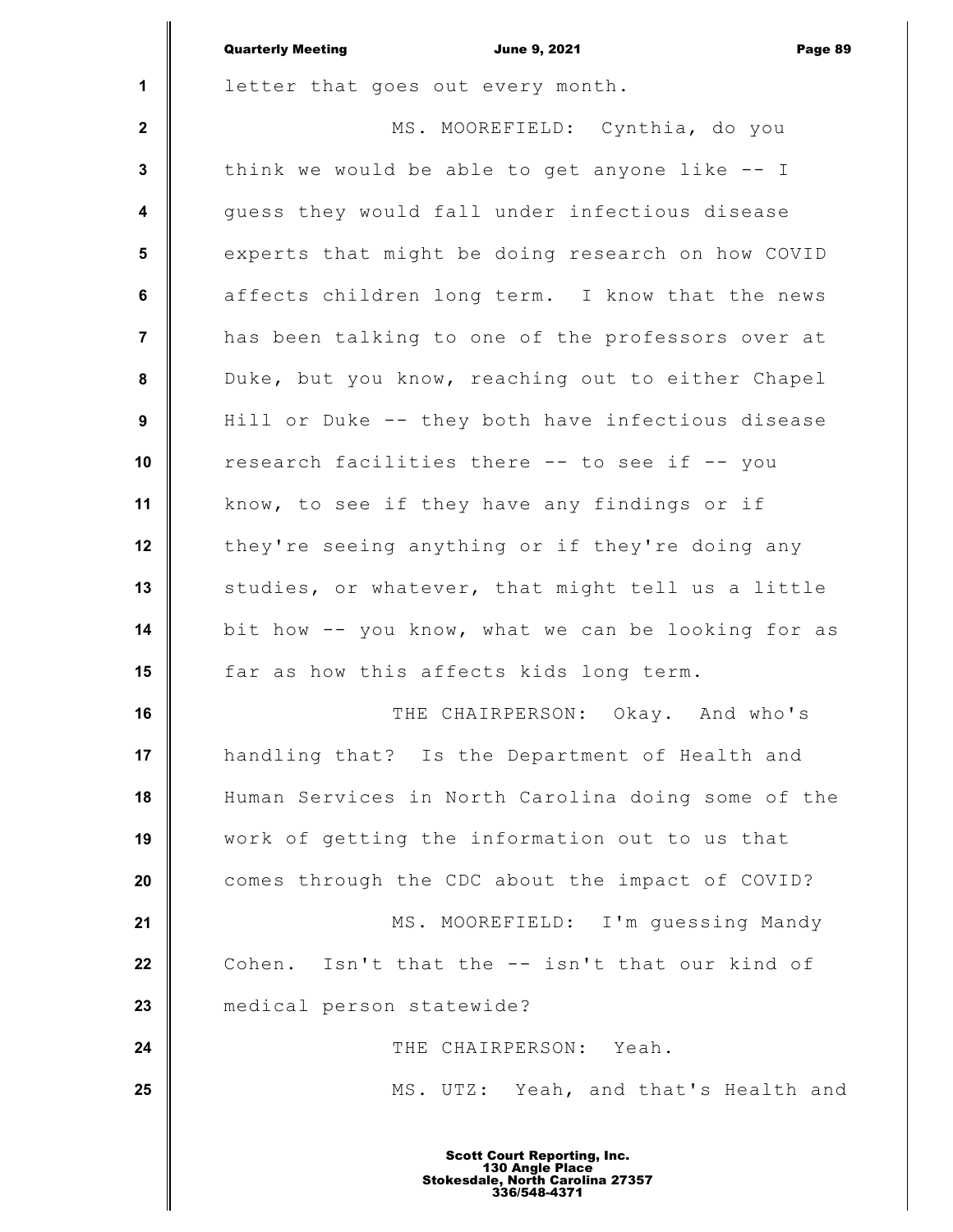letter that goes out every month.

MS. MOOREFIELD: Cynthia, do you think we would be able to get anyone like -- I guess they would fall under infectious disease experts that might be doing research on how COVID affects children long term. I know that the news has been talking to one of the professors over at Duke, but you know, reaching out to either Chapel Hill or Duke -- they both have infectious disease research facilities there -- to see if -- you know, to see if they have any findings or if they're seeing anything or if they're doing any studies, or whatever, that might tell us a little bit how -- you know, what we can be looking for as far as how this affects kids long term.

THE CHAIRPERSON: Okay. And who's handling that? Is the Department of Health and Human Services in North Carolina doing some of the work of getting the information out to us that comes through the CDC about the impact of COVID?

MS. MOOREFIELD: I'm guessing Mandy Cohen. Isn't that the -- isn't that our kind of medical person statewide?

THE CHAIRPERSON: Yeah.

MS. UTZ: Yeah, and that's Health and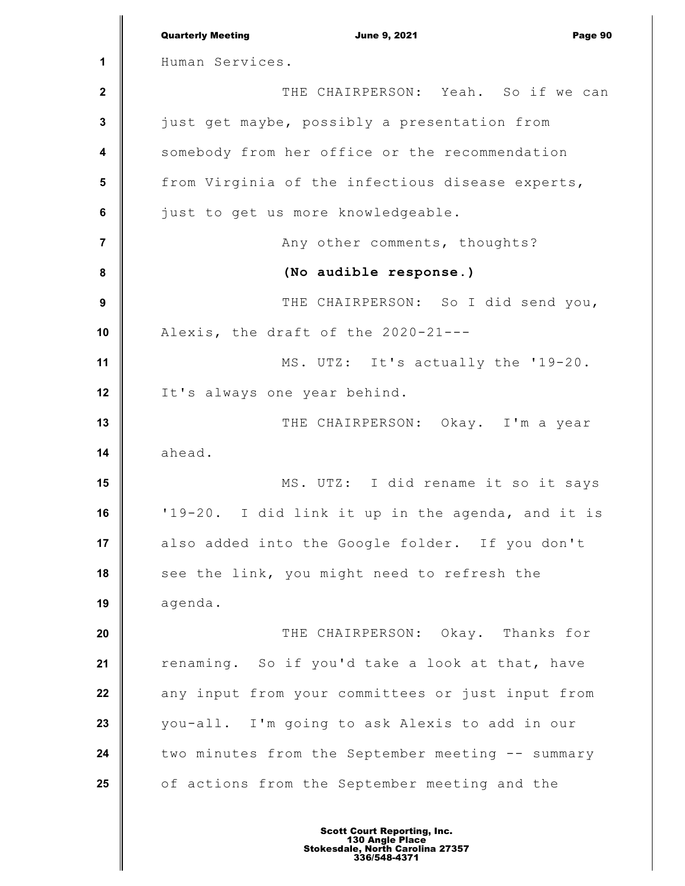Human Services.

THE CHAIRPERSON: Yeah. So if we can just get maybe, possibly a presentation from somebody from her office or the recommendation from Virginia of the infectious disease experts, just to get us more knowledgeable.

Any other comments, thoughts?

**(No audible response.)**

THE CHAIRPERSON: So I did send you, Alexis, the draft of the 2020-21---

MS. UTZ: It's actually the '19-20. It's always one year behind.

THE CHAIRPERSON: Okay. I'm a year ahead.

MS. UTZ: I did rename it so it says '19-20. I did link it up in the agenda, and it is also added into the Google folder. If you don't see the link, you might need to refresh the agenda.

THE CHAIRPERSON: Okay. Thanks for renaming. So if you'd take a look at that, have any input from your committees or just input from you-all. I'm going to ask Alexis to add in our two minutes from the September meeting -- summary of actions from the September meeting and the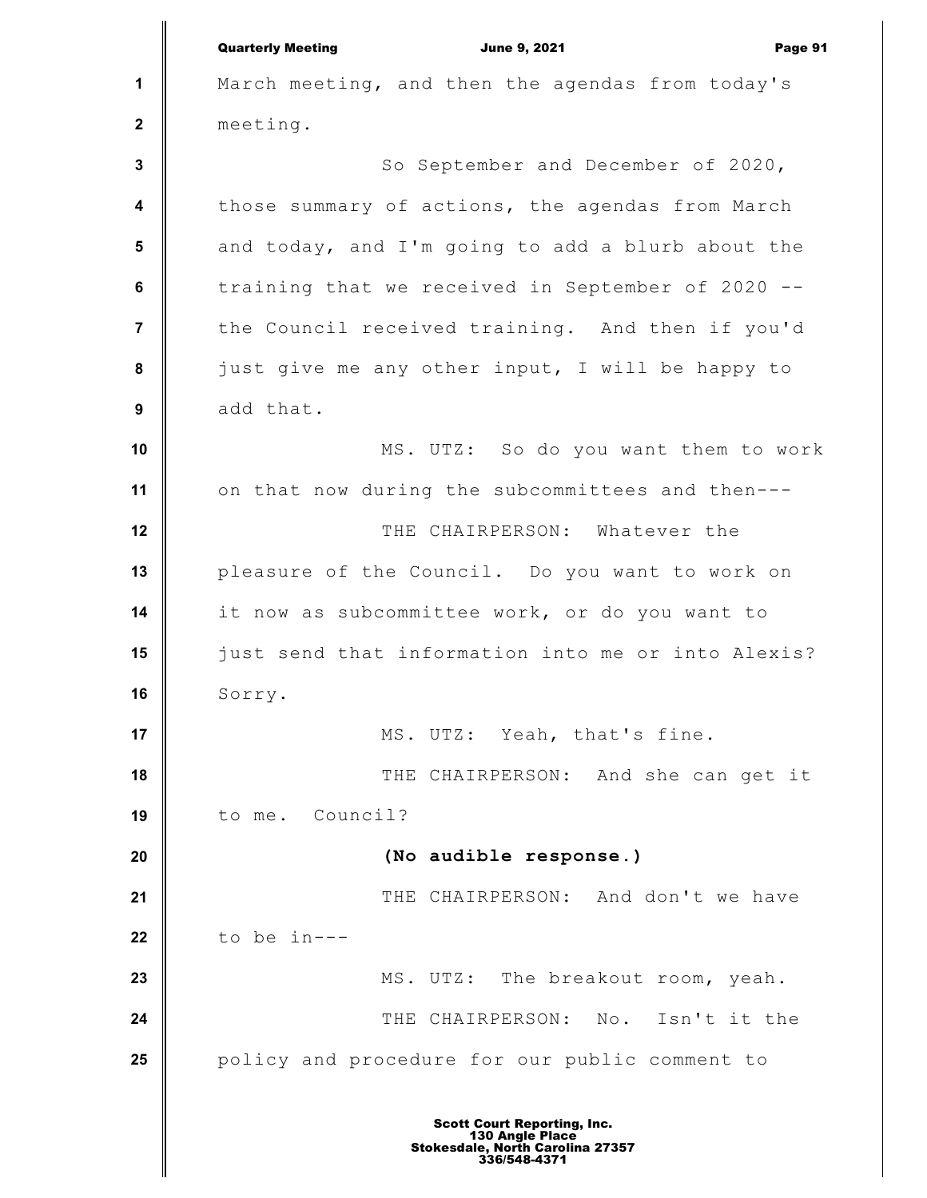March meeting, and then the agendas from today's meeting.

So September and December of 2020, those summary of actions, the agendas from March and today, and I'm going to add a blurb about the training that we received in September of 2020 -- the Council received training. And then if you'd just give me any other input, I will be happy to add that.

MS. UTZ: So do you want them to work on that now during the subcommittees and then---

THE CHAIRPERSON: Whatever the pleasure of the Council. Do you want to work on it now as subcommittee work, or do you want to just send that information into me or into Alexis? Sorry.

MS. UTZ: Yeah, that's fine.

THE CHAIRPERSON: And she can get it to me. Council?

**(No audible response.)**

THE CHAIRPERSON: And don't we have to be in---

MS. UTZ: The breakout room, yeah.

THE CHAIRPERSON: No. Isn't it the policy and procedure for our public comment to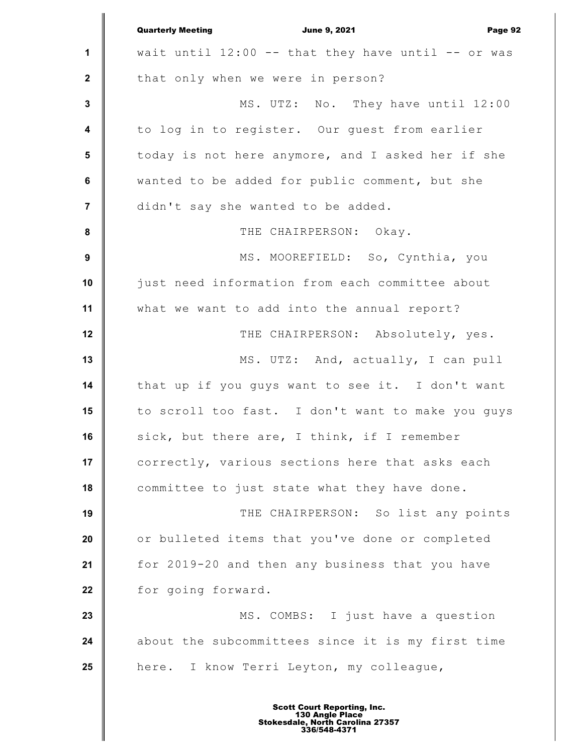wait until 12:00 -- that they have until -- or was that only when we were in person?

MS. UTZ: No. They have until 12:00 to log in to register. Our guest from earlier today is not here anymore, and I asked her if she wanted to be added for public comment, but she didn't say she wanted to be added.

THE CHAIRPERSON: Okay.

MS. MOOREFIELD: So, Cynthia, you just need information from each committee about what we want to add into the annual report?

THE CHAIRPERSON: Absolutely, yes.

MS. UTZ: And, actually, I can pull that up if you guys want to see it. I don't want to scroll too fast. I don't want to make you guys sick, but there are, I think, if I remember correctly, various sections here that asks each committee to just state what they have done.

THE CHAIRPERSON: So list any points or bulleted items that you've done or completed for 2019-20 and then any business that you have for going forward.

MS. COMBS: I just have a question about the subcommittees since it is my first time here. I know Terri Leyton, my colleague,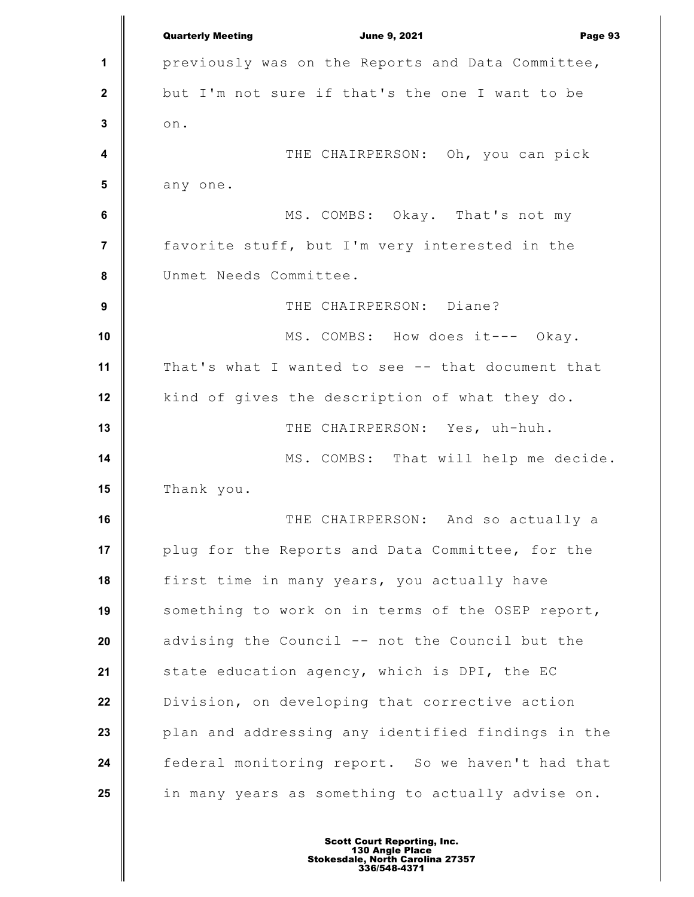previously was on the Reports and Data Committee, but I'm not sure if that's the one I want to be on.

THE CHAIRPERSON: Oh, you can pick any one.

MS. COMBS: Okay. That's not my favorite stuff, but I'm very interested in the Unmet Needs Committee.

THE CHAIRPERSON: Diane?

MS. COMBS: How does it--- Okay. That's what I wanted to see -- that document that kind of gives the description of what they do.

THE CHAIRPERSON: Yes, uh-huh.

MS. COMBS: That will help me decide. Thank you.

THE CHAIRPERSON: And so actually a plug for the Reports and Data Committee, for the first time in many years, you actually have something to work on in terms of the OSEP report, advising the Council -- not the Council but the state education agency, which is DPI, the EC Division, on developing that corrective action plan and addressing any identified findings in the federal monitoring report. So we haven't had that in many years as something to actually advise on.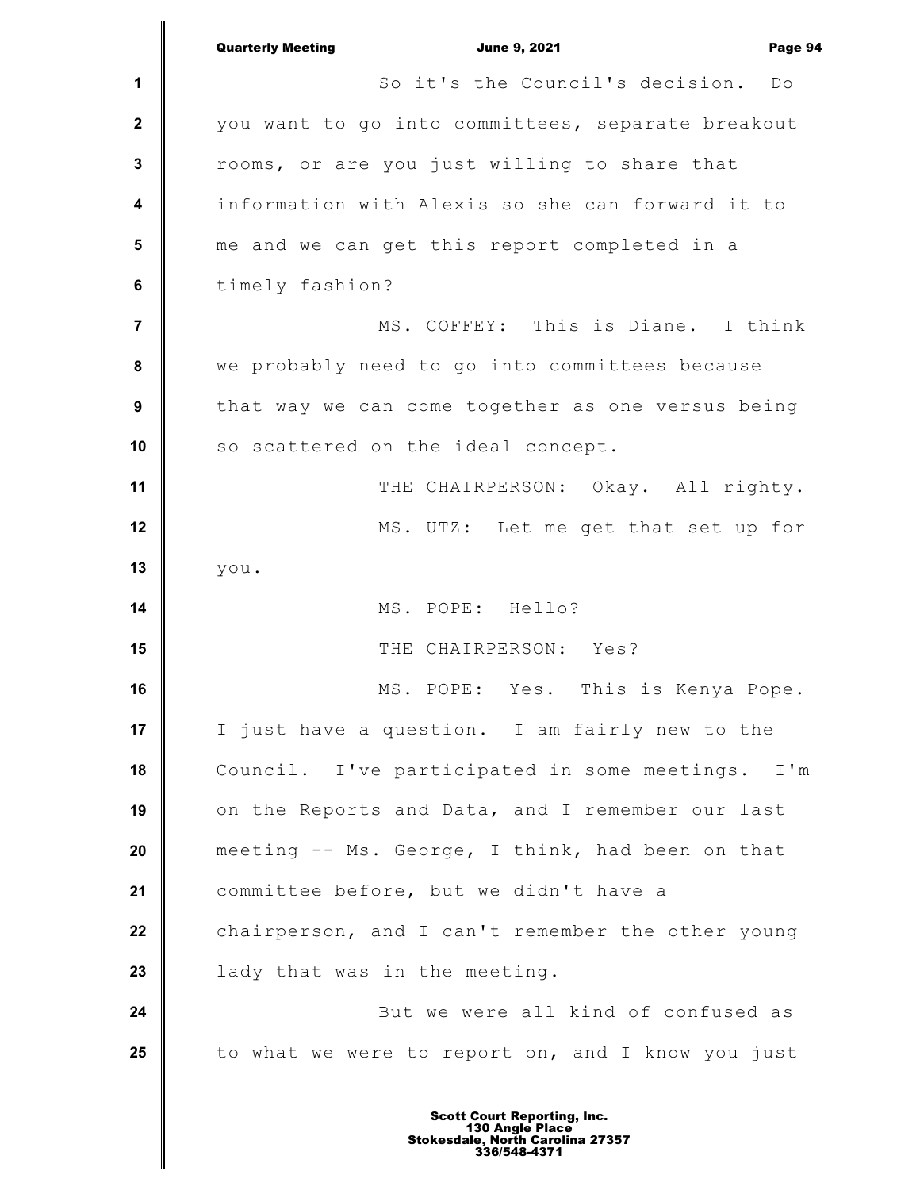So it's the Council's decision. Do you want to go into committees, separate breakout rooms, or are you just willing to share that information with Alexis so she can forward it to me and we can get this report completed in a timely fashion?

MS. COFFEY: This is Diane. I think we probably need to go into committees because that way we can come together as one versus being so scattered on the ideal concept.

THE CHAIRPERSON: Okay. All righty.

MS. UTZ: Let me get that set up for you.

MS. POPE: Hello?

THE CHAIRPERSON: Yes?

MS. POPE: Yes. This is Kenya Pope. I just have a question. I am fairly new to the Council. I've participated in some meetings. I'm on the Reports and Data, and I remember our last meeting -- Ms. George, I think, had been on that committee before, but we didn't have a chairperson, and I can't remember the other young lady that was in the meeting.

But we were all kind of confused as to what we were to report on, and I know you just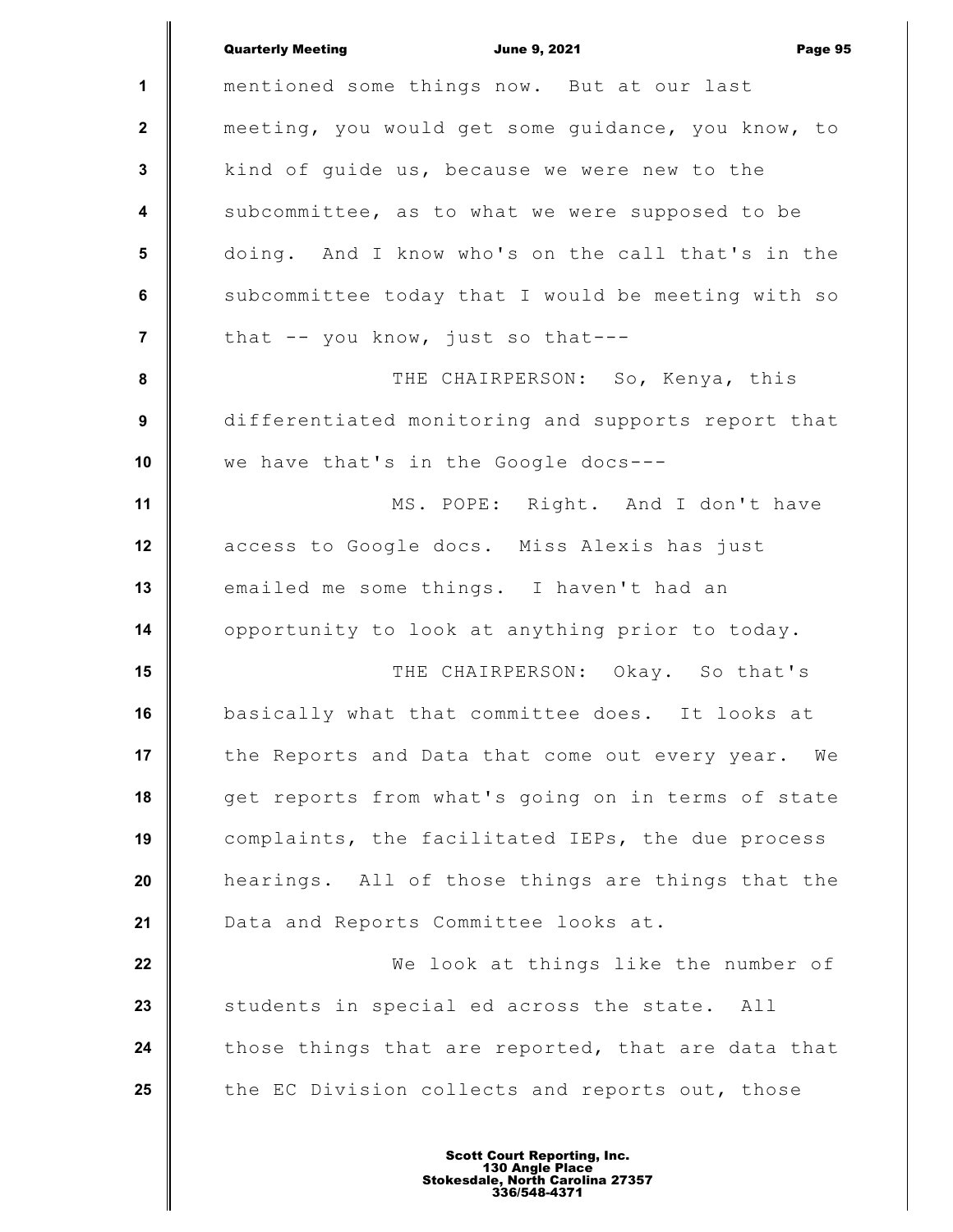mentioned some things now. But at our last meeting, you would get some guidance, you know, to kind of guide us, because we were new to the subcommittee, as to what we were supposed to be doing. And I know who's on the call that's in the subcommittee today that I would be meeting with so that -- you know, just so that---

THE CHAIRPERSON: So, Kenya, this differentiated monitoring and supports report that we have that's in the Google docs---

MS. POPE: Right. And I don't have access to Google docs. Miss Alexis has just emailed me some things. I haven't had an opportunity to look at anything prior to today.

THE CHAIRPERSON: Okay. So that's basically what that committee does. It looks at the Reports and Data that come out every year. We get reports from what's going on in terms of state complaints, the facilitated IEPs, the due process hearings. All of those things are things that the Data and Reports Committee looks at.

We look at things like the number of students in special ed across the state. All those things that are reported, that are data that the EC Division collects and reports out, those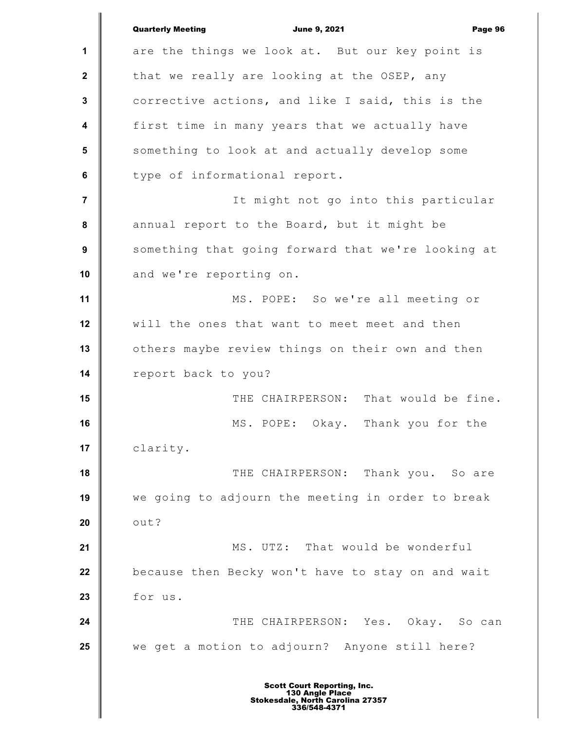are the things we look at. But our key point is that we really are looking at the OSEP, any corrective actions, and like I said, this is the first time in many years that we actually have something to look at and actually develop some type of informational report.

It might not go into this particular annual report to the Board, but it might be something that going forward that we're looking at and we're reporting on.

MS. POPE: So we're all meeting or will the ones that want to meet meet and then others maybe review things on their own and then report back to you?

THE CHAIRPERSON: That would be fine.

MS. POPE: Okay. Thank you for the clarity.

THE CHAIRPERSON: Thank you. So are we going to adjourn the meeting in order to break out?

MS. UTZ: That would be wonderful because then Becky won't have to stay on and wait for us.

THE CHAIRPERSON: Yes. Okay. So can we get a motion to adjourn? Anyone still here?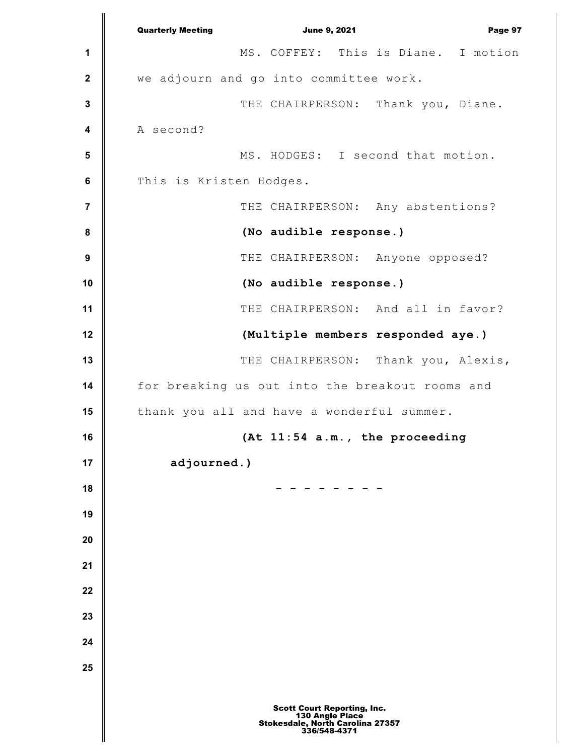MS. COFFEY: This is Diane. I motion we adjourn and go into committee work.

THE CHAIRPERSON: Thank you, Diane. A second?

MS. HODGES: I second that motion. This is Kristen Hodges.

THE CHAIRPERSON: Any abstentions?

**(No audible response.)**

THE CHAIRPERSON: Anyone opposed?

**(No audible response.)**

THE CHAIRPERSON: And all in favor?

**(Multiple members responded aye.)**

THE CHAIRPERSON: Thank you, Alexis, for breaking us out into the breakout rooms and thank you all and have a wonderful summer.

**(At 11:54 a.m., the proceeding adjourned.)**

\- - - - - - - -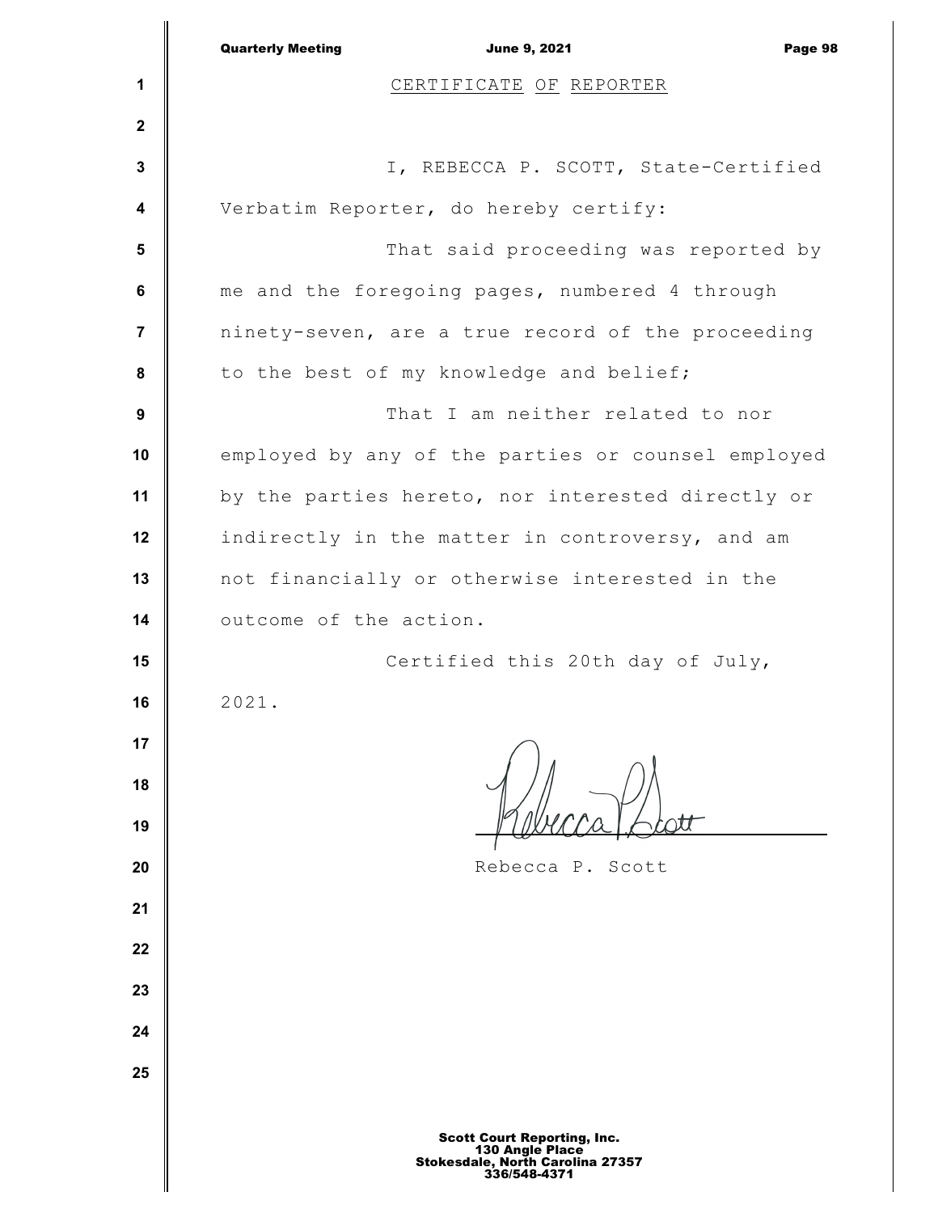# CERTIFICATE OF REPORTER

I, REBECCA P. SCOTT, State-Certified Verbatim Reporter, do hereby certify:

That said proceeding was reported by me and the foregoing pages, numbered 4 through ninety-seven, are a true record of the proceeding to the best of my knowledge and belief;

That I am neither related to nor employed by any of the parties or counsel employed by the parties hereto, nor interested directly or indirectly in the matter in controversy, and am not financially or otherwise interested in the outcome of the action.

Certified this 20th day of July, 2021.

Rebecca P. Scott